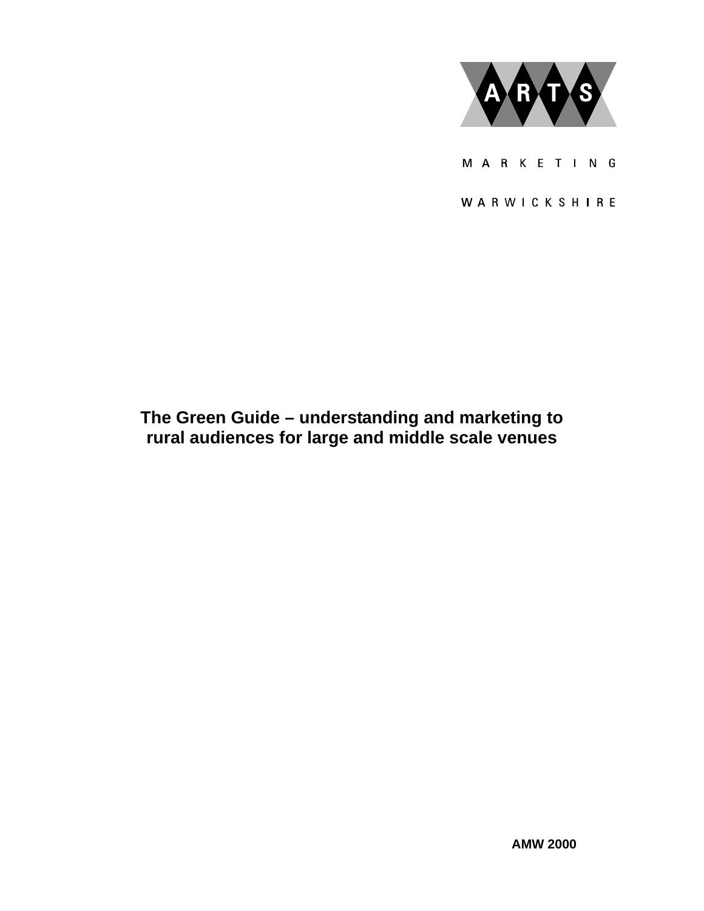ARTS

MARKETING

WARWICKSHIRE

# The Green Guide – understanding and marketing to rural audiences for large and middle scale venues

**AMW 2000**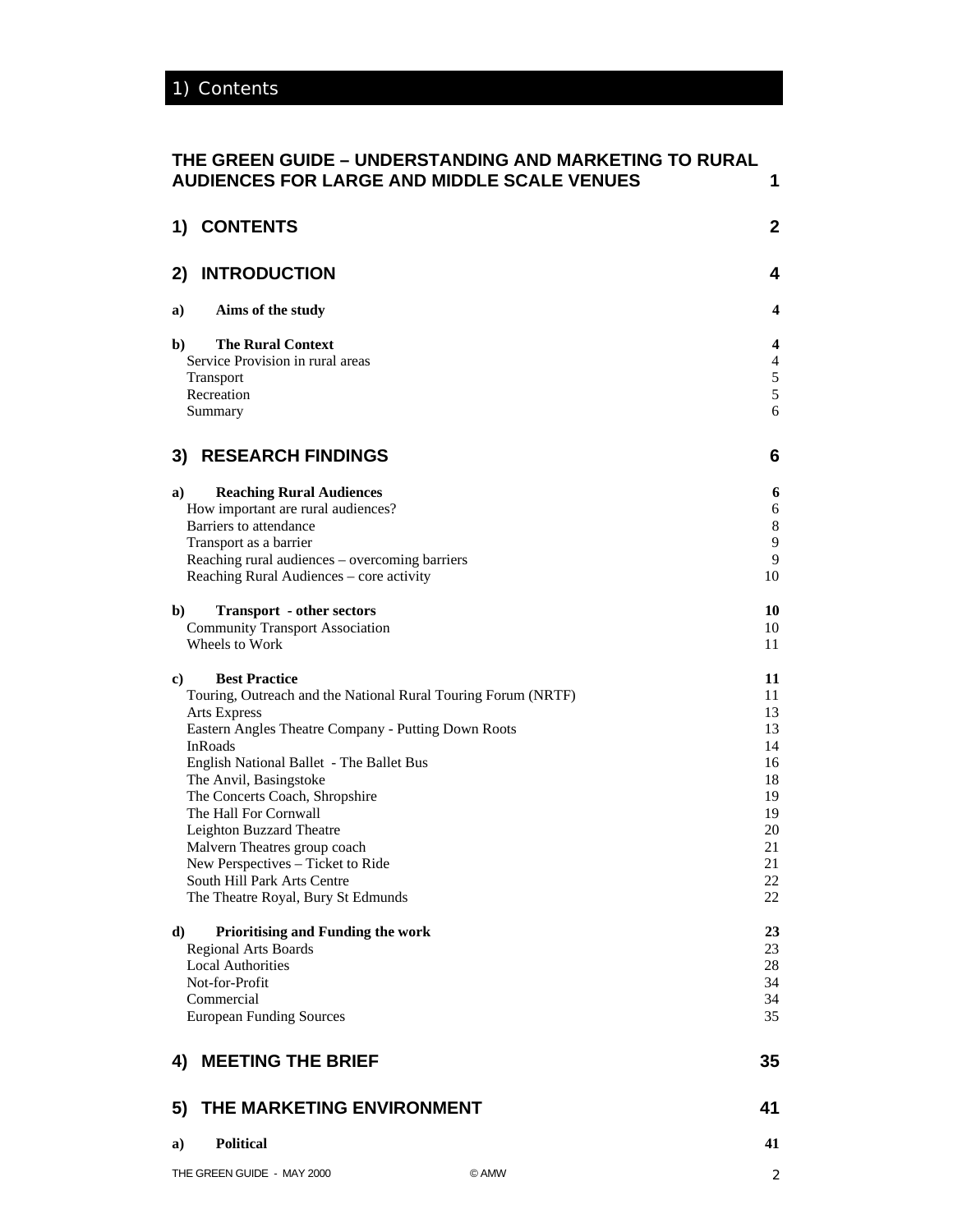# 1) Contents

| | |
|---|---|
| **THE GREEN GUIDE – UNDERSTANDING AND MARKETING TO RURAL AUDIENCES FOR LARGE AND MIDDLE SCALE VENUES** | **1** |
| **1) CONTENTS** | **2** |
| **2) INTRODUCTION** | **4** |
| **a) Aims of the study** | **4** |
| **b) The Rural Context** | **4** |
| Service Provision in rural areas | 4 |
| Transport | 5 |
| Recreation | 5 |
| Summary | 6 |
| **3) RESEARCH FINDINGS** | **6** |
| **a) Reaching Rural Audiences** | **6** |
| How important are rural audiences? | 6 |
| Barriers to attendance | 8 |
| Transport as a barrier | 9 |
| Reaching rural audiences – overcoming barriers | 9 |
| Reaching Rural Audiences – core activity | 10 |
| **b) Transport - other sectors** | **10** |
| Community Transport Association | 10 |
| Wheels to Work | 11 |
| **c) Best Practice** | **11** |
| Touring, Outreach and the National Rural Touring Forum (NRTF) | 11 |
| Arts Express | 13 |
| Eastern Angles Theatre Company - Putting Down Roots | 13 |
| InRoads | 14 |
| English National Ballet - The Ballet Bus | 16 |
| The Anvil, Basingstoke | 18 |
| The Concerts Coach, Shropshire | 19 |
| The Hall For Cornwall | 19 |
| Leighton Buzzard Theatre | 20 |
| Malvern Theatres group coach | 21 |
| New Perspectives – Ticket to Ride | 21 |
| South Hill Park Arts Centre | 22 |
| The Theatre Royal, Bury St Edmunds | 22 |
| **d) Prioritising and Funding the work** | **23** |
| Regional Arts Boards | 23 |
| Local Authorities | 28 |
| Not-for-Profit | 34 |
| Commercial | 34 |
| European Funding Sources | 35 |
| **4) MEETING THE BRIEF** | **35** |
| **5) THE MARKETING ENVIRONMENT** | **41** |
| **a) Political** | **41** |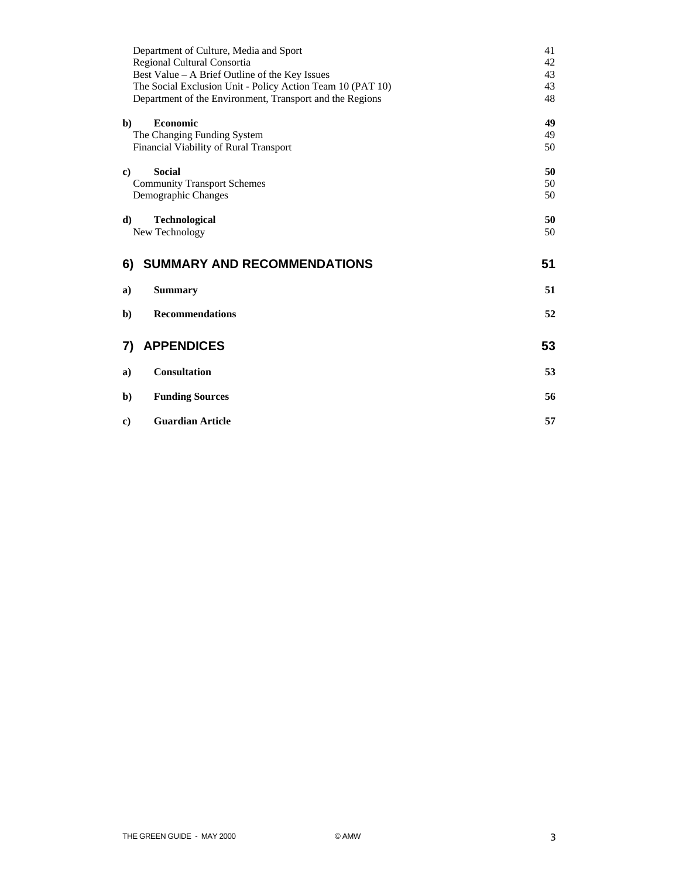| | |
|---|---|
| Department of Culture, Media and Sport | 41 |
| Regional Cultural Consortia | 42 |
| Best Value – A Brief Outline of the Key Issues | 43 |
| The Social Exclusion Unit - Policy Action Team 10 (PAT 10) | 43 |
| Department of the Environment, Transport and the Regions | 48 |
| **b) Economic** | **49** |
| The Changing Funding System | 49 |
| Financial Viability of Rural Transport | 50 |
| **c) Social** | **50** |
| Community Transport Schemes | 50 |
| Demographic Changes | 50 |
| **d) Technological** | **50** |
| New Technology | 50 |
| **6) SUMMARY AND RECOMMENDATIONS** | **51** |
| **a) Summary** | **51** |
| **b) Recommendations** | **52** |
| **7) APPENDICES** | **53** |
| **a) Consultation** | **53** |
| **b) Funding Sources** | **56** |
| **c) Guardian Article** | **57** |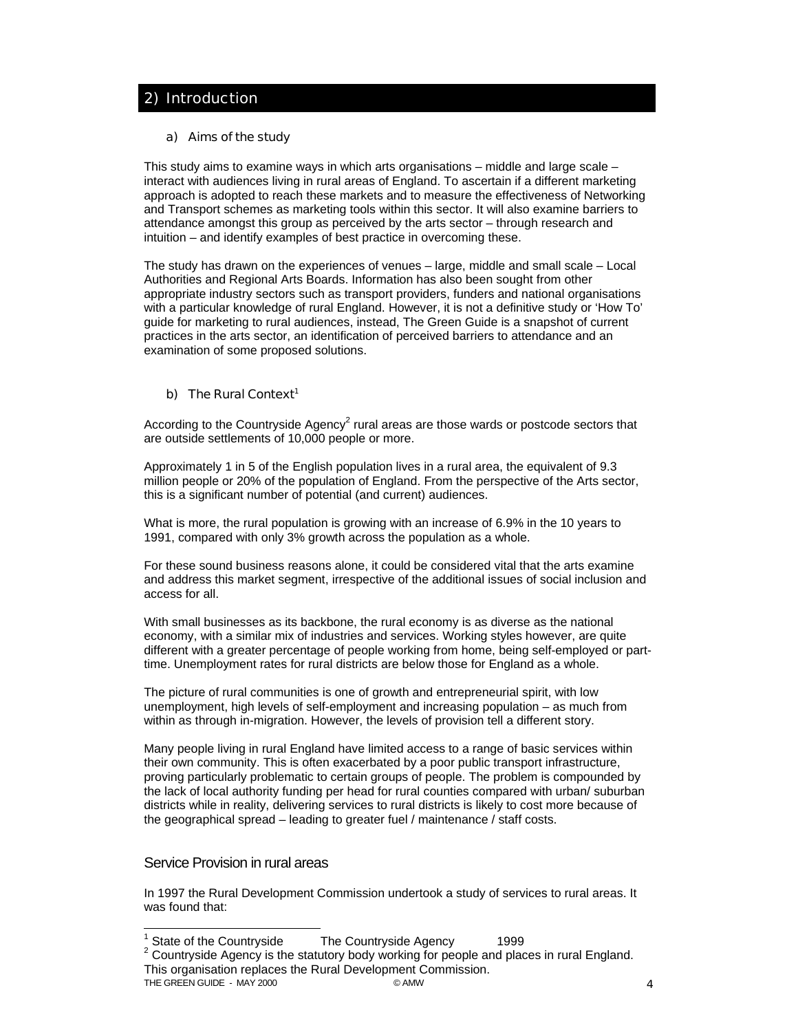## 2) Introduction

### a) Aims of the study

This study aims to examine ways in which arts organisations – middle and large scale – interact with audiences living in rural areas of England. To ascertain if a different marketing approach is adopted to reach these markets and to measure the effectiveness of Networking and Transport schemes as marketing tools within this sector. It will also examine barriers to attendance amongst this group as perceived by the arts sector – through research and intuition – and identify examples of best practice in overcoming these.

The study has drawn on the experiences of venues – large, middle and small scale – Local Authorities and Regional Arts Boards. Information has also been sought from other appropriate industry sectors such as transport providers, funders and national organisations with a particular knowledge of rural England. However, it is not a definitive study or 'How To' guide for marketing to rural audiences, instead, The Green Guide is a snapshot of current practices in the arts sector, an identification of perceived barriers to attendance and an examination of some proposed solutions.

### b) The Rural Context[1]

According to the Countryside Agency[2] rural areas are those wards or postcode sectors that are outside settlements of 10,000 people or more.

Approximately 1 in 5 of the English population lives in a rural area, the equivalent of 9.3 million people or 20% of the population of England. From the perspective of the Arts sector, this is a significant number of potential (and current) audiences.

What is more, the rural population is growing with an increase of 6.9% in the 10 years to 1991, compared with only 3% growth across the population as a whole.

For these sound business reasons alone, it could be considered vital that the arts examine and address this market segment, irrespective of the additional issues of social inclusion and access for all.

With small businesses as its backbone, the rural economy is as diverse as the national economy, with a similar mix of industries and services. Working styles however, are quite different with a greater percentage of people working from home, being self-employed or part-time. Unemployment rates for rural districts are below those for England as a whole.

The picture of rural communities is one of growth and entrepreneurial spirit, with low unemployment, high levels of self-employment and increasing population – as much from within as through in-migration. However, the levels of provision tell a different story.

Many people living in rural England have limited access to a range of basic services within their own community. This is often exacerbated by a poor public transport infrastructure, proving particularly problematic to certain groups of people. The problem is compounded by the lack of local authority funding per head for rural counties compared with urban/ suburban districts while in reality, delivering services to rural districts is likely to cost more because of the geographical spread – leading to greater fuel / maintenance / staff costs.

### Service Provision in rural areas

In 1997 the Rural Development Commission undertook a study of services to rural areas. It was found that:

---

[1] State of the Countryside The Countryside Agency 1999

[2] Countryside Agency is the statutory body working for people and places in rural England. This organisation replaces the Rural Development Commission.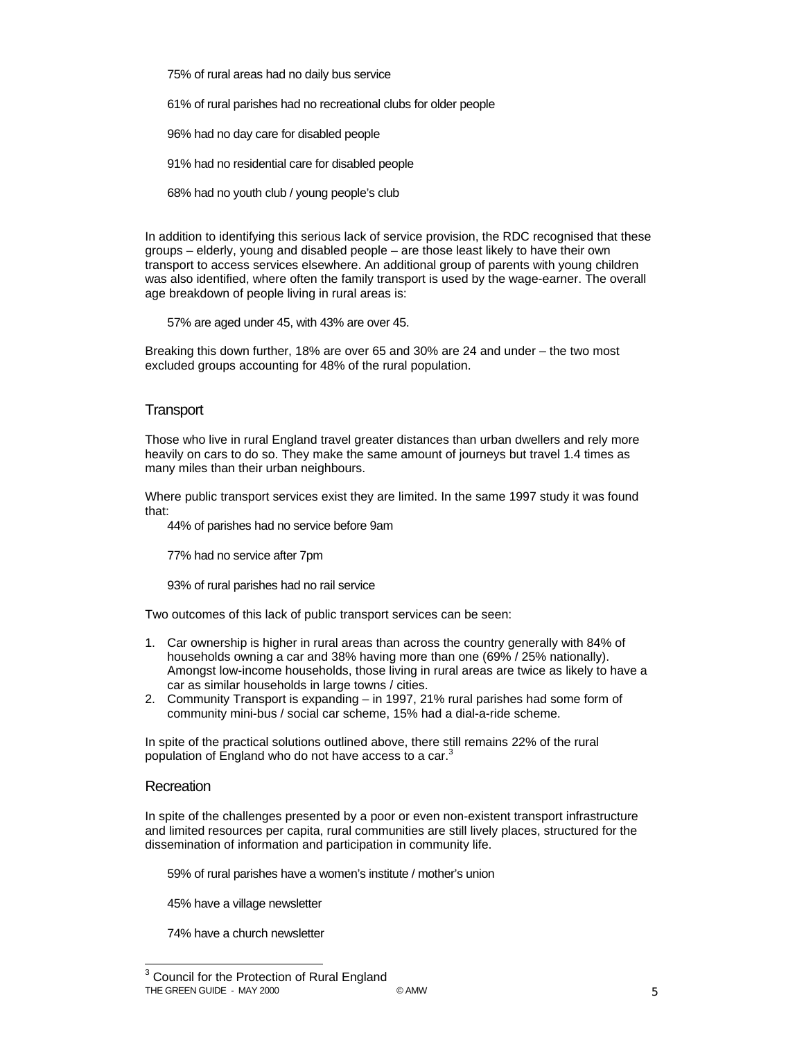75% of rural areas had no daily bus service

61% of rural parishes had no recreational clubs for older people

96% had no day care for disabled people

91% had no residential care for disabled people

68% had no youth club / young people's club

In addition to identifying this serious lack of service provision, the RDC recognised that these groups – elderly, young and disabled people – are those least likely to have their own transport to access services elsewhere. An additional group of parents with young children was also identified, where often the family transport is used by the wage-earner. The overall age breakdown of people living in rural areas is:

57% are aged under 45, with 43% are over 45.

Breaking this down further, 18% are over 65 and 30% are 24 and under – the two most excluded groups accounting for 48% of the rural population.

## Transport

Those who live in rural England travel greater distances than urban dwellers and rely more heavily on cars to do so. They make the same amount of journeys but travel 1.4 times as many miles than their urban neighbours.

Where public transport services exist they are limited. In the same 1997 study it was found that:

44% of parishes had no service before 9am

77% had no service after 7pm

93% of rural parishes had no rail service

Two outcomes of this lack of public transport services can be seen:

1. Car ownership is higher in rural areas than across the country generally with 84% of households owning a car and 38% having more than one (69% / 25% nationally). Amongst low-income households, those living in rural areas are twice as likely to have a car as similar households in large towns / cities.
2. Community Transport is expanding – in 1997, 21% rural parishes had some form of community mini-bus / social car scheme, 15% had a dial-a-ride scheme.

In spite of the practical solutions outlined above, there still remains 22% of the rural population of England who do not have access to a car.[3]

## Recreation

In spite of the challenges presented by a poor or even non-existent transport infrastructure and limited resources per capita, rural communities are still lively places, structured for the dissemination of information and participation in community life.

59% of rural parishes have a women's institute / mother's union

45% have a village newsletter

74% have a church newsletter

[3] Council for the Protection of Rural England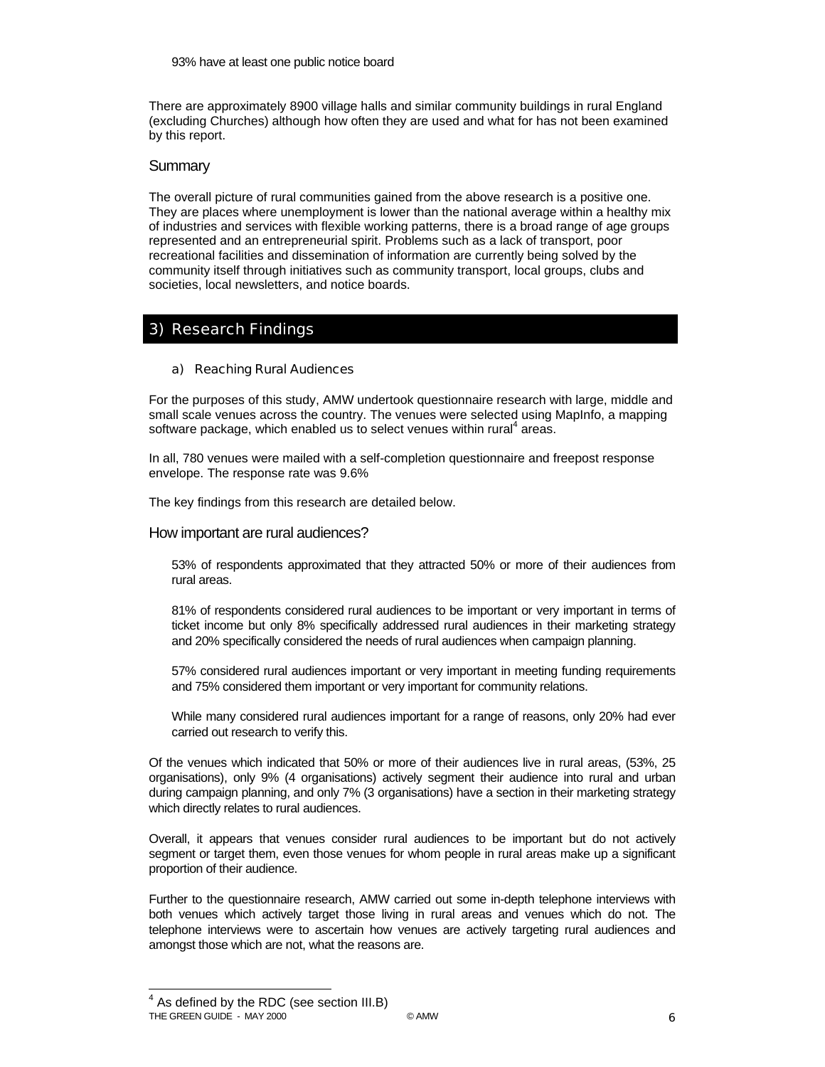93% have at least one public notice board

There are approximately 8900 village halls and similar community buildings in rural England (excluding Churches) although how often they are used and what for has not been examined by this report.

### Summary

The overall picture of rural communities gained from the above research is a positive one. They are places where unemployment is lower than the national average within a healthy mix of industries and services with flexible working patterns, there is a broad range of age groups represented and an entrepreneurial spirit. Problems such as a lack of transport, poor recreational facilities and dissemination of information are currently being solved by the community itself through initiatives such as community transport, local groups, clubs and societies, local newsletters, and notice boards.

## 3) Research Findings

### a) Reaching Rural Audiences

For the purposes of this study, AMW undertook questionnaire research with large, middle and small scale venues across the country. The venues were selected using MapInfo, a mapping software package, which enabled us to select venues within rural[4] areas.

In all, 780 venues were mailed with a self-completion questionnaire and freepost response envelope. The response rate was 9.6%

The key findings from this research are detailed below.

### How important are rural audiences?

53% of respondents approximated that they attracted 50% or more of their audiences from rural areas.

81% of respondents considered rural audiences to be important or very important in terms of ticket income but only 8% specifically addressed rural audiences in their marketing strategy and 20% specifically considered the needs of rural audiences when campaign planning.

57% considered rural audiences important or very important in meeting funding requirements and 75% considered them important or very important for community relations.

While many considered rural audiences important for a range of reasons, only 20% had ever carried out research to verify this.

Of the venues which indicated that 50% or more of their audiences live in rural areas, (53%, 25 organisations), only 9% (4 organisations) actively segment their audience into rural and urban during campaign planning, and only 7% (3 organisations) have a section in their marketing strategy which directly relates to rural audiences.

Overall, it appears that venues consider rural audiences to be important but do not actively segment or target them, even those venues for whom people in rural areas make up a significant proportion of their audience.

Further to the questionnaire research, AMW carried out some in-depth telephone interviews with both venues which actively target those living in rural areas and venues which do not. The telephone interviews were to ascertain how venues are actively targeting rural audiences and amongst those which are not, what the reasons are.

[4] As defined by the RDC (see section III.B)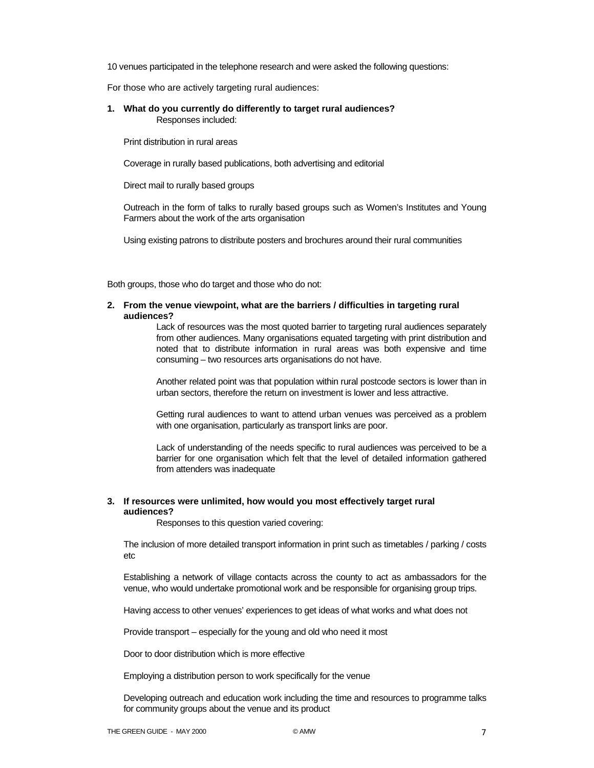10 venues participated in the telephone research and were asked the following questions:

For those who are actively targeting rural audiences:

**1. What do you currently do differently to target rural audiences?**

Responses included:

Print distribution in rural areas

Coverage in rurally based publications, both advertising and editorial

Direct mail to rurally based groups

Outreach in the form of talks to rurally based groups such as Women's Institutes and Young Farmers about the work of the arts organisation

Using existing patrons to distribute posters and brochures around their rural communities

Both groups, those who do target and those who do not:

**2. From the venue viewpoint, what are the barriers / difficulties in targeting rural audiences?**

Lack of resources was the most quoted barrier to targeting rural audiences separately from other audiences. Many organisations equated targeting with print distribution and noted that to distribute information in rural areas was both expensive and time consuming – two resources arts organisations do not have.

Another related point was that population within rural postcode sectors is lower than in urban sectors, therefore the return on investment is lower and less attractive.

Getting rural audiences to want to attend urban venues was perceived as a problem with one organisation, particularly as transport links are poor.

Lack of understanding of the needs specific to rural audiences was perceived to be a barrier for one organisation which felt that the level of detailed information gathered from attenders was inadequate

**3. If resources were unlimited, how would you most effectively target rural audiences?**

Responses to this question varied covering:

The inclusion of more detailed transport information in print such as timetables / parking / costs etc

Establishing a network of village contacts across the county to act as ambassadors for the venue, who would undertake promotional work and be responsible for organising group trips.

Having access to other venues' experiences to get ideas of what works and what does not

Provide transport – especially for the young and old who need it most

Door to door distribution which is more effective

Employing a distribution person to work specifically for the venue

Developing outreach and education work including the time and resources to programme talks for community groups about the venue and its product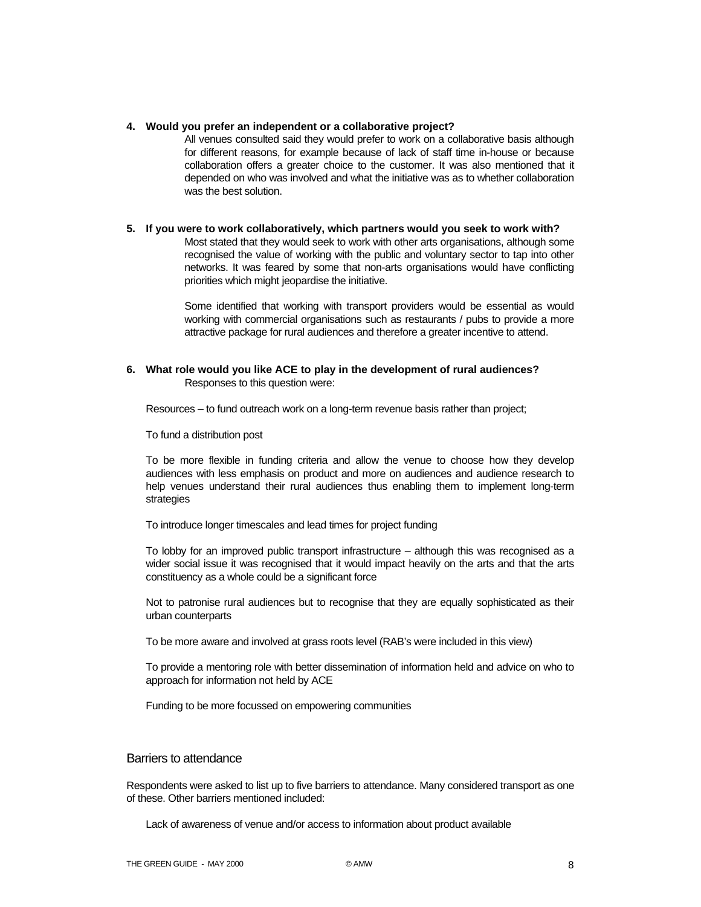**4. Would you prefer an independent or a collaborative project?**

All venues consulted said they would prefer to work on a collaborative basis although for different reasons, for example because of lack of staff time in-house or because collaboration offers a greater choice to the customer. It was also mentioned that it depended on who was involved and what the initiative was as to whether collaboration was the best solution.

**5. If you were to work collaboratively, which partners would you seek to work with?**

Most stated that they would seek to work with other arts organisations, although some recognised the value of working with the public and voluntary sector to tap into other networks. It was feared by some that non-arts organisations would have conflicting priorities which might jeopardise the initiative.

Some identified that working with transport providers would be essential as would working with commercial organisations such as restaurants / pubs to provide a more attractive package for rural audiences and therefore a greater incentive to attend.

**6. What role would you like ACE to play in the development of rural audiences?**

Responses to this question were:

Resources – to fund outreach work on a long-term revenue basis rather than project;

To fund a distribution post

To be more flexible in funding criteria and allow the venue to choose how they develop audiences with less emphasis on product and more on audiences and audience research to help venues understand their rural audiences thus enabling them to implement long-term strategies

To introduce longer timescales and lead times for project funding

To lobby for an improved public transport infrastructure – although this was recognised as a wider social issue it was recognised that it would impact heavily on the arts and that the arts constituency as a whole could be a significant force

Not to patronise rural audiences but to recognise that they are equally sophisticated as their urban counterparts

To be more aware and involved at grass roots level (RAB's were included in this view)

To provide a mentoring role with better dissemination of information held and advice on who to approach for information not held by ACE

Funding to be more focussed on empowering communities

## Barriers to attendance

Respondents were asked to list up to five barriers to attendance. Many considered transport as one of these. Other barriers mentioned included:

Lack of awareness of venue and/or access to information about product available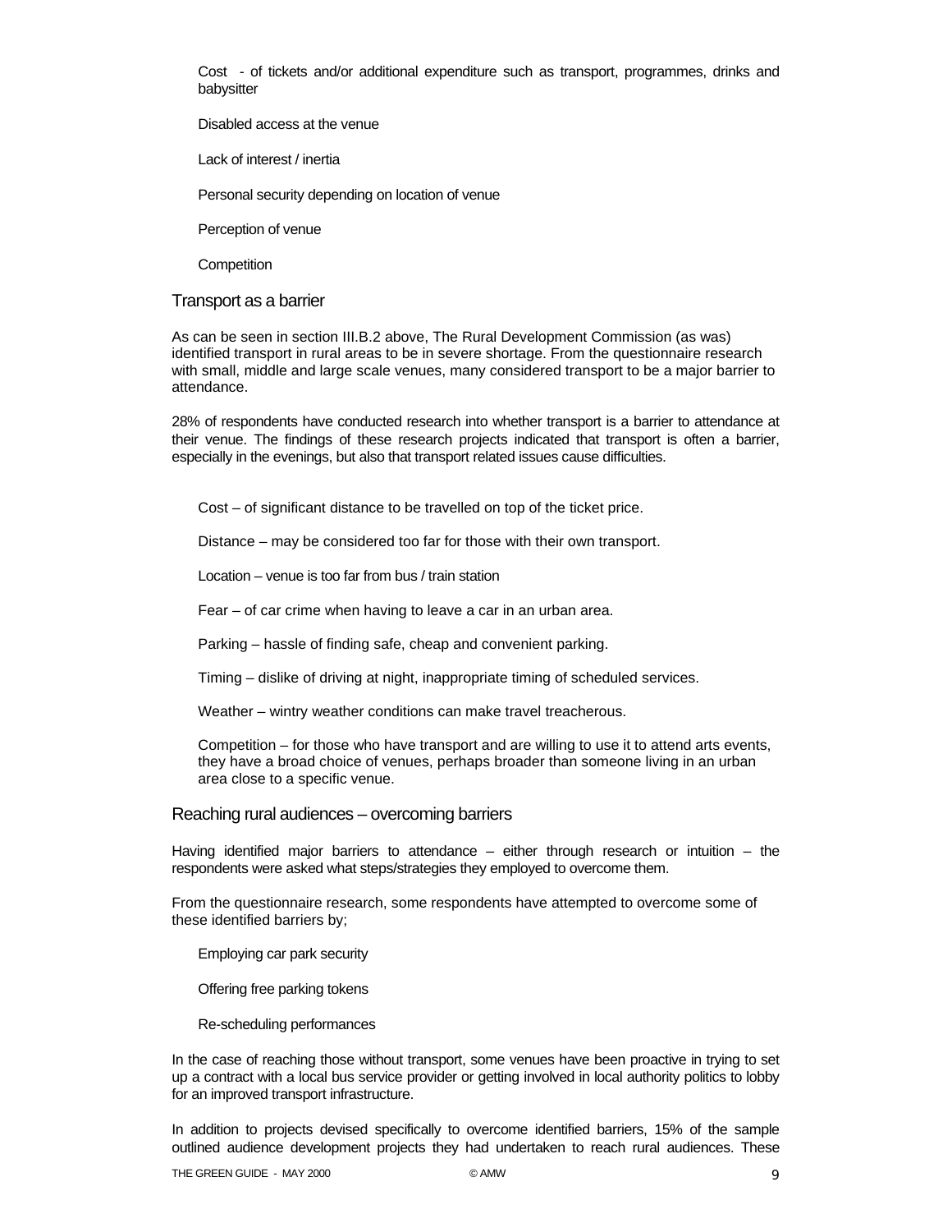Cost - of tickets and/or additional expenditure such as transport, programmes, drinks and babysitter

Disabled access at the venue

Lack of interest / inertia

Personal security depending on location of venue

Perception of venue

Competition

## Transport as a barrier

As can be seen in section III.B.2 above, The Rural Development Commission (as was) identified transport in rural areas to be in severe shortage. From the questionnaire research with small, middle and large scale venues, many considered transport to be a major barrier to attendance.

28% of respondents have conducted research into whether transport is a barrier to attendance at their venue. The findings of these research projects indicated that transport is often a barrier, especially in the evenings, but also that transport related issues cause difficulties.

Cost – of significant distance to be travelled on top of the ticket price.

Distance – may be considered too far for those with their own transport.

Location – venue is too far from bus / train station

Fear – of car crime when having to leave a car in an urban area.

Parking – hassle of finding safe, cheap and convenient parking.

Timing – dislike of driving at night, inappropriate timing of scheduled services.

Weather – wintry weather conditions can make travel treacherous.

Competition – for those who have transport and are willing to use it to attend arts events, they have a broad choice of venues, perhaps broader than someone living in an urban area close to a specific venue.

## Reaching rural audiences – overcoming barriers

Having identified major barriers to attendance – either through research or intuition – the respondents were asked what steps/strategies they employed to overcome them.

From the questionnaire research, some respondents have attempted to overcome some of these identified barriers by;

Employing car park security

Offering free parking tokens

Re-scheduling performances

In the case of reaching those without transport, some venues have been proactive in trying to set up a contract with a local bus service provider or getting involved in local authority politics to lobby for an improved transport infrastructure.

In addition to projects devised specifically to overcome identified barriers, 15% of the sample outlined audience development projects they had undertaken to reach rural audiences. These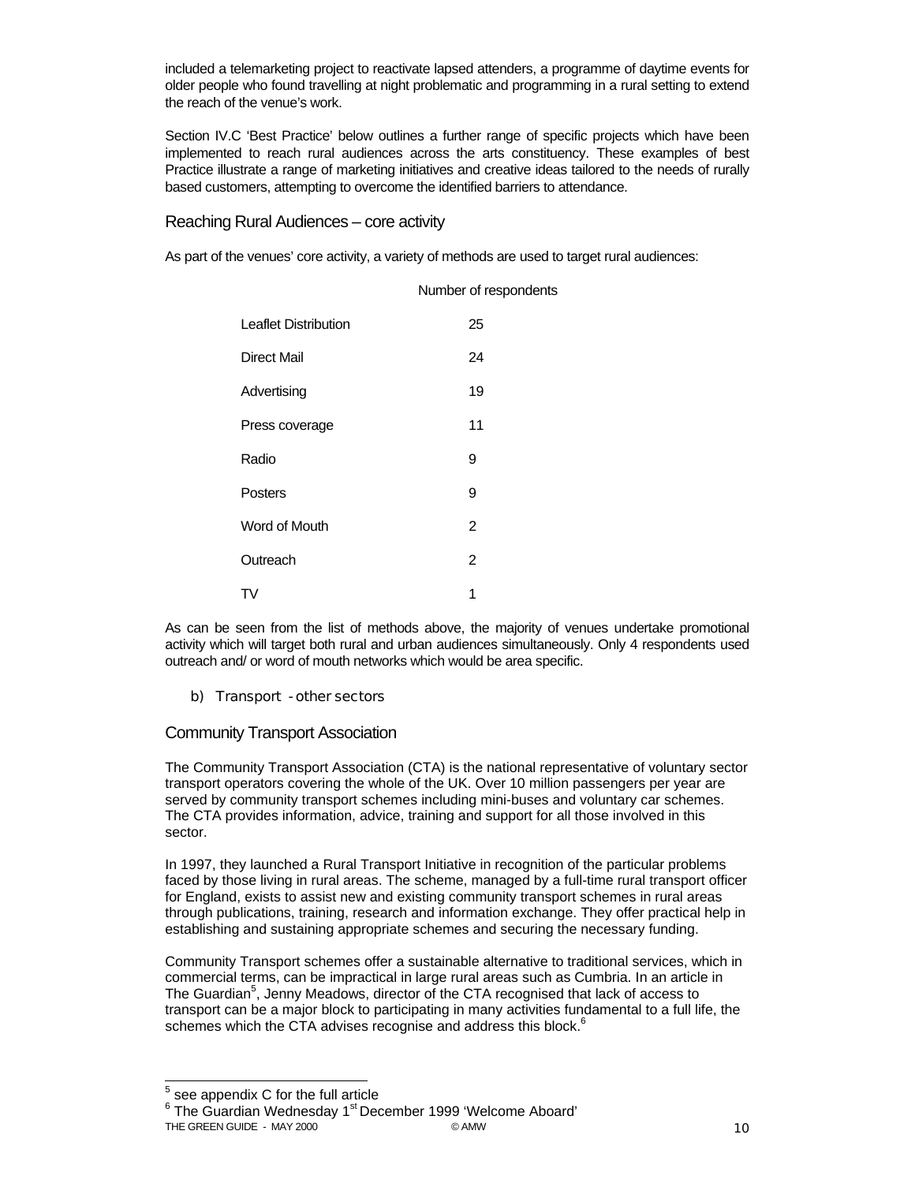included a telemarketing project to reactivate lapsed attenders, a programme of daytime events for older people who found travelling at night problematic and programming in a rural setting to extend the reach of the venue's work.

Section IV.C 'Best Practice' below outlines a further range of specific projects which have been implemented to reach rural audiences across the arts constituency. These examples of best Practice illustrate a range of marketing initiatives and creative ideas tailored to the needs of rurally based customers, attempting to overcome the identified barriers to attendance.

## Reaching Rural Audiences – core activity

As part of the venues' core activity, a variety of methods are used to target rural audiences:

| | Number of respondents |
|---|---|
| Leaflet Distribution | 25 |
| Direct Mail | 24 |
| Advertising | 19 |
| Press coverage | 11 |
| Radio | 9 |
| Posters | 9 |
| Word of Mouth | 2 |
| Outreach | 2 |
| TV | 1 |

As can be seen from the list of methods above, the majority of venues undertake promotional activity which will target both rural and urban audiences simultaneously. Only 4 respondents used outreach and/ or word of mouth networks which would be area specific.

### b) Transport - other sectors

## Community Transport Association

The Community Transport Association (CTA) is the national representative of voluntary sector transport operators covering the whole of the UK. Over 10 million passengers per year are served by community transport schemes including mini-buses and voluntary car schemes. The CTA provides information, advice, training and support for all those involved in this sector.

In 1997, they launched a Rural Transport Initiative in recognition of the particular problems faced by those living in rural areas. The scheme, managed by a full-time rural transport officer for England, exists to assist new and existing community transport schemes in rural areas through publications, training, research and information exchange. They offer practical help in establishing and sustaining appropriate schemes and securing the necessary funding.

Community Transport schemes offer a sustainable alternative to traditional services, which in commercial terms, can be impractical in large rural areas such as Cumbria. In an article in The Guardian[5], Jenny Meadows, director of the CTA recognised that lack of access to transport can be a major block to participating in many activities fundamental to a full life, the schemes which the CTA advises recognise and address this block.[6]

---

[5] see appendix C for the full article

[6] The Guardian Wednesday 1st December 1999 'Welcome Aboard'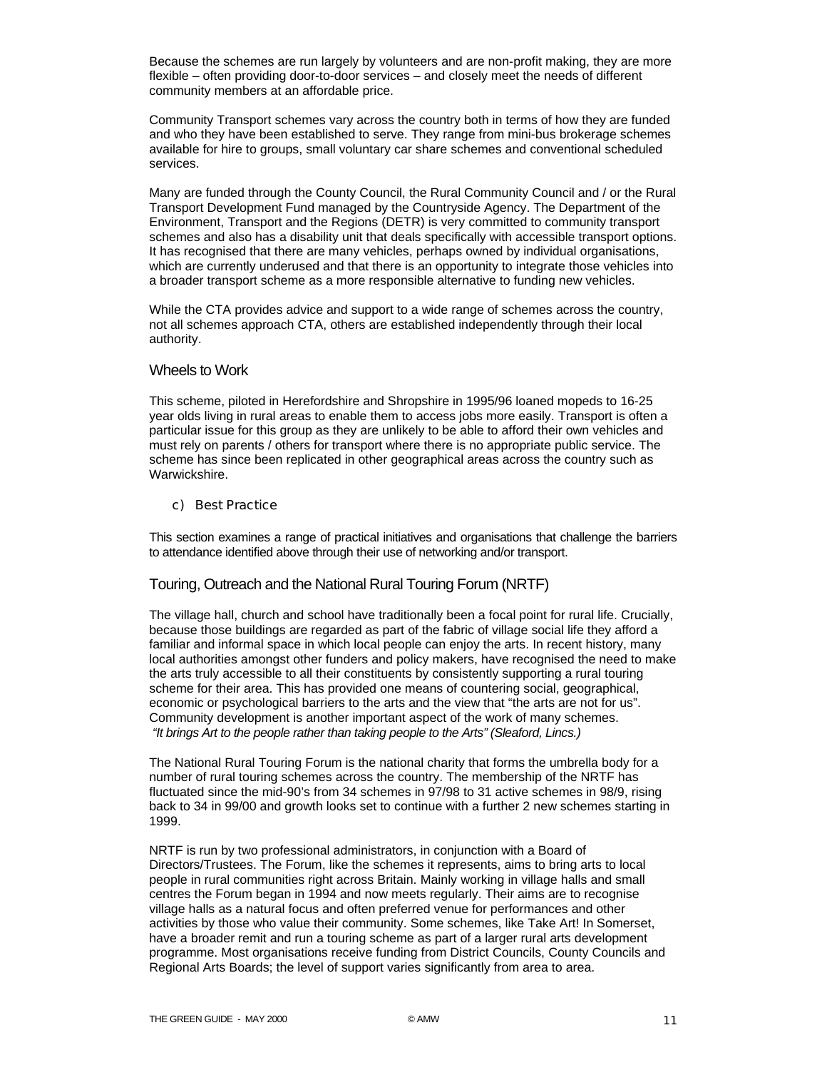Because the schemes are run largely by volunteers and are non-profit making, they are more flexible – often providing door-to-door services – and closely meet the needs of different community members at an affordable price.

Community Transport schemes vary across the country both in terms of how they are funded and who they have been established to serve. They range from mini-bus brokerage schemes available for hire to groups, small voluntary car share schemes and conventional scheduled services.

Many are funded through the County Council, the Rural Community Council and / or the Rural Transport Development Fund managed by the Countryside Agency. The Department of the Environment, Transport and the Regions (DETR) is very committed to community transport schemes and also has a disability unit that deals specifically with accessible transport options. It has recognised that there are many vehicles, perhaps owned by individual organisations, which are currently underused and that there is an opportunity to integrate those vehicles into a broader transport scheme as a more responsible alternative to funding new vehicles.

While the CTA provides advice and support to a wide range of schemes across the country, not all schemes approach CTA, others are established independently through their local authority.

### Wheels to Work

This scheme, piloted in Herefordshire and Shropshire in 1995/96 loaned mopeds to 16-25 year olds living in rural areas to enable them to access jobs more easily. Transport is often a particular issue for this group as they are unlikely to be able to afford their own vehicles and must rely on parents / others for transport where there is no appropriate public service. The scheme has since been replicated in other geographical areas across the country such as Warwickshire.

## c) Best Practice

This section examines a range of practical initiatives and organisations that challenge the barriers to attendance identified above through their use of networking and/or transport.

### Touring, Outreach and the National Rural Touring Forum (NRTF)

The village hall, church and school have traditionally been a focal point for rural life. Crucially, because those buildings are regarded as part of the fabric of village social life they afford a familiar and informal space in which local people can enjoy the arts. In recent history, many local authorities amongst other funders and policy makers, have recognised the need to make the arts truly accessible to all their constituents by consistently supporting a rural touring scheme for their area. This has provided one means of countering social, geographical, economic or psychological barriers to the arts and the view that "the arts are not for us". Community development is another important aspect of the work of many schemes.
*"It brings Art to the people rather than taking people to the Arts" (Sleaford, Lincs.)*

The National Rural Touring Forum is the national charity that forms the umbrella body for a number of rural touring schemes across the country. The membership of the NRTF has fluctuated since the mid-90's from 34 schemes in 97/98 to 31 active schemes in 98/9, rising back to 34 in 99/00 and growth looks set to continue with a further 2 new schemes starting in 1999.

NRTF is run by two professional administrators, in conjunction with a Board of Directors/Trustees. The Forum, like the schemes it represents, aims to bring arts to local people in rural communities right across Britain. Mainly working in village halls and small centres the Forum began in 1994 and now meets regularly. Their aims are to recognise village halls as a natural focus and often preferred venue for performances and other activities by those who value their community. Some schemes, like Take Art! In Somerset, have a broader remit and run a touring scheme as part of a larger rural arts development programme. Most organisations receive funding from District Councils, County Councils and Regional Arts Boards; the level of support varies significantly from area to area.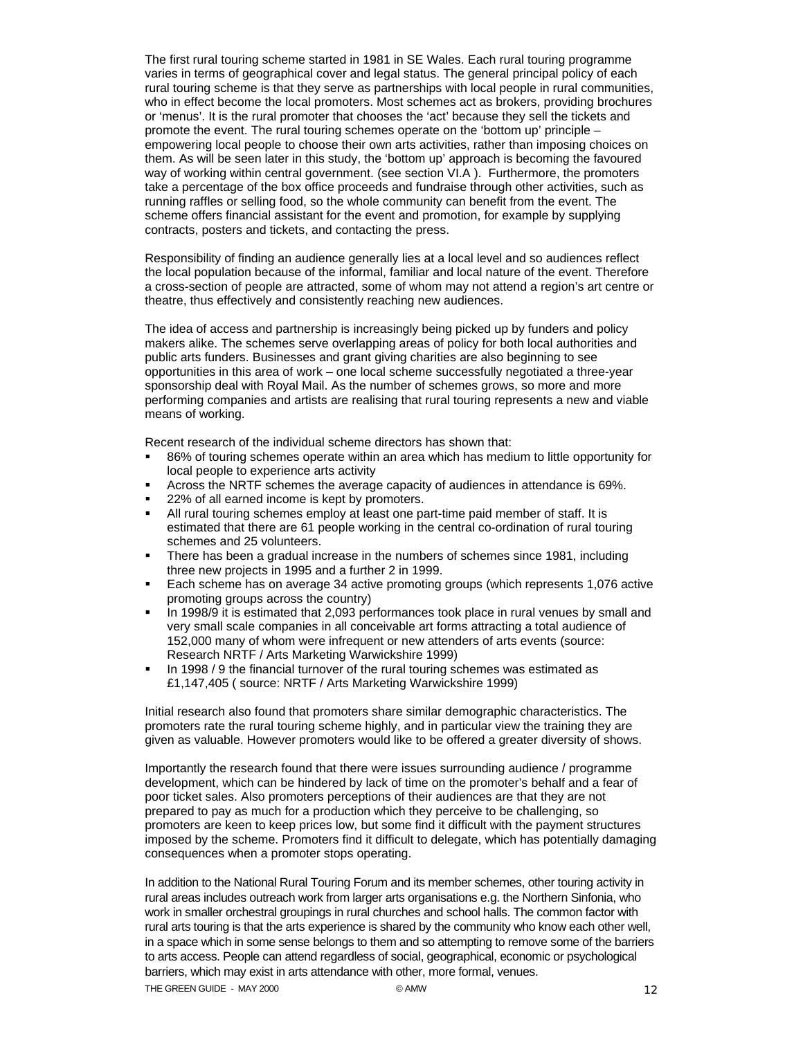The first rural touring scheme started in 1981 in SE Wales. Each rural touring programme varies in terms of geographical cover and legal status. The general principal policy of each rural touring scheme is that they serve as partnerships with local people in rural communities, who in effect become the local promoters. Most schemes act as brokers, providing brochures or 'menus'. It is the rural promoter that chooses the 'act' because they sell the tickets and promote the event. The rural touring schemes operate on the 'bottom up' principle – empowering local people to choose their own arts activities, rather than imposing choices on them. As will be seen later in this study, the 'bottom up' approach is becoming the favoured way of working within central government. (see section VI.A ). Furthermore, the promoters take a percentage of the box office proceeds and fundraise through other activities, such as running raffles or selling food, so the whole community can benefit from the event. The scheme offers financial assistant for the event and promotion, for example by supplying contracts, posters and tickets, and contacting the press.

Responsibility of finding an audience generally lies at a local level and so audiences reflect the local population because of the informal, familiar and local nature of the event. Therefore a cross-section of people are attracted, some of whom may not attend a region's art centre or theatre, thus effectively and consistently reaching new audiences.

The idea of access and partnership is increasingly being picked up by funders and policy makers alike. The schemes serve overlapping areas of policy for both local authorities and public arts funders. Businesses and grant giving charities are also beginning to see opportunities in this area of work – one local scheme successfully negotiated a three-year sponsorship deal with Royal Mail. As the number of schemes grows, so more and more performing companies and artists are realising that rural touring represents a new and viable means of working.

Recent research of the individual scheme directors has shown that:

- 86% of touring schemes operate within an area which has medium to little opportunity for local people to experience arts activity
- Across the NRTF schemes the average capacity of audiences in attendance is 69%.
- 22% of all earned income is kept by promoters.
- All rural touring schemes employ at least one part-time paid member of staff. It is estimated that there are 61 people working in the central co-ordination of rural touring schemes and 25 volunteers.
- There has been a gradual increase in the numbers of schemes since 1981, including three new projects in 1995 and a further 2 in 1999.
- Each scheme has on average 34 active promoting groups (which represents 1,076 active promoting groups across the country)
- In 1998/9 it is estimated that 2,093 performances took place in rural venues by small and very small scale companies in all conceivable art forms attracting a total audience of 152,000 many of whom were infrequent or new attenders of arts events (source: Research NRTF / Arts Marketing Warwickshire 1999)
- In 1998 / 9 the financial turnover of the rural touring schemes was estimated as £1,147,405 ( source: NRTF / Arts Marketing Warwickshire 1999)

Initial research also found that promoters share similar demographic characteristics. The promoters rate the rural touring scheme highly, and in particular view the training they are given as valuable. However promoters would like to be offered a greater diversity of shows.

Importantly the research found that there were issues surrounding audience / programme development, which can be hindered by lack of time on the promoter's behalf and a fear of poor ticket sales. Also promoters perceptions of their audiences are that they are not prepared to pay as much for a production which they perceive to be challenging, so promoters are keen to keep prices low, but some find it difficult with the payment structures imposed by the scheme. Promoters find it difficult to delegate, which has potentially damaging consequences when a promoter stops operating.

In addition to the National Rural Touring Forum and its member schemes, other touring activity in rural areas includes outreach work from larger arts organisations e.g. the Northern Sinfonia, who work in smaller orchestral groupings in rural churches and school halls. The common factor with rural arts touring is that the arts experience is shared by the community who know each other well, in a space which in some sense belongs to them and so attempting to remove some of the barriers to arts access. People can attend regardless of social, geographical, economic or psychological barriers, which may exist in arts attendance with other, more formal, venues.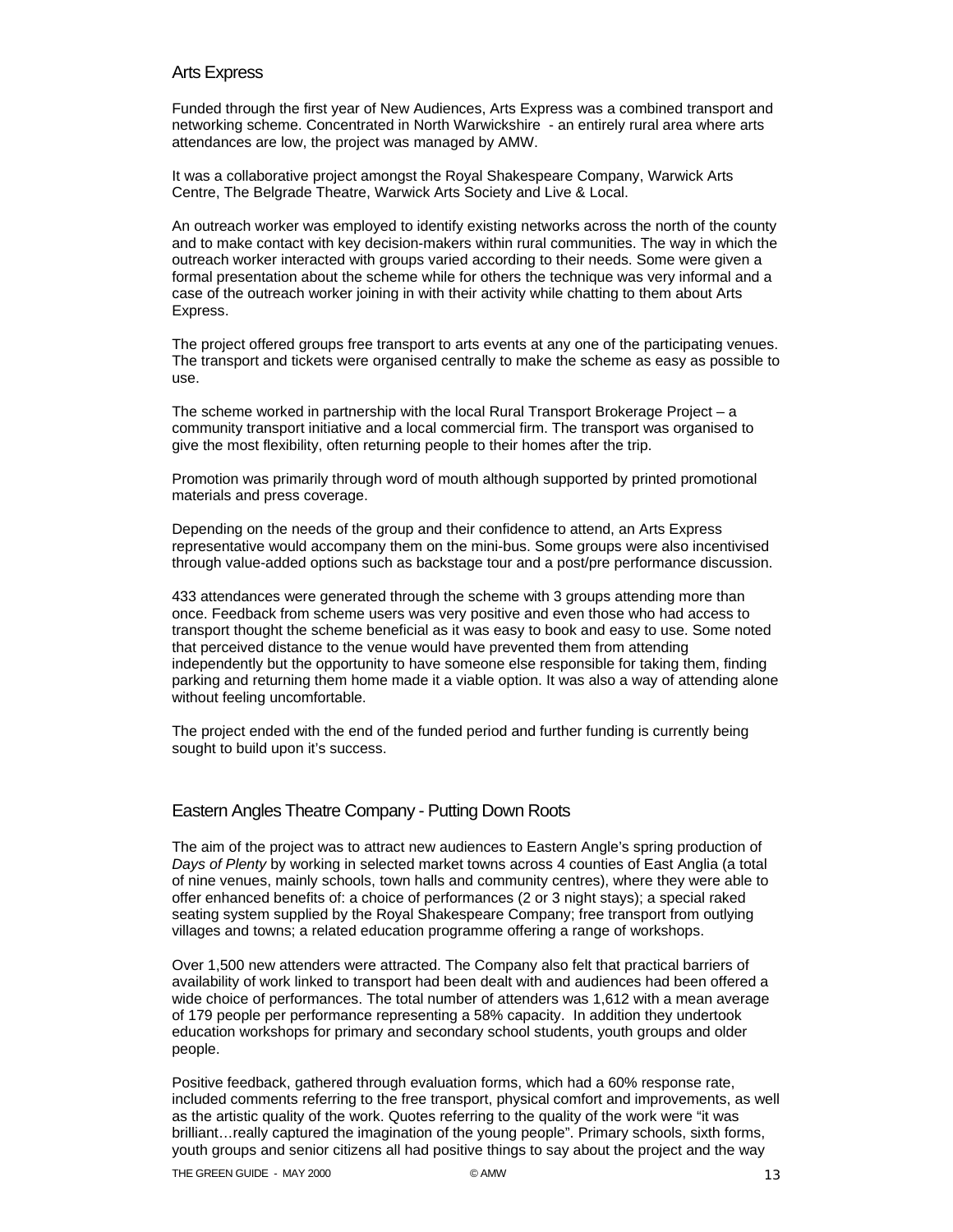## Arts Express

Funded through the first year of New Audiences, Arts Express was a combined transport and networking scheme. Concentrated in North Warwickshire - an entirely rural area where arts attendances are low, the project was managed by AMW.

It was a collaborative project amongst the Royal Shakespeare Company, Warwick Arts Centre, The Belgrade Theatre, Warwick Arts Society and Live & Local.

An outreach worker was employed to identify existing networks across the north of the county and to make contact with key decision-makers within rural communities. The way in which the outreach worker interacted with groups varied according to their needs. Some were given a formal presentation about the scheme while for others the technique was very informal and a case of the outreach worker joining in with their activity while chatting to them about Arts Express.

The project offered groups free transport to arts events at any one of the participating venues. The transport and tickets were organised centrally to make the scheme as easy as possible to use.

The scheme worked in partnership with the local Rural Transport Brokerage Project – a community transport initiative and a local commercial firm. The transport was organised to give the most flexibility, often returning people to their homes after the trip.

Promotion was primarily through word of mouth although supported by printed promotional materials and press coverage.

Depending on the needs of the group and their confidence to attend, an Arts Express representative would accompany them on the mini-bus. Some groups were also incentivised through value-added options such as backstage tour and a post/pre performance discussion.

433 attendances were generated through the scheme with 3 groups attending more than once. Feedback from scheme users was very positive and even those who had access to transport thought the scheme beneficial as it was easy to book and easy to use. Some noted that perceived distance to the venue would have prevented them from attending independently but the opportunity to have someone else responsible for taking them, finding parking and returning them home made it a viable option. It was also a way of attending alone without feeling uncomfortable.

The project ended with the end of the funded period and further funding is currently being sought to build upon it's success.

## Eastern Angles Theatre Company - Putting Down Roots

The aim of the project was to attract new audiences to Eastern Angle's spring production of *Days of Plenty* by working in selected market towns across 4 counties of East Anglia (a total of nine venues, mainly schools, town halls and community centres), where they were able to offer enhanced benefits of: a choice of performances (2 or 3 night stays); a special raked seating system supplied by the Royal Shakespeare Company; free transport from outlying villages and towns; a related education programme offering a range of workshops.

Over 1,500 new attenders were attracted. The Company also felt that practical barriers of availability of work linked to transport had been dealt with and audiences had been offered a wide choice of performances. The total number of attenders was 1,612 with a mean average of 179 people per performance representing a 58% capacity. In addition they undertook education workshops for primary and secondary school students, youth groups and older people.

Positive feedback, gathered through evaluation forms, which had a 60% response rate, included comments referring to the free transport, physical comfort and improvements, as well as the artistic quality of the work. Quotes referring to the quality of the work were "it was brilliant…really captured the imagination of the young people". Primary schools, sixth forms, youth groups and senior citizens all had positive things to say about the project and the way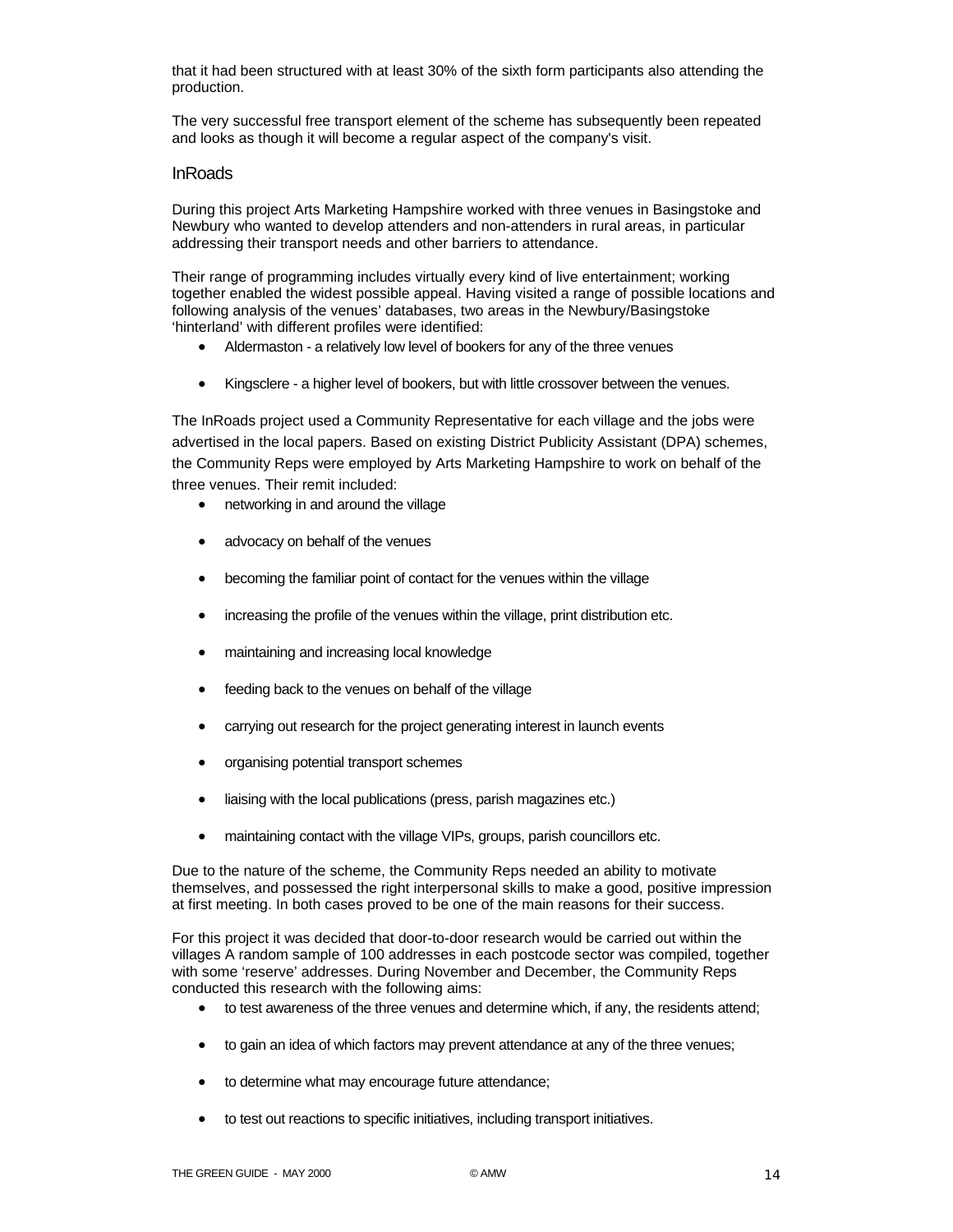that it had been structured with at least 30% of the sixth form participants also attending the production.

The very successful free transport element of the scheme has subsequently been repeated and looks as though it will become a regular aspect of the company's visit.

## InRoads

During this project Arts Marketing Hampshire worked with three venues in Basingstoke and Newbury who wanted to develop attenders and non-attenders in rural areas, in particular addressing their transport needs and other barriers to attendance.

Their range of programming includes virtually every kind of live entertainment; working together enabled the widest possible appeal. Having visited a range of possible locations and following analysis of the venues' databases, two areas in the Newbury/Basingstoke 'hinterland' with different profiles were identified:

- Aldermaston - a relatively low level of bookers for any of the three venues
- Kingsclere - a higher level of bookers, but with little crossover between the venues.

The InRoads project used a Community Representative for each village and the jobs were advertised in the local papers. Based on existing District Publicity Assistant (DPA) schemes, the Community Reps were employed by Arts Marketing Hampshire to work on behalf of the three venues. Their remit included:

- networking in and around the village
- advocacy on behalf of the venues
- becoming the familiar point of contact for the venues within the village
- increasing the profile of the venues within the village, print distribution etc.
- maintaining and increasing local knowledge
- feeding back to the venues on behalf of the village
- carrying out research for the project generating interest in launch events
- organising potential transport schemes
- liaising with the local publications (press, parish magazines etc.)
- maintaining contact with the village VIPs, groups, parish councillors etc.

Due to the nature of the scheme, the Community Reps needed an ability to motivate themselves, and possessed the right interpersonal skills to make a good, positive impression at first meeting. In both cases proved to be one of the main reasons for their success.

For this project it was decided that door-to-door research would be carried out within the villages A random sample of 100 addresses in each postcode sector was compiled, together with some 'reserve' addresses. During November and December, the Community Reps conducted this research with the following aims:

- to test awareness of the three venues and determine which, if any, the residents attend;
- to gain an idea of which factors may prevent attendance at any of the three venues;
- to determine what may encourage future attendance;
- to test out reactions to specific initiatives, including transport initiatives.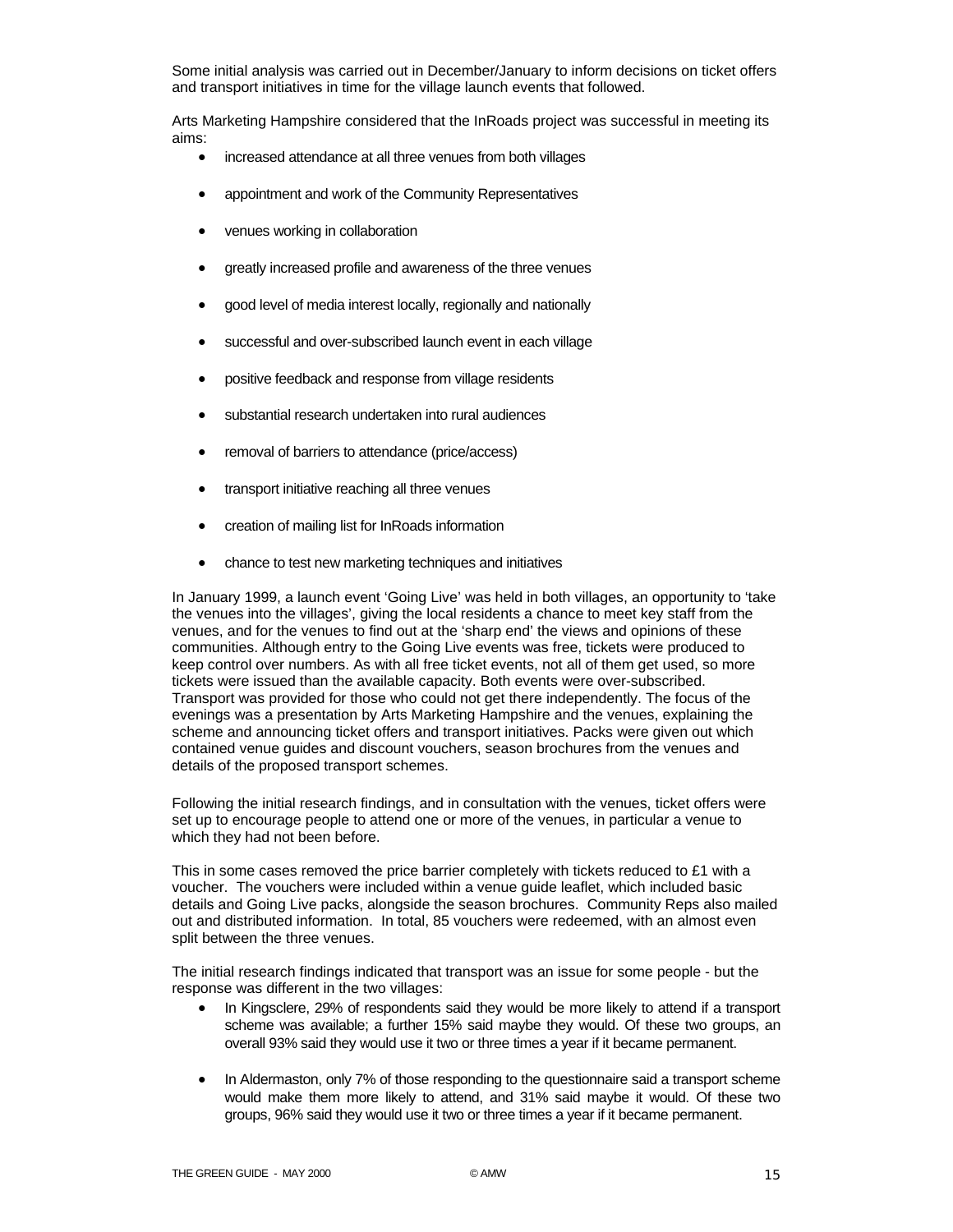Some initial analysis was carried out in December/January to inform decisions on ticket offers and transport initiatives in time for the village launch events that followed.

Arts Marketing Hampshire considered that the InRoads project was successful in meeting its aims:

- increased attendance at all three venues from both villages
- appointment and work of the Community Representatives
- venues working in collaboration
- greatly increased profile and awareness of the three venues
- good level of media interest locally, regionally and nationally
- successful and over-subscribed launch event in each village
- positive feedback and response from village residents
- substantial research undertaken into rural audiences
- removal of barriers to attendance (price/access)
- transport initiative reaching all three venues
- creation of mailing list for InRoads information
- chance to test new marketing techniques and initiatives

In January 1999, a launch event 'Going Live' was held in both villages, an opportunity to 'take the venues into the villages', giving the local residents a chance to meet key staff from the venues, and for the venues to find out at the 'sharp end' the views and opinions of these communities. Although entry to the Going Live events was free, tickets were produced to keep control over numbers. As with all free ticket events, not all of them get used, so more tickets were issued than the available capacity. Both events were over-subscribed. Transport was provided for those who could not get there independently. The focus of the evenings was a presentation by Arts Marketing Hampshire and the venues, explaining the scheme and announcing ticket offers and transport initiatives. Packs were given out which contained venue guides and discount vouchers, season brochures from the venues and details of the proposed transport schemes.

Following the initial research findings, and in consultation with the venues, ticket offers were set up to encourage people to attend one or more of the venues, in particular a venue to which they had not been before.

This in some cases removed the price barrier completely with tickets reduced to £1 with a voucher. The vouchers were included within a venue guide leaflet, which included basic details and Going Live packs, alongside the season brochures. Community Reps also mailed out and distributed information. In total, 85 vouchers were redeemed, with an almost even split between the three venues.

The initial research findings indicated that transport was an issue for some people - but the response was different in the two villages:

- In Kingsclere, 29% of respondents said they would be more likely to attend if a transport scheme was available; a further 15% said maybe they would. Of these two groups, an overall 93% said they would use it two or three times a year if it became permanent.
- In Aldermaston, only 7% of those responding to the questionnaire said a transport scheme would make them more likely to attend, and 31% said maybe it would. Of these two groups, 96% said they would use it two or three times a year if it became permanent.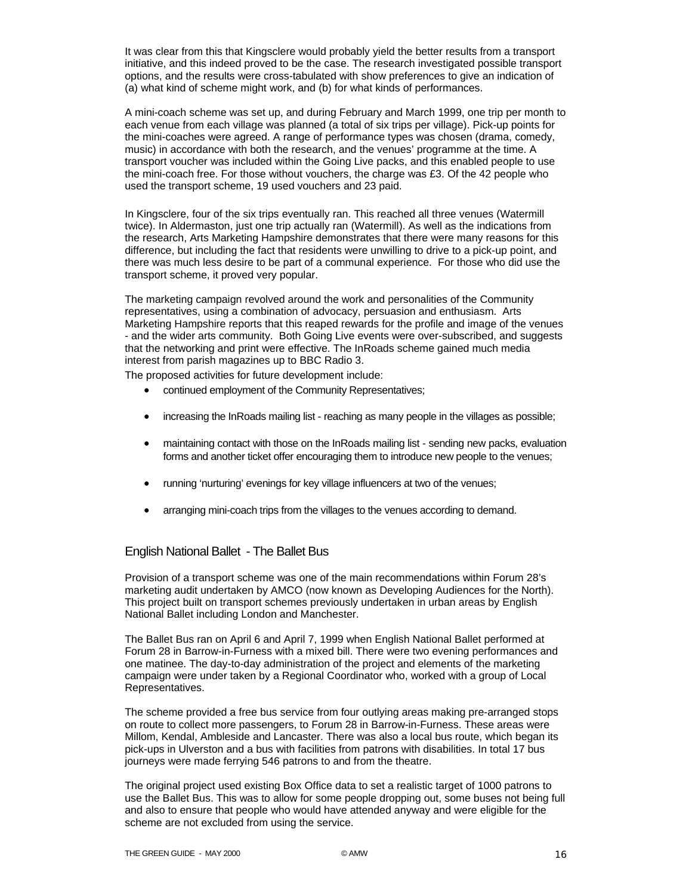It was clear from this that Kingsclere would probably yield the better results from a transport initiative, and this indeed proved to be the case. The research investigated possible transport options, and the results were cross-tabulated with show preferences to give an indication of (a) what kind of scheme might work, and (b) for what kinds of performances.

A mini-coach scheme was set up, and during February and March 1999, one trip per month to each venue from each village was planned (a total of six trips per village). Pick-up points for the mini-coaches were agreed. A range of performance types was chosen (drama, comedy, music) in accordance with both the research, and the venues' programme at the time. A transport voucher was included within the Going Live packs, and this enabled people to use the mini-coach free. For those without vouchers, the charge was £3. Of the 42 people who used the transport scheme, 19 used vouchers and 23 paid.

In Kingsclere, four of the six trips eventually ran. This reached all three venues (Watermill twice). In Aldermaston, just one trip actually ran (Watermill). As well as the indications from the research, Arts Marketing Hampshire demonstrates that there were many reasons for this difference, but including the fact that residents were unwilling to drive to a pick-up point, and there was much less desire to be part of a communal experience. For those who did use the transport scheme, it proved very popular.

The marketing campaign revolved around the work and personalities of the Community representatives, using a combination of advocacy, persuasion and enthusiasm. Arts Marketing Hampshire reports that this reaped rewards for the profile and image of the venues - and the wider arts community. Both Going Live events were over-subscribed, and suggests that the networking and print were effective. The InRoads scheme gained much media interest from parish magazines up to BBC Radio 3.

The proposed activities for future development include:

- continued employment of the Community Representatives;
- increasing the InRoads mailing list - reaching as many people in the villages as possible;
- maintaining contact with those on the InRoads mailing list - sending new packs, evaluation forms and another ticket offer encouraging them to introduce new people to the venues;
- running 'nurturing' evenings for key village influencers at two of the venues;
- arranging mini-coach trips from the villages to the venues according to demand.

## English National Ballet - The Ballet Bus

Provision of a transport scheme was one of the main recommendations within Forum 28's marketing audit undertaken by AMCO (now known as Developing Audiences for the North). This project built on transport schemes previously undertaken in urban areas by English National Ballet including London and Manchester.

The Ballet Bus ran on April 6 and April 7, 1999 when English National Ballet performed at Forum 28 in Barrow-in-Furness with a mixed bill. There were two evening performances and one matinee. The day-to-day administration of the project and elements of the marketing campaign were under taken by a Regional Coordinator who, worked with a group of Local Representatives.

The scheme provided a free bus service from four outlying areas making pre-arranged stops on route to collect more passengers, to Forum 28 in Barrow-in-Furness. These areas were Millom, Kendal, Ambleside and Lancaster. There was also a local bus route, which began its pick-ups in Ulverston and a bus with facilities from patrons with disabilities. In total 17 bus journeys were made ferrying 546 patrons to and from the theatre.

The original project used existing Box Office data to set a realistic target of 1000 patrons to use the Ballet Bus. This was to allow for some people dropping out, some buses not being full and also to ensure that people who would have attended anyway and were eligible for the scheme are not excluded from using the service.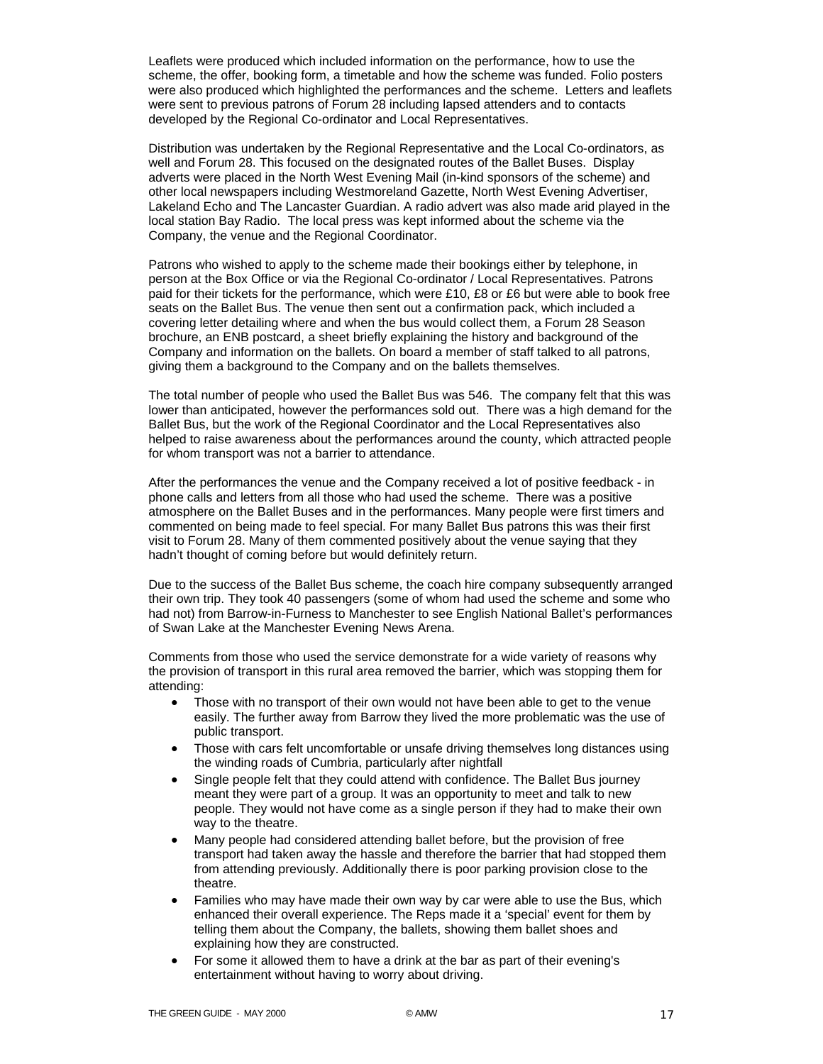Leaflets were produced which included information on the performance, how to use the scheme, the offer, booking form, a timetable and how the scheme was funded. Folio posters were also produced which highlighted the performances and the scheme. Letters and leaflets were sent to previous patrons of Forum 28 including lapsed attenders and to contacts developed by the Regional Co-ordinator and Local Representatives.

Distribution was undertaken by the Regional Representative and the Local Co-ordinators, as well and Forum 28. This focused on the designated routes of the Ballet Buses. Display adverts were placed in the North West Evening Mail (in-kind sponsors of the scheme) and other local newspapers including Westmoreland Gazette, North West Evening Advertiser, Lakeland Echo and The Lancaster Guardian. A radio advert was also made arid played in the local station Bay Radio. The local press was kept informed about the scheme via the Company, the venue and the Regional Coordinator.

Patrons who wished to apply to the scheme made their bookings either by telephone, in person at the Box Office or via the Regional Co-ordinator / Local Representatives. Patrons paid for their tickets for the performance, which were £10, £8 or £6 but were able to book free seats on the Ballet Bus. The venue then sent out a confirmation pack, which included a covering letter detailing where and when the bus would collect them, a Forum 28 Season brochure, an ENB postcard, a sheet briefly explaining the history and background of the Company and information on the ballets. On board a member of staff talked to all patrons, giving them a background to the Company and on the ballets themselves.

The total number of people who used the Ballet Bus was 546. The company felt that this was lower than anticipated, however the performances sold out. There was a high demand for the Ballet Bus, but the work of the Regional Coordinator and the Local Representatives also helped to raise awareness about the performances around the county, which attracted people for whom transport was not a barrier to attendance.

After the performances the venue and the Company received a lot of positive feedback - in phone calls and letters from all those who had used the scheme. There was a positive atmosphere on the Ballet Buses and in the performances. Many people were first timers and commented on being made to feel special. For many Ballet Bus patrons this was their first visit to Forum 28. Many of them commented positively about the venue saying that they hadn't thought of coming before but would definitely return.

Due to the success of the Ballet Bus scheme, the coach hire company subsequently arranged their own trip. They took 40 passengers (some of whom had used the scheme and some who had not) from Barrow-in-Furness to Manchester to see English National Ballet's performances of Swan Lake at the Manchester Evening News Arena.

Comments from those who used the service demonstrate for a wide variety of reasons why the provision of transport in this rural area removed the barrier, which was stopping them for attending:

- Those with no transport of their own would not have been able to get to the venue easily. The further away from Barrow they lived the more problematic was the use of public transport.
- Those with cars felt uncomfortable or unsafe driving themselves long distances using the winding roads of Cumbria, particularly after nightfall
- Single people felt that they could attend with confidence. The Ballet Bus journey meant they were part of a group. It was an opportunity to meet and talk to new people. They would not have come as a single person if they had to make their own way to the theatre.
- Many people had considered attending ballet before, but the provision of free transport had taken away the hassle and therefore the barrier that had stopped them from attending previously. Additionally there is poor parking provision close to the theatre.
- Families who may have made their own way by car were able to use the Bus, which enhanced their overall experience. The Reps made it a 'special' event for them by telling them about the Company, the ballets, showing them ballet shoes and explaining how they are constructed.
- For some it allowed them to have a drink at the bar as part of their evening's entertainment without having to worry about driving.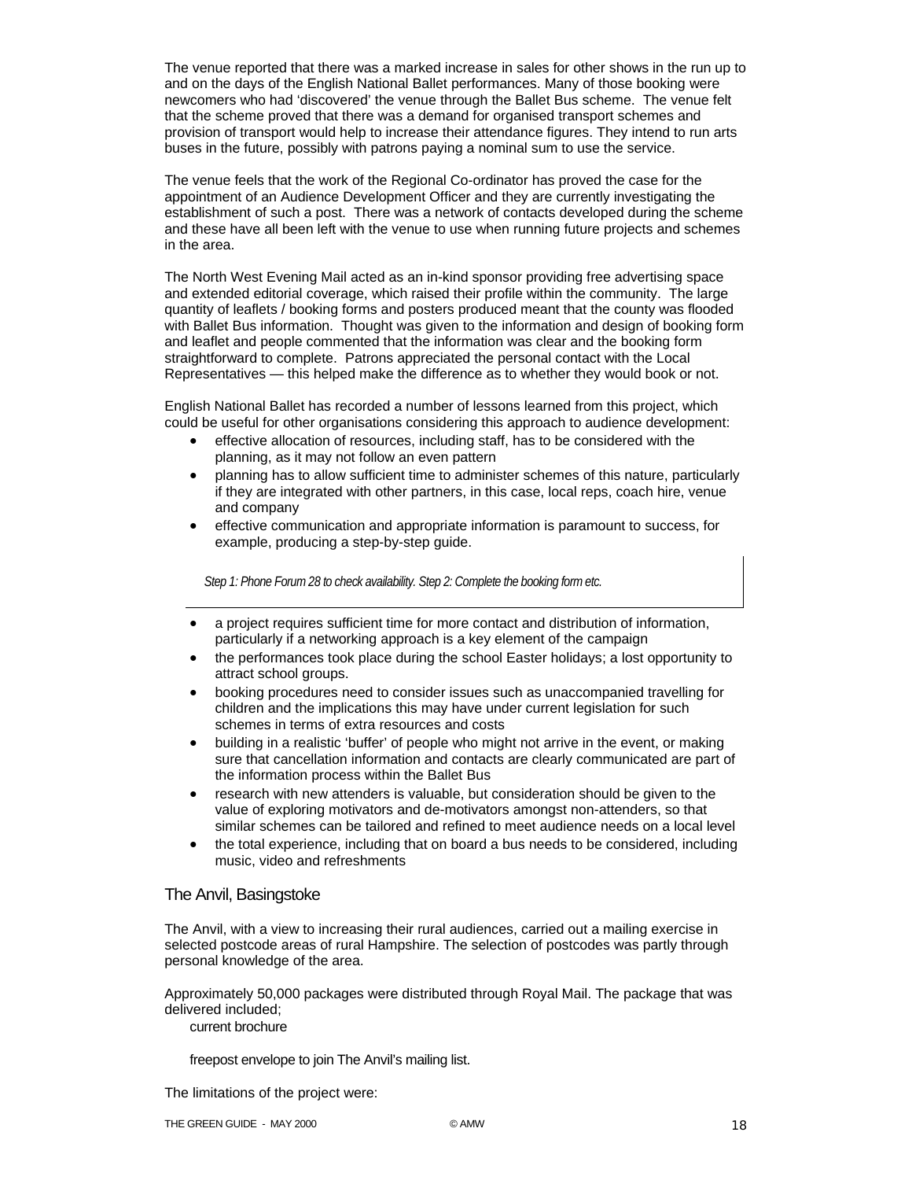The venue reported that there was a marked increase in sales for other shows in the run up to and on the days of the English National Ballet performances. Many of those booking were newcomers who had 'discovered' the venue through the Ballet Bus scheme. The venue felt that the scheme proved that there was a demand for organised transport schemes and provision of transport would help to increase their attendance figures. They intend to run arts buses in the future, possibly with patrons paying a nominal sum to use the service.

The venue feels that the work of the Regional Co-ordinator has proved the case for the appointment of an Audience Development Officer and they are currently investigating the establishment of such a post. There was a network of contacts developed during the scheme and these have all been left with the venue to use when running future projects and schemes in the area.

The North West Evening Mail acted as an in-kind sponsor providing free advertising space and extended editorial coverage, which raised their profile within the community. The large quantity of leaflets / booking forms and posters produced meant that the county was flooded with Ballet Bus information. Thought was given to the information and design of booking form and leaflet and people commented that the information was clear and the booking form straightforward to complete. Patrons appreciated the personal contact with the Local Representatives — this helped make the difference as to whether they would book or not.

English National Ballet has recorded a number of lessons learned from this project, which could be useful for other organisations considering this approach to audience development:

- effective allocation of resources, including staff, has to be considered with the planning, as it may not follow an even pattern
- planning has to allow sufficient time to administer schemes of this nature, particularly if they are integrated with other partners, in this case, local reps, coach hire, venue and company
- effective communication and appropriate information is paramount to success, for example, producing a step-by-step guide.

*Step 1: Phone Forum 28 to check availability. Step 2: Complete the booking form etc.*

- a project requires sufficient time for more contact and distribution of information, particularly if a networking approach is a key element of the campaign
- the performances took place during the school Easter holidays; a lost opportunity to attract school groups.
- booking procedures need to consider issues such as unaccompanied travelling for children and the implications this may have under current legislation for such schemes in terms of extra resources and costs
- building in a realistic 'buffer' of people who might not arrive in the event, or making sure that cancellation information and contacts are clearly communicated are part of the information process within the Ballet Bus
- research with new attenders is valuable, but consideration should be given to the value of exploring motivators and de-motivators amongst non-attenders, so that similar schemes can be tailored and refined to meet audience needs on a local level
- the total experience, including that on board a bus needs to be considered, including music, video and refreshments

## The Anvil, Basingstoke

The Anvil, with a view to increasing their rural audiences, carried out a mailing exercise in selected postcode areas of rural Hampshire. The selection of postcodes was partly through personal knowledge of the area.

Approximately 50,000 packages were distributed through Royal Mail. The package that was delivered included;

current brochure

freepost envelope to join The Anvil's mailing list.

The limitations of the project were: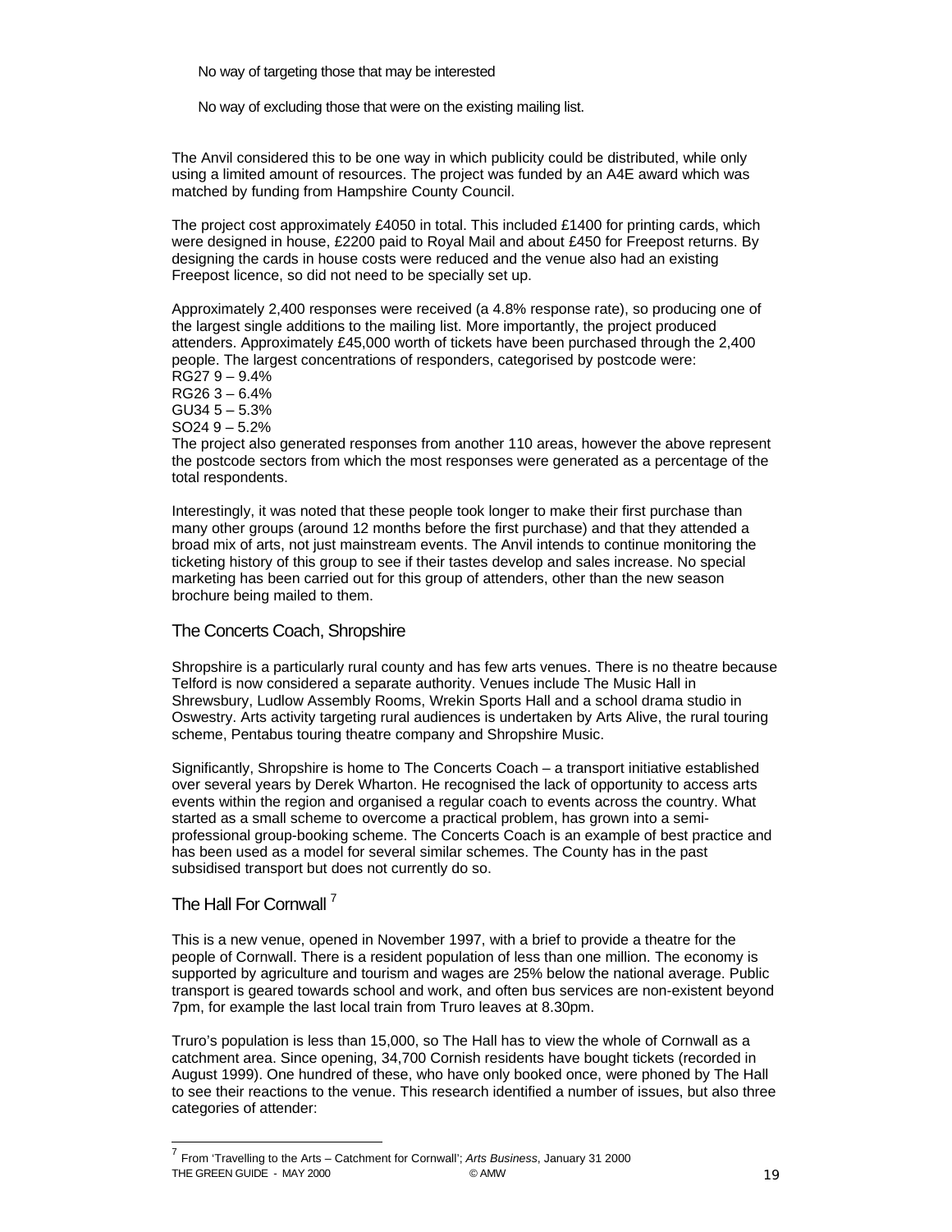No way of targeting those that may be interested

No way of excluding those that were on the existing mailing list.

The Anvil considered this to be one way in which publicity could be distributed, while only using a limited amount of resources. The project was funded by an A4E award which was matched by funding from Hampshire County Council.

The project cost approximately £4050 in total. This included £1400 for printing cards, which were designed in house, £2200 paid to Royal Mail and about £450 for Freepost returns. By designing the cards in house costs were reduced and the venue also had an existing Freepost licence, so did not need to be specially set up.

Approximately 2,400 responses were received (a 4.8% response rate), so producing one of the largest single additions to the mailing list. More importantly, the project produced attenders. Approximately £45,000 worth of tickets have been purchased through the 2,400 people. The largest concentrations of responders, categorised by postcode were:
RG27 9 – 9.4%
RG26 3 – 6.4%
GU34 5 – 5.3%
SO24 9 – 5.2%
The project also generated responses from another 110 areas, however the above represent the postcode sectors from which the most responses were generated as a percentage of the total respondents.

Interestingly, it was noted that these people took longer to make their first purchase than many other groups (around 12 months before the first purchase) and that they attended a broad mix of arts, not just mainstream events. The Anvil intends to continue monitoring the ticketing history of this group to see if their tastes develop and sales increase. No special marketing has been carried out for this group of attenders, other than the new season brochure being mailed to them.

## The Concerts Coach, Shropshire

Shropshire is a particularly rural county and has few arts venues. There is no theatre because Telford is now considered a separate authority. Venues include The Music Hall in Shrewsbury, Ludlow Assembly Rooms, Wrekin Sports Hall and a school drama studio in Oswestry. Arts activity targeting rural audiences is undertaken by Arts Alive, the rural touring scheme, Pentabus touring theatre company and Shropshire Music.

Significantly, Shropshire is home to The Concerts Coach – a transport initiative established over several years by Derek Wharton. He recognised the lack of opportunity to access arts events within the region and organised a regular coach to events across the country. What started as a small scheme to overcome a practical problem, has grown into a semi-professional group-booking scheme. The Concerts Coach is an example of best practice and has been used as a model for several similar schemes. The County has in the past subsidised transport but does not currently do so.

## The Hall For Cornwall [7]

This is a new venue, opened in November 1997, with a brief to provide a theatre for the people of Cornwall. There is a resident population of less than one million. The economy is supported by agriculture and tourism and wages are 25% below the national average. Public transport is geared towards school and work, and often bus services are non-existent beyond 7pm, for example the last local train from Truro leaves at 8.30pm.

Truro's population is less than 15,000, so The Hall has to view the whole of Cornwall as a catchment area. Since opening, 34,700 Cornish residents have bought tickets (recorded in August 1999). One hundred of these, who have only booked once, were phoned by The Hall to see their reactions to the venue. This research identified a number of issues, but also three categories of attender:

[7] From 'Travelling to the Arts – Catchment for Cornwall'; *Arts Business*, January 31 2000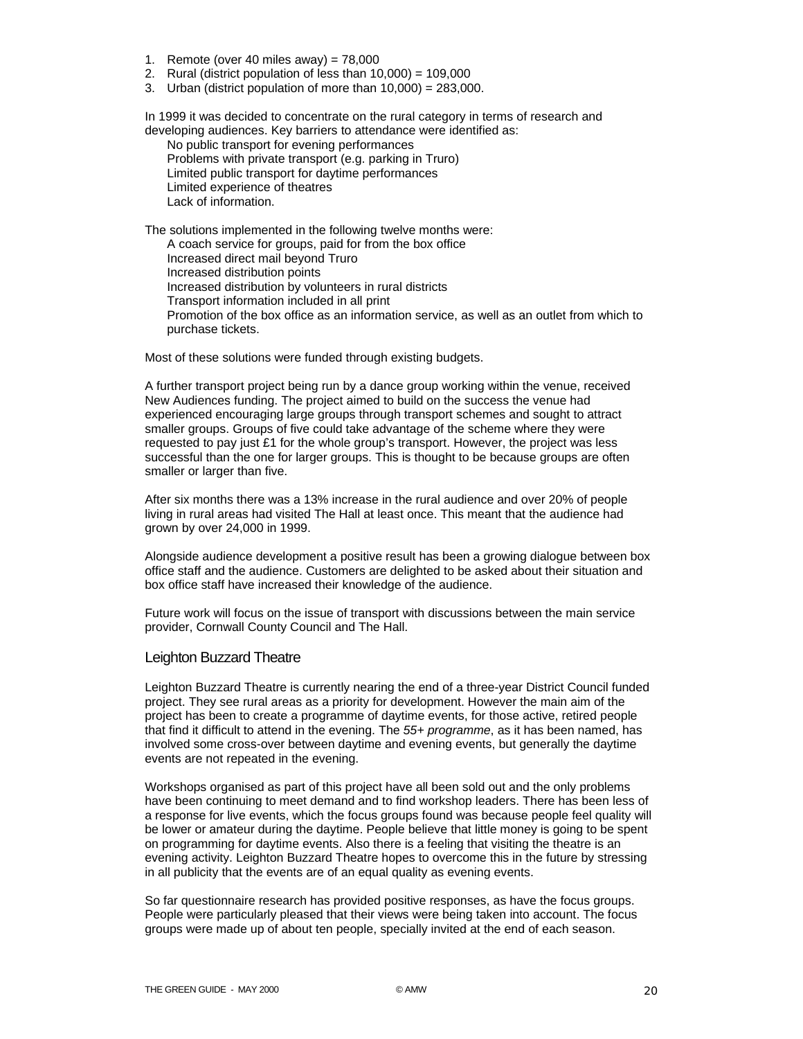1. Remote (over 40 miles away) = 78,000
2. Rural (district population of less than 10,000) = 109,000
3. Urban (district population of more than 10,000) = 283,000.

In 1999 it was decided to concentrate on the rural category in terms of research and developing audiences. Key barriers to attendance were identified as:

- No public transport for evening performances
- Problems with private transport (e.g. parking in Truro)
- Limited public transport for daytime performances
- Limited experience of theatres
- Lack of information.

The solutions implemented in the following twelve months were:

- A coach service for groups, paid for from the box office
- Increased direct mail beyond Truro
- Increased distribution points
- Increased distribution by volunteers in rural districts
- Transport information included in all print
- Promotion of the box office as an information service, as well as an outlet from which to purchase tickets.

Most of these solutions were funded through existing budgets.

A further transport project being run by a dance group working within the venue, received New Audiences funding. The project aimed to build on the success the venue had experienced encouraging large groups through transport schemes and sought to attract smaller groups. Groups of five could take advantage of the scheme where they were requested to pay just £1 for the whole group's transport. However, the project was less successful than the one for larger groups. This is thought to be because groups are often smaller or larger than five.

After six months there was a 13% increase in the rural audience and over 20% of people living in rural areas had visited The Hall at least once. This meant that the audience had grown by over 24,000 in 1999.

Alongside audience development a positive result has been a growing dialogue between box office staff and the audience. Customers are delighted to be asked about their situation and box office staff have increased their knowledge of the audience.

Future work will focus on the issue of transport with discussions between the main service provider, Cornwall County Council and The Hall.

## Leighton Buzzard Theatre

Leighton Buzzard Theatre is currently nearing the end of a three-year District Council funded project. They see rural areas as a priority for development. However the main aim of the project has been to create a programme of daytime events, for those active, retired people that find it difficult to attend in the evening. The *55+ programme*, as it has been named, has involved some cross-over between daytime and evening events, but generally the daytime events are not repeated in the evening.

Workshops organised as part of this project have all been sold out and the only problems have been continuing to meet demand and to find workshop leaders. There has been less of a response for live events, which the focus groups found was because people feel quality will be lower or amateur during the daytime. People believe that little money is going to be spent on programming for daytime events. Also there is a feeling that visiting the theatre is an evening activity. Leighton Buzzard Theatre hopes to overcome this in the future by stressing in all publicity that the events are of an equal quality as evening events.

So far questionnaire research has provided positive responses, as have the focus groups. People were particularly pleased that their views were being taken into account. The focus groups were made up of about ten people, specially invited at the end of each season.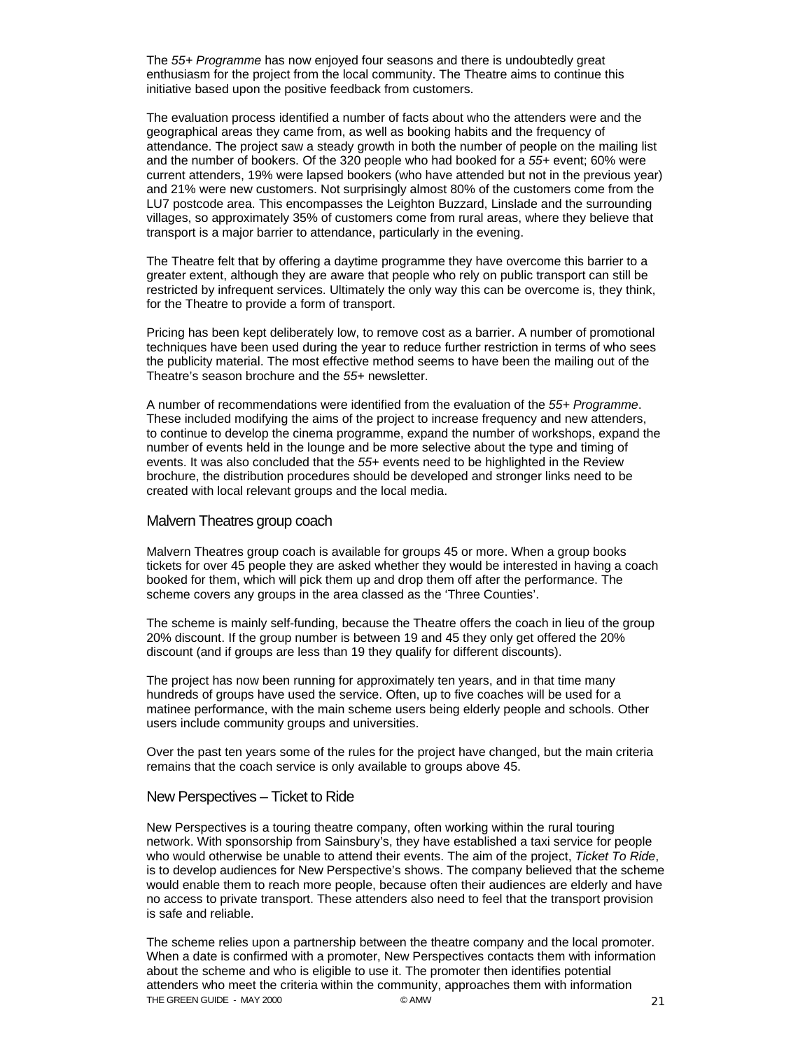The *55+ Programme* has now enjoyed four seasons and there is undoubtedly great enthusiasm for the project from the local community. The Theatre aims to continue this initiative based upon the positive feedback from customers.

The evaluation process identified a number of facts about who the attenders were and the geographical areas they came from, as well as booking habits and the frequency of attendance. The project saw a steady growth in both the number of people on the mailing list and the number of bookers. Of the 320 people who had booked for a *55*+ event; 60% were current attenders, 19% were lapsed bookers (who have attended but not in the previous year) and 21% were new customers. Not surprisingly almost 80% of the customers come from the LU7 postcode area. This encompasses the Leighton Buzzard, Linslade and the surrounding villages, so approximately 35% of customers come from rural areas, where they believe that transport is a major barrier to attendance, particularly in the evening.

The Theatre felt that by offering a daytime programme they have overcome this barrier to a greater extent, although they are aware that people who rely on public transport can still be restricted by infrequent services. Ultimately the only way this can be overcome is, they think, for the Theatre to provide a form of transport.

Pricing has been kept deliberately low, to remove cost as a barrier. A number of promotional techniques have been used during the year to reduce further restriction in terms of who sees the publicity material. The most effective method seems to have been the mailing out of the Theatre's season brochure and the *55*+ newsletter.

A number of recommendations were identified from the evaluation of the *55+ Programme*. These included modifying the aims of the project to increase frequency and new attenders, to continue to develop the cinema programme, expand the number of workshops, expand the number of events held in the lounge and be more selective about the type and timing of events. It was also concluded that the *55*+ events need to be highlighted in the Review brochure, the distribution procedures should be developed and stronger links need to be created with local relevant groups and the local media.

## Malvern Theatres group coach

Malvern Theatres group coach is available for groups 45 or more. When a group books tickets for over 45 people they are asked whether they would be interested in having a coach booked for them, which will pick them up and drop them off after the performance. The scheme covers any groups in the area classed as the 'Three Counties'.

The scheme is mainly self-funding, because the Theatre offers the coach in lieu of the group 20% discount. If the group number is between 19 and 45 they only get offered the 20% discount (and if groups are less than 19 they qualify for different discounts).

The project has now been running for approximately ten years, and in that time many hundreds of groups have used the service. Often, up to five coaches will be used for a matinee performance, with the main scheme users being elderly people and schools. Other users include community groups and universities.

Over the past ten years some of the rules for the project have changed, but the main criteria remains that the coach service is only available to groups above 45.

## New Perspectives – Ticket to Ride

New Perspectives is a touring theatre company, often working within the rural touring network. With sponsorship from Sainsbury's, they have established a taxi service for people who would otherwise be unable to attend their events. The aim of the project, *Ticket To Ride*, is to develop audiences for New Perspective's shows. The company believed that the scheme would enable them to reach more people, because often their audiences are elderly and have no access to private transport. These attenders also need to feel that the transport provision is safe and reliable.

The scheme relies upon a partnership between the theatre company and the local promoter. When a date is confirmed with a promoter, New Perspectives contacts them with information about the scheme and who is eligible to use it. The promoter then identifies potential attenders who meet the criteria within the community, approaches them with information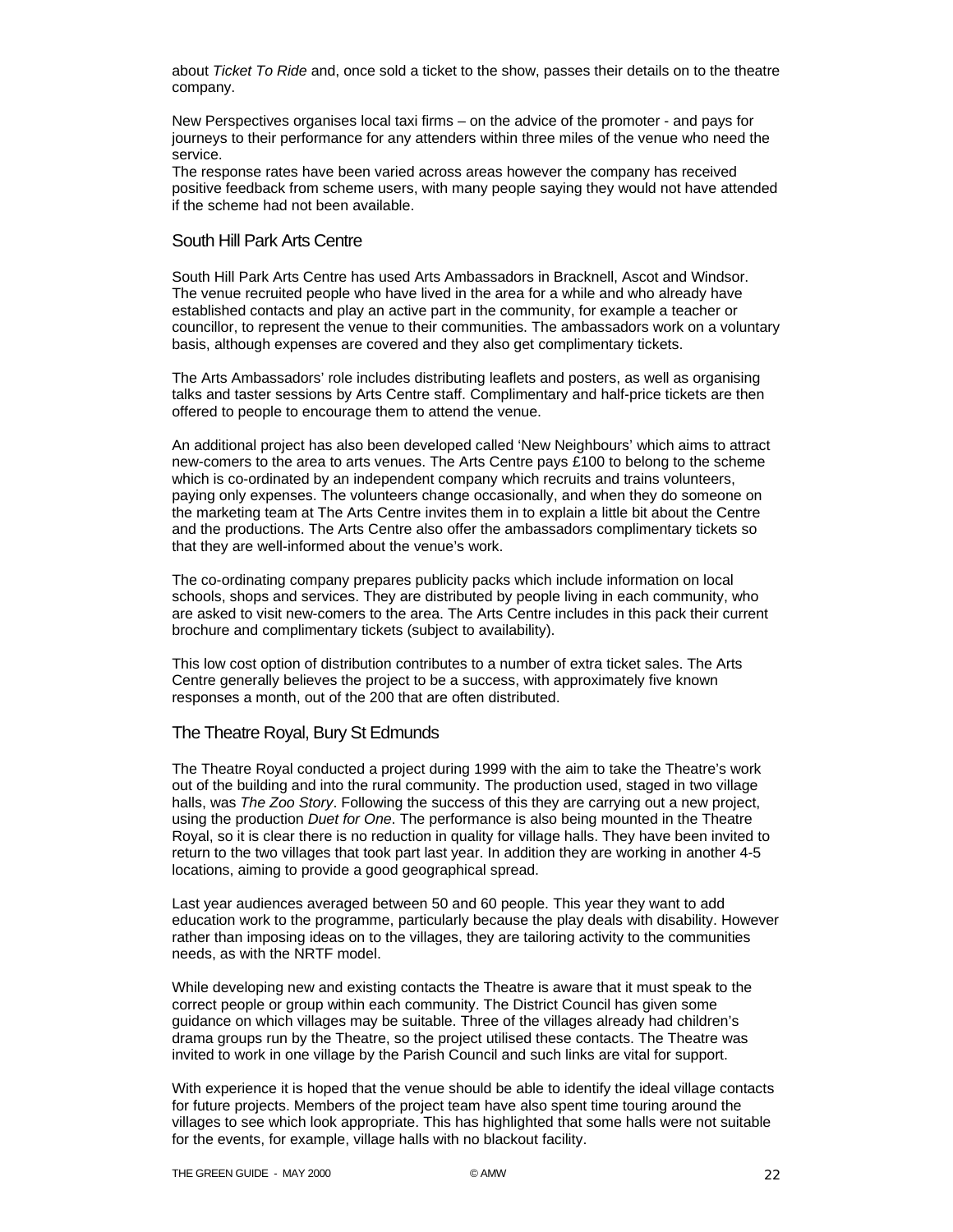about *Ticket To Ride* and, once sold a ticket to the show, passes their details on to the theatre company.

New Perspectives organises local taxi firms – on the advice of the promoter - and pays for journeys to their performance for any attenders within three miles of the venue who need the service.
The response rates have been varied across areas however the company has received positive feedback from scheme users, with many people saying they would not have attended if the scheme had not been available.

## South Hill Park Arts Centre

South Hill Park Arts Centre has used Arts Ambassadors in Bracknell, Ascot and Windsor. The venue recruited people who have lived in the area for a while and who already have established contacts and play an active part in the community, for example a teacher or councillor, to represent the venue to their communities. The ambassadors work on a voluntary basis, although expenses are covered and they also get complimentary tickets.

The Arts Ambassadors' role includes distributing leaflets and posters, as well as organising talks and taster sessions by Arts Centre staff. Complimentary and half-price tickets are then offered to people to encourage them to attend the venue.

An additional project has also been developed called 'New Neighbours' which aims to attract new-comers to the area to arts venues. The Arts Centre pays £100 to belong to the scheme which is co-ordinated by an independent company which recruits and trains volunteers, paying only expenses. The volunteers change occasionally, and when they do someone on the marketing team at The Arts Centre invites them in to explain a little bit about the Centre and the productions. The Arts Centre also offer the ambassadors complimentary tickets so that they are well-informed about the venue's work.

The co-ordinating company prepares publicity packs which include information on local schools, shops and services. They are distributed by people living in each community, who are asked to visit new-comers to the area. The Arts Centre includes in this pack their current brochure and complimentary tickets (subject to availability).

This low cost option of distribution contributes to a number of extra ticket sales. The Arts Centre generally believes the project to be a success, with approximately five known responses a month, out of the 200 that are often distributed.

## The Theatre Royal, Bury St Edmunds

The Theatre Royal conducted a project during 1999 with the aim to take the Theatre's work out of the building and into the rural community. The production used, staged in two village halls, was *The Zoo Story*. Following the success of this they are carrying out a new project, using the production *Duet for One*. The performance is also being mounted in the Theatre Royal, so it is clear there is no reduction in quality for village halls. They have been invited to return to the two villages that took part last year. In addition they are working in another 4-5 locations, aiming to provide a good geographical spread.

Last year audiences averaged between 50 and 60 people. This year they want to add education work to the programme, particularly because the play deals with disability. However rather than imposing ideas on to the villages, they are tailoring activity to the communities needs, as with the NRTF model.

While developing new and existing contacts the Theatre is aware that it must speak to the correct people or group within each community. The District Council has given some guidance on which villages may be suitable. Three of the villages already had children's drama groups run by the Theatre, so the project utilised these contacts. The Theatre was invited to work in one village by the Parish Council and such links are vital for support.

With experience it is hoped that the venue should be able to identify the ideal village contacts for future projects. Members of the project team have also spent time touring around the villages to see which look appropriate. This has highlighted that some halls were not suitable for the events, for example, village halls with no blackout facility.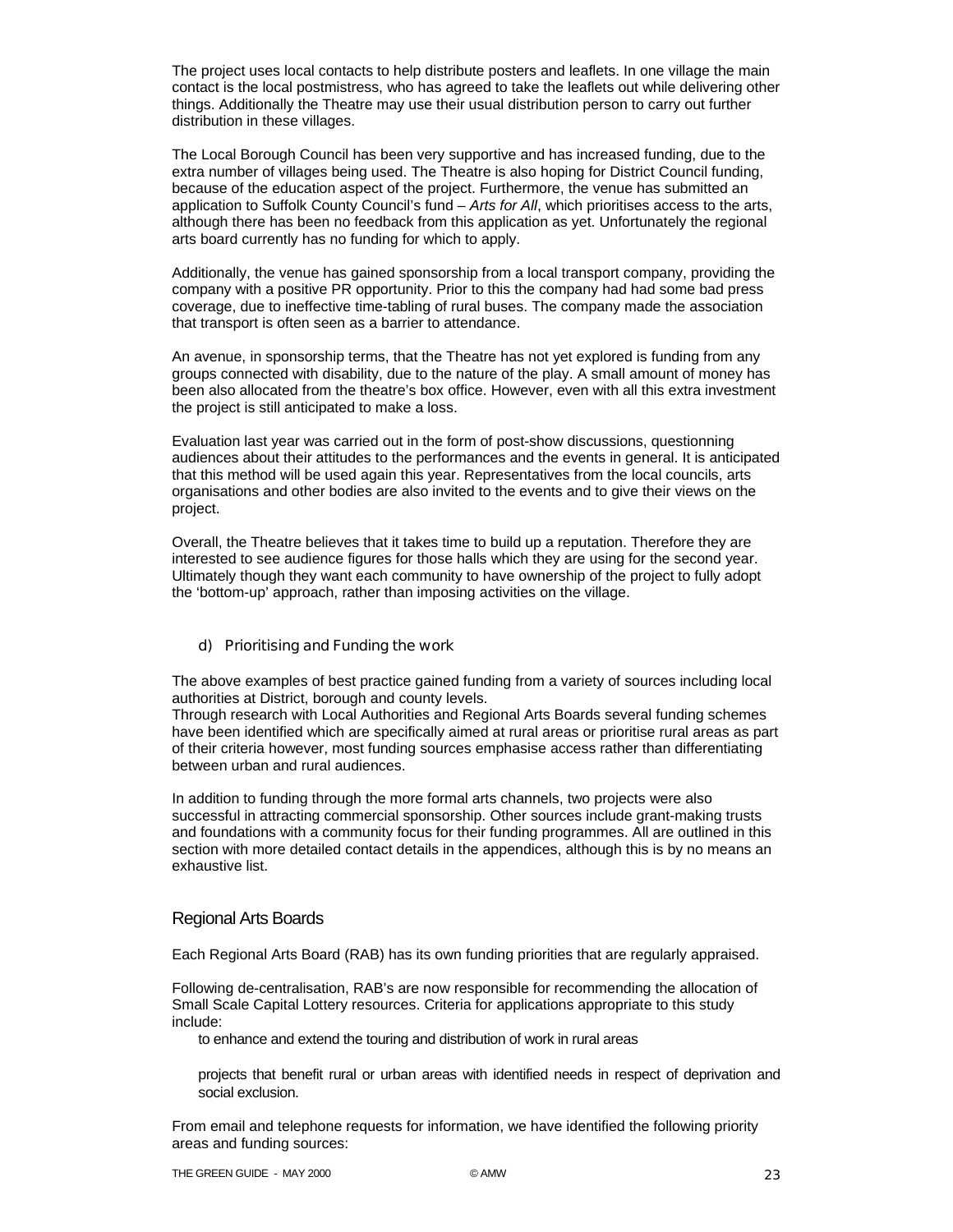The project uses local contacts to help distribute posters and leaflets. In one village the main contact is the local postmistress, who has agreed to take the leaflets out while delivering other things. Additionally the Theatre may use their usual distribution person to carry out further distribution in these villages.

The Local Borough Council has been very supportive and has increased funding, due to the extra number of villages being used. The Theatre is also hoping for District Council funding, because of the education aspect of the project. Furthermore, the venue has submitted an application to Suffolk County Council's fund – *Arts for All*, which prioritises access to the arts, although there has been no feedback from this application as yet. Unfortunately the regional arts board currently has no funding for which to apply.

Additionally, the venue has gained sponsorship from a local transport company, providing the company with a positive PR opportunity. Prior to this the company had had some bad press coverage, due to ineffective time-tabling of rural buses. The company made the association that transport is often seen as a barrier to attendance.

An avenue, in sponsorship terms, that the Theatre has not yet explored is funding from any groups connected with disability, due to the nature of the play. A small amount of money has been also allocated from the theatre's box office. However, even with all this extra investment the project is still anticipated to make a loss.

Evaluation last year was carried out in the form of post-show discussions, questionning audiences about their attitudes to the performances and the events in general. It is anticipated that this method will be used again this year. Representatives from the local councils, arts organisations and other bodies are also invited to the events and to give their views on the project.

Overall, the Theatre believes that it takes time to build up a reputation. Therefore they are interested to see audience figures for those halls which they are using for the second year. Ultimately though they want each community to have ownership of the project to fully adopt the 'bottom-up' approach, rather than imposing activities on the village.

### d) Prioritising and Funding the work

The above examples of best practice gained funding from a variety of sources including local authorities at District, borough and county levels.

Through research with Local Authorities and Regional Arts Boards several funding schemes have been identified which are specifically aimed at rural areas or prioritise rural areas as part of their criteria however, most funding sources emphasise access rather than differentiating between urban and rural audiences.

In addition to funding through the more formal arts channels, two projects were also successful in attracting commercial sponsorship. Other sources include grant-making trusts and foundations with a community focus for their funding programmes. All are outlined in this section with more detailed contact details in the appendices, although this is by no means an exhaustive list.

## Regional Arts Boards

Each Regional Arts Board (RAB) has its own funding priorities that are regularly appraised.

Following de-centralisation, RAB's are now responsible for recommending the allocation of Small Scale Capital Lottery resources. Criteria for applications appropriate to this study include:

- to enhance and extend the touring and distribution of work in rural areas
- projects that benefit rural or urban areas with identified needs in respect of deprivation and social exclusion.

From email and telephone requests for information, we have identified the following priority areas and funding sources: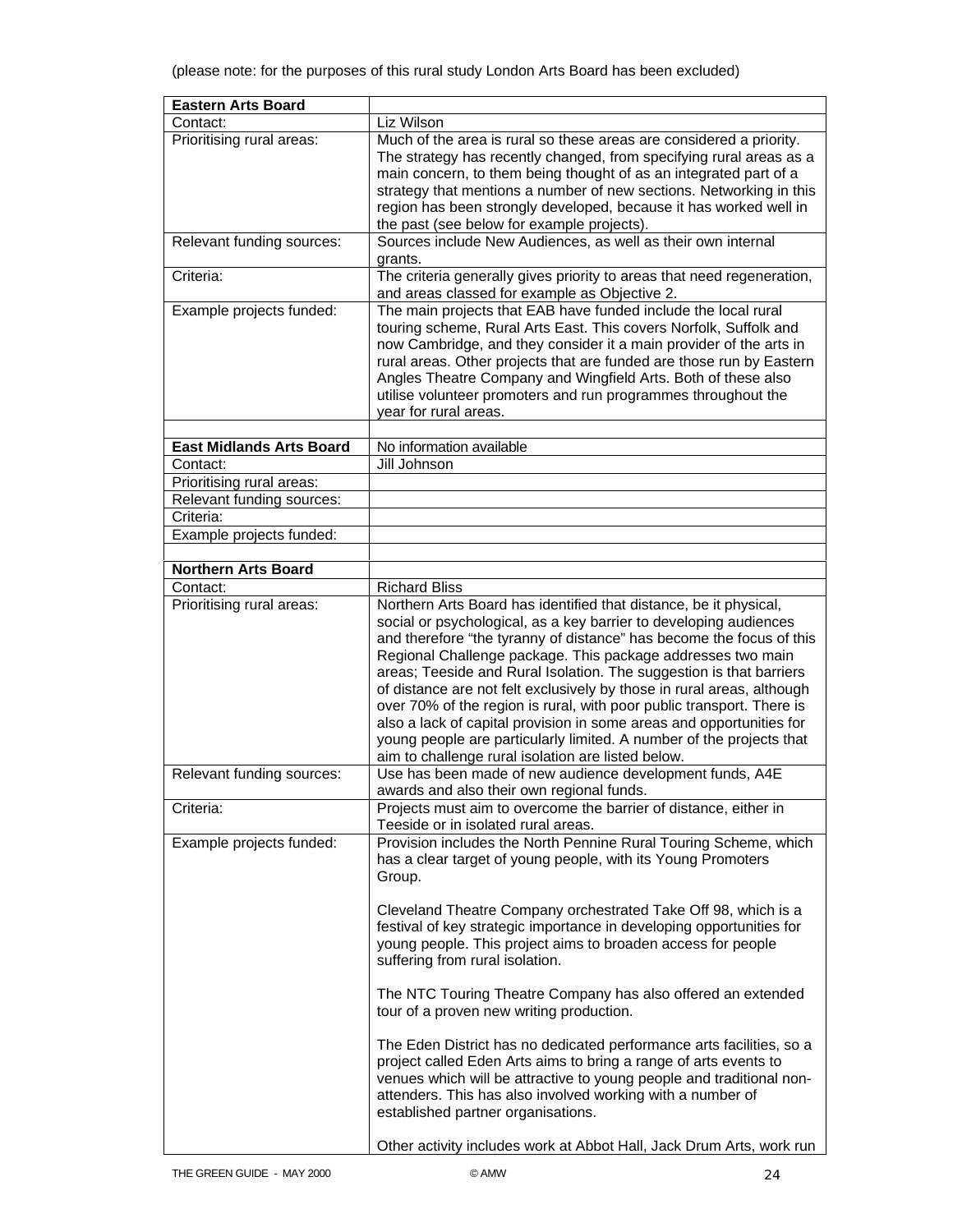(please note: for the purposes of this rural study London Arts Board has been excluded)

| **Eastern Arts Board** | |
|---|---|
| Contact: | Liz Wilson |
| Prioritising rural areas: | Much of the area is rural so these areas are considered a priority. The strategy has recently changed, from specifying rural areas as a main concern, to them being thought of as an integrated part of a strategy that mentions a number of new sections. Networking in this region has been strongly developed, because it has worked well in the past (see below for example projects). |
| Relevant funding sources: | Sources include New Audiences, as well as their own internal grants. |
| Criteria: | The criteria generally gives priority to areas that need regeneration, and areas classed for example as Objective 2. |
| Example projects funded: | The main projects that EAB have funded include the local rural touring scheme, Rural Arts East. This covers Norfolk, Suffolk and now Cambridge, and they consider it a main provider of the arts in rural areas. Other projects that are funded are those run by Eastern Angles Theatre Company and Wingfield Arts. Both of these also utilise volunteer promoters and run programmes throughout the year for rural areas. |
| | |
| **East Midlands Arts Board** | No information available |
| Contact: | Jill Johnson |
| Prioritising rural areas: | |
| Relevant funding sources: | |
| Criteria: | |
| Example projects funded: | |
| | |
| **Northern Arts Board** | |
| Contact: | Richard Bliss |
| Prioritising rural areas: | Northern Arts Board has identified that distance, be it physical, social or psychological, as a key barrier to developing audiences and therefore “the tyranny of distance” has become the focus of this Regional Challenge package. This package addresses two main areas; Teeside and Rural Isolation. The suggestion is that barriers of distance are not felt exclusively by those in rural areas, although over 70% of the region is rural, with poor public transport. There is also a lack of capital provision in some areas and opportunities for young people are particularly limited. A number of the projects that aim to challenge rural isolation are listed below. |
| Relevant funding sources: | Use has been made of new audience development funds, A4E awards and also their own regional funds. |
| Criteria: | Projects must aim to overcome the barrier of distance, either in Teeside or in isolated rural areas. |
| Example projects funded: | Provision includes the North Pennine Rural Touring Scheme, which has a clear target of young people, with its Young Promoters Group.<br><br>Cleveland Theatre Company orchestrated Take Off 98, which is a festival of key strategic importance in developing opportunities for young people. This project aims to broaden access for people suffering from rural isolation.<br><br>The NTC Touring Theatre Company has also offered an extended tour of a proven new writing production.<br><br>The Eden District has no dedicated performance arts facilities, so a project called Eden Arts aims to bring a range of arts events to venues which will be attractive to young people and traditional non-attenders. This has also involved working with a number of established partner organisations.<br><br>Other activity includes work at Abbot Hall, Jack Drum Arts, work run |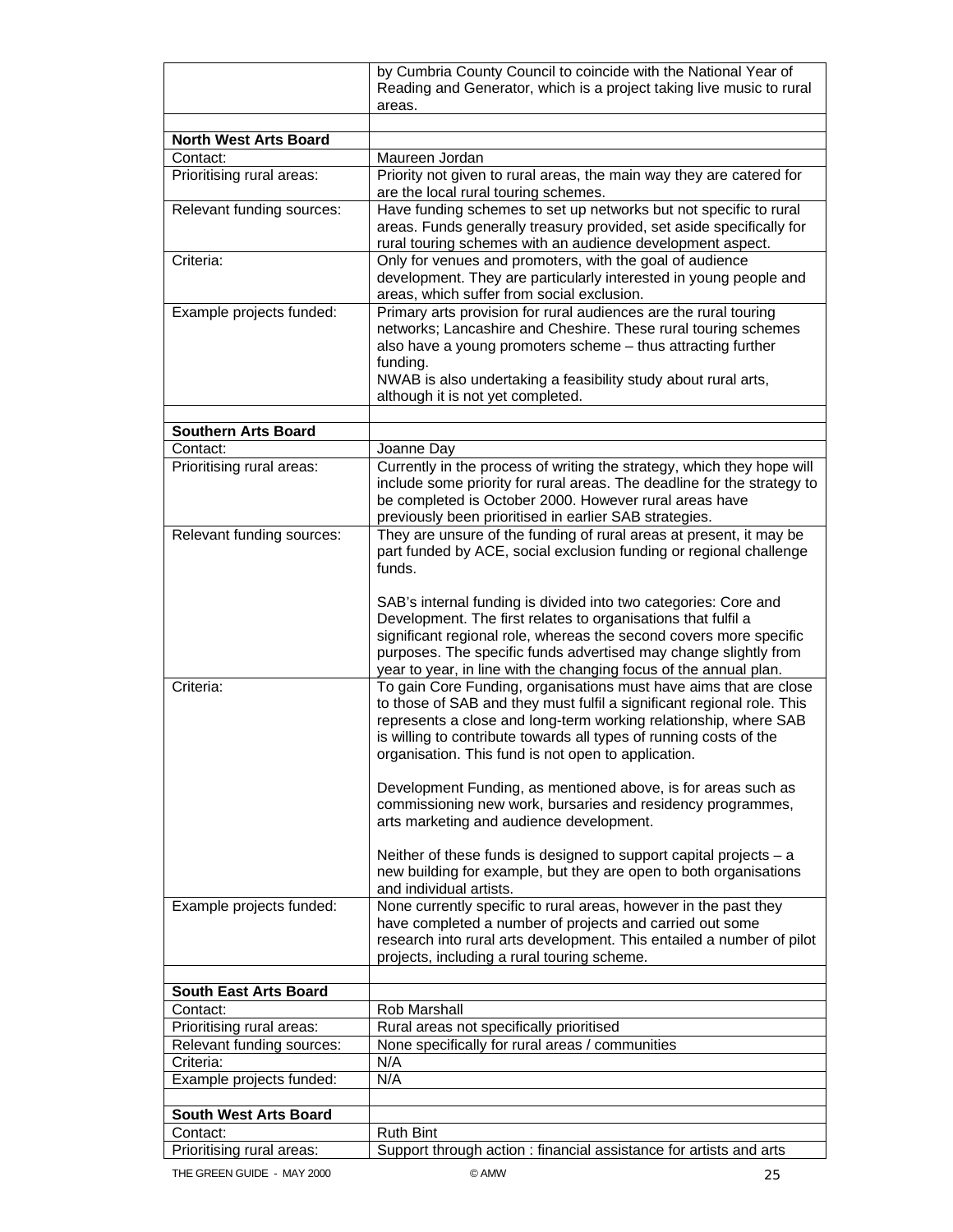|  |  |
| --- | --- |
|  | by Cumbria County Council to coincide with the National Year of Reading and Generator, which is a project taking live music to rural areas. |
|  |  |
| **North West Arts Board** |  |
| Contact: | Maureen Jordan |
| Prioritising rural areas: | Priority not given to rural areas, the main way they are catered for are the local rural touring schemes. |
| Relevant funding sources: | Have funding schemes to set up networks but not specific to rural areas. Funds generally treasury provided, set aside specifically for rural touring schemes with an audience development aspect. |
| Criteria: | Only for venues and promoters, with the goal of audience development. They are particularly interested in young people and areas, which suffer from social exclusion. |
| Example projects funded: | Primary arts provision for rural audiences are the rural touring networks; Lancashire and Cheshire. These rural touring schemes also have a young promoters scheme – thus attracting further funding.<br>NWAB is also undertaking a feasibility study about rural arts, although it is not yet completed. |
|  |  |
| **Southern Arts Board** |  |
| Contact: | Joanne Day |
| Prioritising rural areas: | Currently in the process of writing the strategy, which they hope will include some priority for rural areas. The deadline for the strategy to be completed is October 2000. However rural areas have previously been prioritised in earlier SAB strategies. |
| Relevant funding sources: | They are unsure of the funding of rural areas at present, it may be part funded by ACE, social exclusion funding or regional challenge funds.<br><br>SAB's internal funding is divided into two categories: Core and Development. The first relates to organisations that fulfil a significant regional role, whereas the second covers more specific purposes. The specific funds advertised may change slightly from year to year, in line with the changing focus of the annual plan. |
| Criteria: | To gain Core Funding, organisations must have aims that are close to those of SAB and they must fulfil a significant regional role. This represents a close and long-term working relationship, where SAB is willing to contribute towards all types of running costs of the organisation. This fund is not open to application.<br><br>Development Funding, as mentioned above, is for areas such as commissioning new work, bursaries and residency programmes, arts marketing and audience development.<br><br>Neither of these funds is designed to support capital projects – a new building for example, but they are open to both organisations and individual artists. |
| Example projects funded: | None currently specific to rural areas, however in the past they have completed a number of projects and carried out some research into rural arts development. This entailed a number of pilot projects, including a rural touring scheme. |
|  |  |
| **South East Arts Board** |  |
| Contact: | Rob Marshall |
| Prioritising rural areas: | Rural areas not specifically prioritised |
| Relevant funding sources: | None specifically for rural areas / communities |
| Criteria: | N/A |
| Example projects funded: | N/A |
|  |  |
| **South West Arts Board** |  |
| Contact: | Ruth Bint |
| Prioritising rural areas: | Support through action : financial assistance for artists and arts |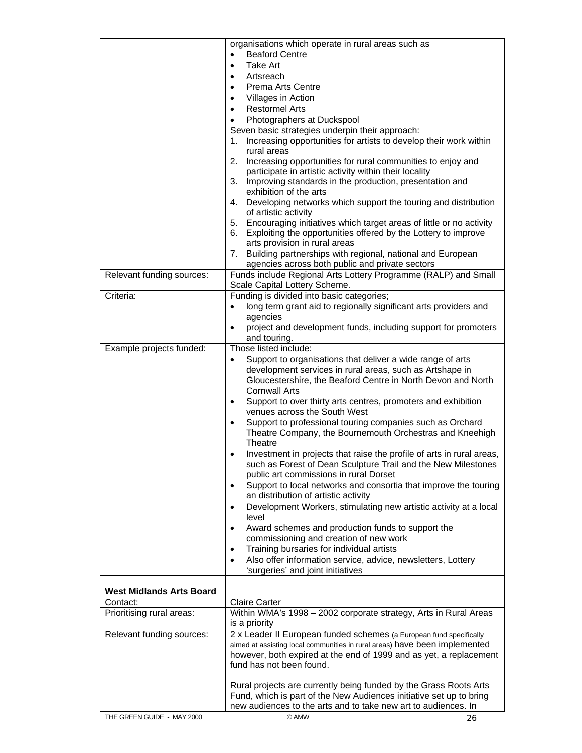| | |
|---|---|
| | organisations which operate in rural areas such as<br>• Beaford Centre<br>• Take Art<br>• Artsreach<br>• Prema Arts Centre<br>• Villages in Action<br>• Restormel Arts<br>• Photographers at Duckspool<br>Seven basic strategies underpin their approach:<br>1. Increasing opportunities for artists to develop their work within rural areas<br>2. Increasing opportunities for rural communities to enjoy and participate in artistic activity within their locality<br>3. Improving standards in the production, presentation and exhibition of the arts<br>4. Developing networks which support the touring and distribution of artistic activity<br>5. Encouraging initiatives which target areas of little or no activity<br>6. Exploiting the opportunities offered by the Lottery to improve arts provision in rural areas<br>7. Building partnerships with regional, national and European agencies across both public and private sectors |
| Relevant funding sources: | Funds include Regional Arts Lottery Programme (RALP) and Small Scale Capital Lottery Scheme. |
| Criteria: | Funding is divided into basic categories;<br>• long term grant aid to regionally significant arts providers and agencies<br>• project and development funds, including support for promoters and touring. |
| Example projects funded: | Those listed include:<br>• Support to organisations that deliver a wide range of arts development services in rural areas, such as Artshape in Gloucestershire, the Beaford Centre in North Devon and North Cornwall Arts<br>• Support to over thirty arts centres, promoters and exhibition venues across the South West<br>• Support to professional touring companies such as Orchard Theatre Company, the Bournemouth Orchestras and Kneehigh Theatre<br>• Investment in projects that raise the profile of arts in rural areas, such as Forest of Dean Sculpture Trail and the New Milestones public art commissions in rural Dorset<br>• Support to local networks and consortia that improve the touring an distribution of artistic activity<br>• Development Workers, stimulating new artistic activity at a local level<br>• Award schemes and production funds to support the commissioning and creation of new work<br>• Training bursaries for individual artists<br>• Also offer information service, advice, newsletters, Lottery 'surgeries' and joint initiatives |
| | |
| **West Midlands Arts Board** | |
| Contact: | Claire Carter |
| Prioritising rural areas: | Within WMA's 1998 – 2002 corporate strategy, Arts in Rural Areas is a priority |
| Relevant funding sources: | 2 x Leader II European funded schemes (a European fund specifically aimed at assisting local communities in rural areas) have been implemented however, both expired at the end of 1999 and as yet, a replacement fund has not been found.<br><br>Rural projects are currently being funded by the Grass Roots Arts Fund, which is part of the New Audiences initiative set up to bring new audiences to the arts and to take new art to audiences. In |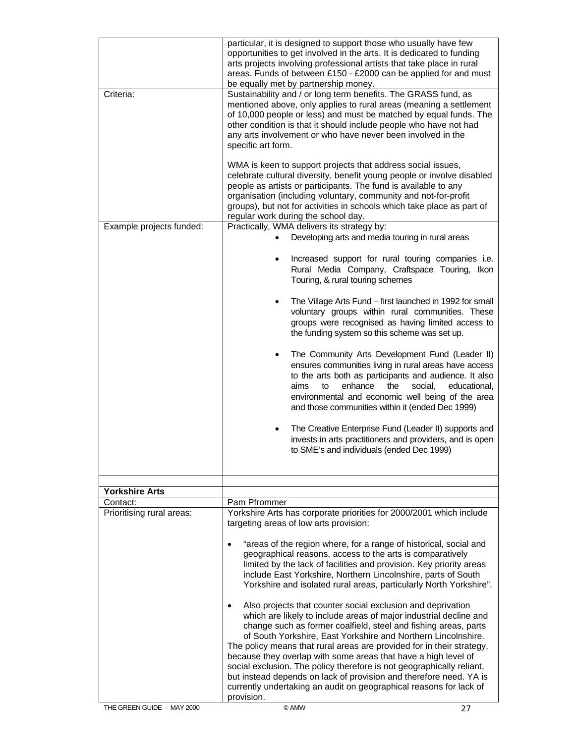| | |
|---|---|
| | particular, it is designed to support those who usually have few opportunities to get involved in the arts. It is dedicated to funding arts projects involving professional artists that take place in rural areas. Funds of between £150 - £2000 can be applied for and must be equally met by partnership money. |
| Criteria: | Sustainability and / or long term benefits. The GRASS fund, as mentioned above, only applies to rural areas (meaning a settlement of 10,000 people or less) and must be matched by equal funds. The other condition is that it should include people who have not had any arts involvement or who have never been involved in the specific art form.<br><br>WMA is keen to support projects that address social issues, celebrate cultural diversity, benefit young people or involve disabled people as artists or participants. The fund is available to any organisation (including voluntary, community and not-for-profit groups), but not for activities in schools which take place as part of regular work during the school day. |
| Example projects funded: | Practically, WMA delivers its strategy by:<br>• Developing arts and media touring in rural areas<br>• Increased support for rural touring companies i.e. Rural Media Company, Craftspace Touring, Ikon Touring, & rural touring schemes<br>• The Village Arts Fund – first launched in 1992 for small voluntary groups within rural communities. These groups were recognised as having limited access to the funding system so this scheme was set up.<br>• The Community Arts Development Fund (Leader II) ensures communities living in rural areas have access to the arts both as participants and audience. It also aims to enhance the social, educational, environmental and economic well being of the area and those communities within it (ended Dec 1999)<br>• The Creative Enterprise Fund (Leader II) supports and invests in arts practitioners and providers, and is open to SME's and individuals (ended Dec 1999) |
| | |
| **Yorkshire Arts** | |
| Contact: | Pam Pfrommer |
| Prioritising rural areas: | Yorkshire Arts has corporate priorities for 2000/2001 which include targeting areas of low arts provision:<br><br>• "areas of the region where, for a range of historical, social and geographical reasons, access to the arts is comparatively limited by the lack of facilities and provision. Key priority areas include East Yorkshire, Northern Lincolnshire, parts of South Yorkshire and isolated rural areas, particularly North Yorkshire".<br><br>• Also projects that counter social exclusion and deprivation which are likely to include areas of major industrial decline and change such as former coalfield, steel and fishing areas, parts of South Yorkshire, East Yorkshire and Northern Lincolnshire.<br>The policy means that rural areas are provided for in their strategy, because they overlap with some areas that have a high level of social exclusion. The policy therefore is not geographically reliant, but instead depends on lack of provision and therefore need. YA is currently undertaking an audit on geographical reasons for lack of provision. |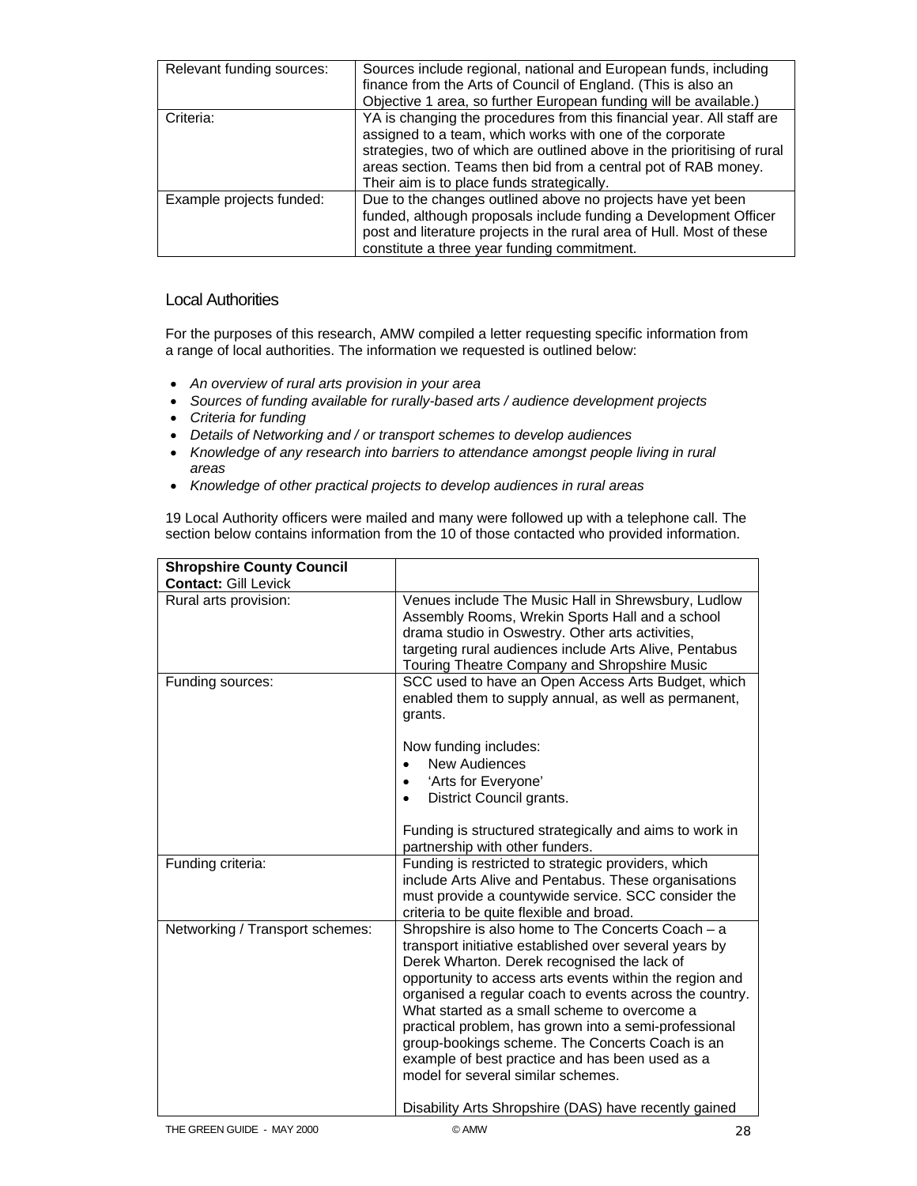| | |
|---|---|
| Relevant funding sources: | Sources include regional, national and European funds, including finance from the Arts of Council of England. (This is also an Objective 1 area, so further European funding will be available.) |
| Criteria: | YA is changing the procedures from this financial year. All staff are assigned to a team, which works with one of the corporate strategies, two of which are outlined above in the prioritising of rural areas section. Teams then bid from a central pot of RAB money. Their aim is to place funds strategically. |
| Example projects funded: | Due to the changes outlined above no projects have yet been funded, although proposals include funding a Development Officer post and literature projects in the rural area of Hull. Most of these constitute a three year funding commitment. |

## Local Authorities

For the purposes of this research, AMW compiled a letter requesting specific information from a range of local authorities. The information we requested is outlined below:

- *An overview of rural arts provision in your area*
- *Sources of funding available for rurally-based arts / audience development projects*
- *Criteria for funding*
- *Details of Networking and / or transport schemes to develop audiences*
- *Knowledge of any research into barriers to attendance amongst people living in rural areas*
- *Knowledge of other practical projects to develop audiences in rural areas*

19 Local Authority officers were mailed and many were followed up with a telephone call. The section below contains information from the 10 of those contacted who provided information.

| **Shropshire County Council** **Contact:** Gill Levick | |
|---|---|
| Rural arts provision: | Venues include The Music Hall in Shrewsbury, Ludlow Assembly Rooms, Wrekin Sports Hall and a school drama studio in Oswestry. Other arts activities, targeting rural audiences include Arts Alive, Pentabus Touring Theatre Company and Shropshire Music |
| Funding sources: | SCC used to have an Open Access Arts Budget, which enabled them to supply annual, as well as permanent, grants.<br><br>Now funding includes:<br>• New Audiences<br>• 'Arts for Everyone'<br>• District Council grants.<br><br>Funding is structured strategically and aims to work in partnership with other funders. |
| Funding criteria: | Funding is restricted to strategic providers, which include Arts Alive and Pentabus. These organisations must provide a countywide service. SCC consider the criteria to be quite flexible and broad. |
| Networking / Transport schemes: | Shropshire is also home to The Concerts Coach – a transport initiative established over several years by Derek Wharton. Derek recognised the lack of opportunity to access arts events within the region and organised a regular coach to events across the country. What started as a small scheme to overcome a practical problem, has grown into a semi-professional group-bookings scheme. The Concerts Coach is an example of best practice and has been used as a model for several similar schemes.<br><br>Disability Arts Shropshire (DAS) have recently gained |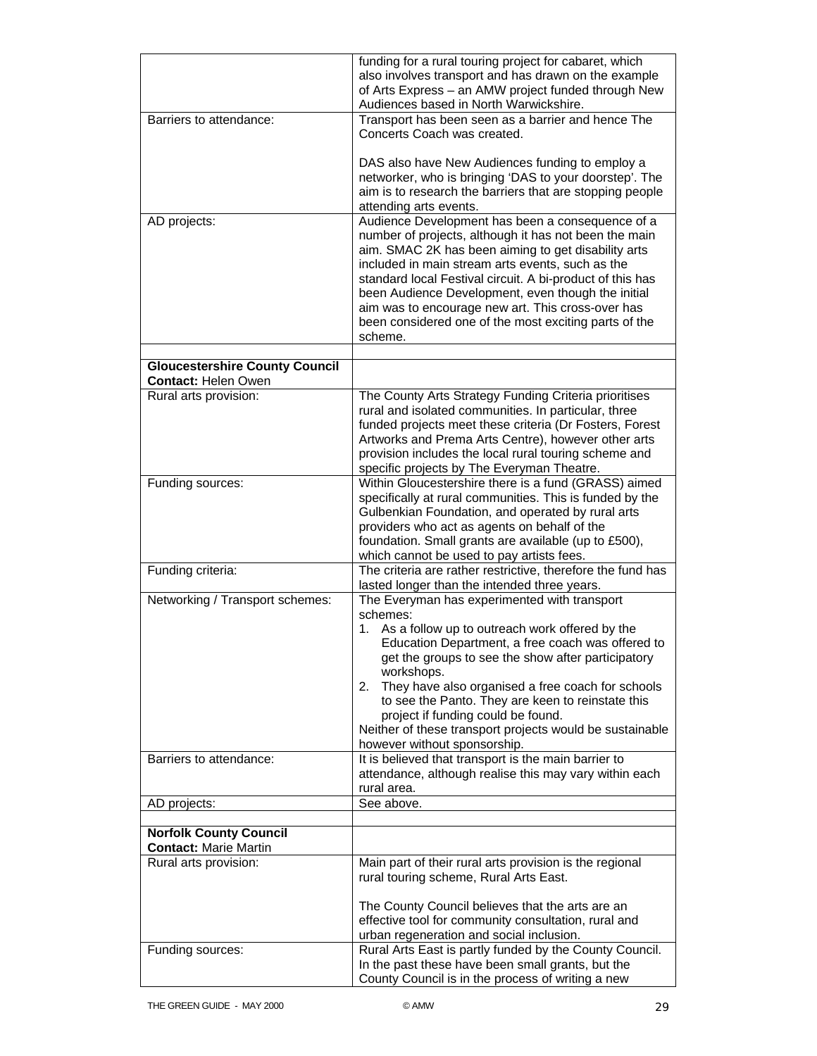| | |
|---|---|
| | funding for a rural touring project for cabaret, which also involves transport and has drawn on the example of Arts Express – an AMW project funded through New Audiences based in North Warwickshire. |
| Barriers to attendance: | Transport has been seen as a barrier and hence The Concerts Coach was created.<br><br>DAS also have New Audiences funding to employ a networker, who is bringing 'DAS to your doorstep'. The aim is to research the barriers that are stopping people attending arts events. |
| AD projects: | Audience Development has been a consequence of a number of projects, although it has not been the main aim. SMAC 2K has been aiming to get disability arts included in main stream arts events, such as the standard local Festival circuit. A bi-product of this has been Audience Development, even though the initial aim was to encourage new art. This cross-over has been considered one of the most exciting parts of the scheme. |
| | |
| **Gloucestershire County Council**<br>**Contact:** Helen Owen | |
| Rural arts provision: | The County Arts Strategy Funding Criteria prioritises rural and isolated communities. In particular, three funded projects meet these criteria (Dr Fosters, Forest Artworks and Prema Arts Centre), however other arts provision includes the local rural touring scheme and specific projects by The Everyman Theatre. |
| Funding sources: | Within Gloucestershire there is a fund (GRASS) aimed specifically at rural communities. This is funded by the Gulbenkian Foundation, and operated by rural arts providers who act as agents on behalf of the foundation. Small grants are available (up to £500), which cannot be used to pay artists fees. |
| Funding criteria: | The criteria are rather restrictive, therefore the fund has lasted longer than the intended three years. |
| Networking / Transport schemes: | The Everyman has experimented with transport schemes:<br>1. As a follow up to outreach work offered by the Education Department, a free coach was offered to get the groups to see the show after participatory workshops.<br>2. They have also organised a free coach for schools to see the Panto. They are keen to reinstate this project if funding could be found.<br>Neither of these transport projects would be sustainable however without sponsorship. |
| Barriers to attendance: | It is believed that transport is the main barrier to attendance, although realise this may vary within each rural area. |
| AD projects: | See above. |
| | |
| **Norfolk County Council**<br>**Contact:** Marie Martin | |
| Rural arts provision: | Main part of their rural arts provision is the regional rural touring scheme, Rural Arts East.<br><br>The County Council believes that the arts are an effective tool for community consultation, rural and urban regeneration and social inclusion. |
| Funding sources: | Rural Arts East is partly funded by the County Council. In the past these have been small grants, but the County Council is in the process of writing a new |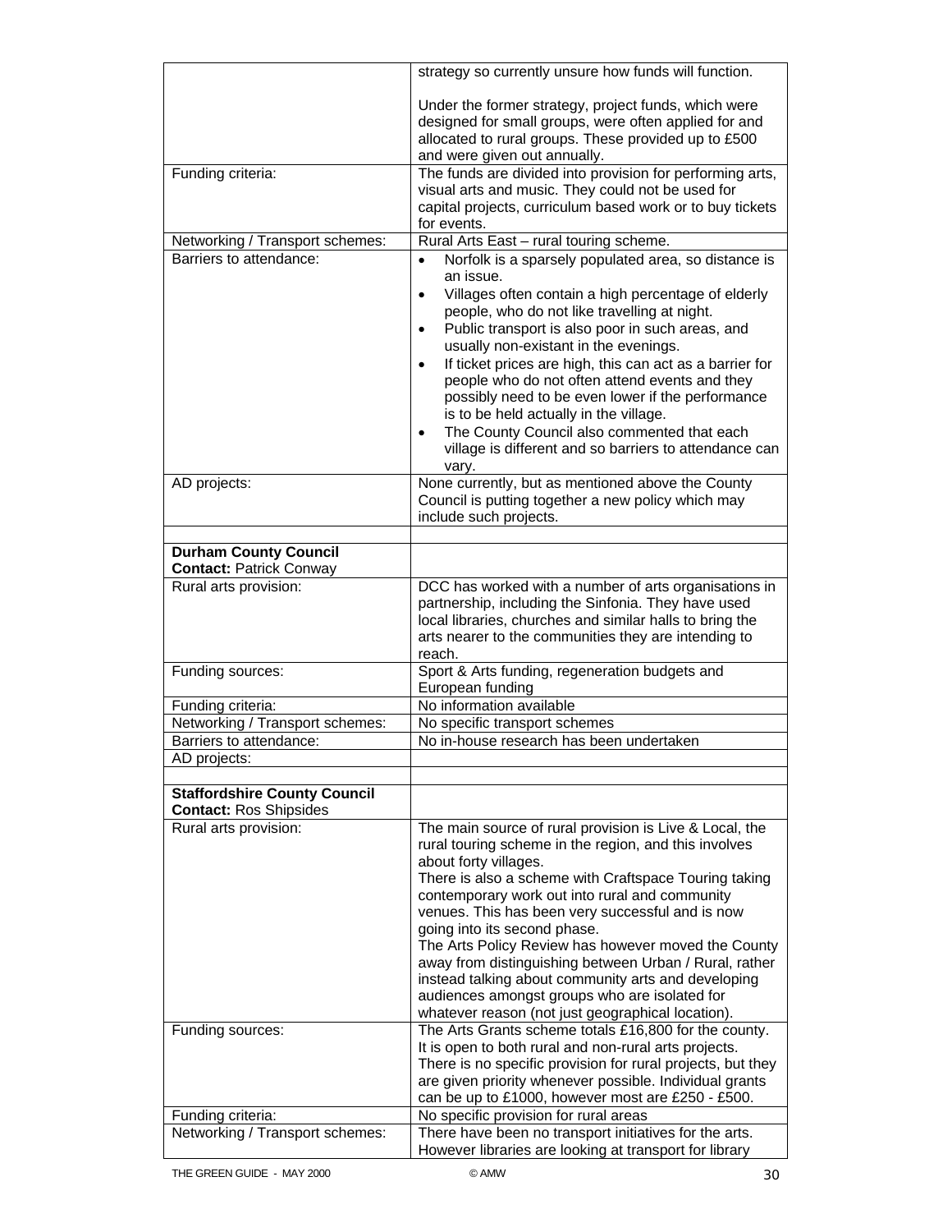| | |
|---|---|
| | strategy so currently unsure how funds will function.<br><br>Under the former strategy, project funds, which were designed for small groups, were often applied for and allocated to rural groups. These provided up to £500 and were given out annually. |
| Funding criteria: | The funds are divided into provision for performing arts, visual arts and music. They could not be used for capital projects, curriculum based work or to buy tickets for events. |
| Networking / Transport schemes: | Rural Arts East – rural touring scheme. |
| Barriers to attendance: | • Norfolk is a sparsely populated area, so distance is an issue.<br>• Villages often contain a high percentage of elderly people, who do not like travelling at night.<br>• Public transport is also poor in such areas, and usually non-existant in the evenings.<br>• If ticket prices are high, this can act as a barrier for people who do not often attend events and they possibly need to be even lower if the performance is to be held actually in the village.<br>• The County Council also commented that each village is different and so barriers to attendance can vary. |
| AD projects: | None currently, but as mentioned above the County Council is putting together a new policy which may include such projects. |
| | |
| **Durham County Council**<br>**Contact:** Patrick Conway | |
| Rural arts provision: | DCC has worked with a number of arts organisations in partnership, including the Sinfonia. They have used local libraries, churches and similar halls to bring the arts nearer to the communities they are intending to reach. |
| Funding sources: | Sport & Arts funding, regeneration budgets and European funding |
| Funding criteria: | No information available |
| Networking / Transport schemes: | No specific transport schemes |
| Barriers to attendance: | No in-house research has been undertaken |
| AD projects: | |
| | |
| **Staffordshire County Council**<br>**Contact:** Ros Shipsides | |
| Rural arts provision: | The main source of rural provision is Live & Local, the rural touring scheme in the region, and this involves about forty villages.<br>There is also a scheme with Craftspace Touring taking contemporary work out into rural and community venues. This has been very successful and is now going into its second phase.<br>The Arts Policy Review has however moved the County away from distinguishing between Urban / Rural, rather instead talking about community arts and developing audiences amongst groups who are isolated for whatever reason (not just geographical location). |
| Funding sources: | The Arts Grants scheme totals £16,800 for the county. It is open to both rural and non-rural arts projects. There is no specific provision for rural projects, but they are given priority whenever possible. Individual grants can be up to £1000, however most are £250 - £500. |
| Funding criteria: | No specific provision for rural areas |
| Networking / Transport schemes: | There have been no transport initiatives for the arts. However libraries are looking at transport for library |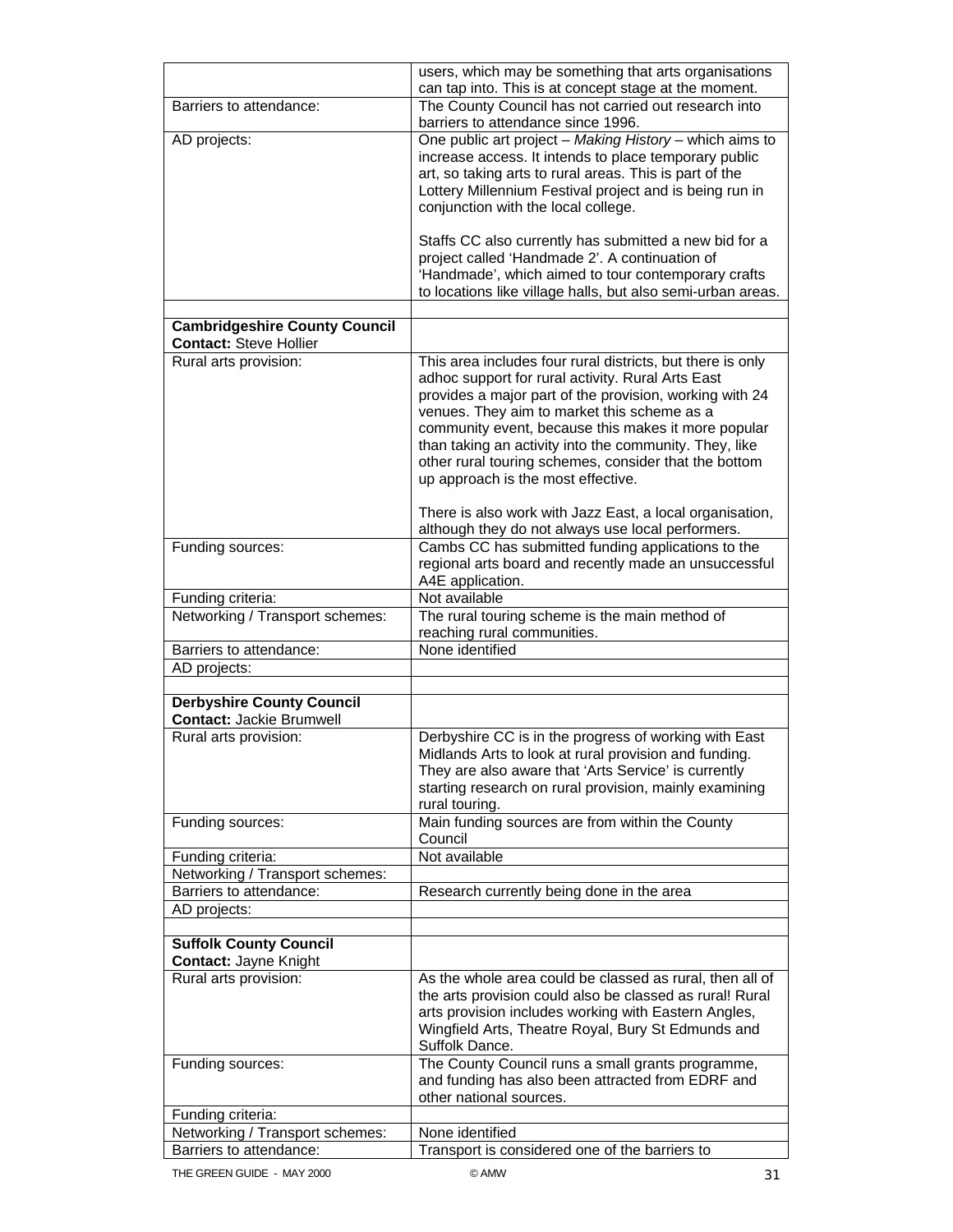| | |
|---|---|
| | users, which may be something that arts organisations can tap into. This is at concept stage at the moment. |
| Barriers to attendance: | The County Council has not carried out research into barriers to attendance since 1996. |
| AD projects: | One public art project – *Making History* – which aims to increase access. It intends to place temporary public art, so taking arts to rural areas. This is part of the Lottery Millennium Festival project and is being run in conjunction with the local college.<br><br>Staffs CC also currently has submitted a new bid for a project called 'Handmade 2'. A continuation of 'Handmade', which aimed to tour contemporary crafts to locations like village halls, but also semi-urban areas. |
| | |
| **Cambridgeshire County Council**<br>**Contact:** Steve Hollier | |
| Rural arts provision: | This area includes four rural districts, but there is only adhoc support for rural activity. Rural Arts East provides a major part of the provision, working with 24 venues. They aim to market this scheme as a community event, because this makes it more popular than taking an activity into the community. They, like other rural touring schemes, consider that the bottom up approach is the most effective.<br><br>There is also work with Jazz East, a local organisation, although they do not always use local performers. |
| Funding sources: | Cambs CC has submitted funding applications to the regional arts board and recently made an unsuccessful A4E application. |
| Funding criteria: | Not available |
| Networking / Transport schemes: | The rural touring scheme is the main method of reaching rural communities. |
| Barriers to attendance: | None identified |
| AD projects: | |
| | |
| **Derbyshire County Council**<br>**Contact:** Jackie Brumwell | |
| Rural arts provision: | Derbyshire CC is in the progress of working with East Midlands Arts to look at rural provision and funding. They are also aware that 'Arts Service' is currently starting research on rural provision, mainly examining rural touring. |
| Funding sources: | Main funding sources are from within the County Council |
| Funding criteria: | Not available |
| Networking / Transport schemes: | |
| Barriers to attendance: | Research currently being done in the area |
| AD projects: | |
| | |
| **Suffolk County Council**<br>**Contact:** Jayne Knight | |
| Rural arts provision: | As the whole area could be classed as rural, then all of the arts provision could also be classed as rural! Rural arts provision includes working with Eastern Angles, Wingfield Arts, Theatre Royal, Bury St Edmunds and Suffolk Dance. |
| Funding sources: | The County Council runs a small grants programme, and funding has also been attracted from EDRF and other national sources. |
| Funding criteria: | |
| Networking / Transport schemes: | None identified |
| Barriers to attendance: | Transport is considered one of the barriers to |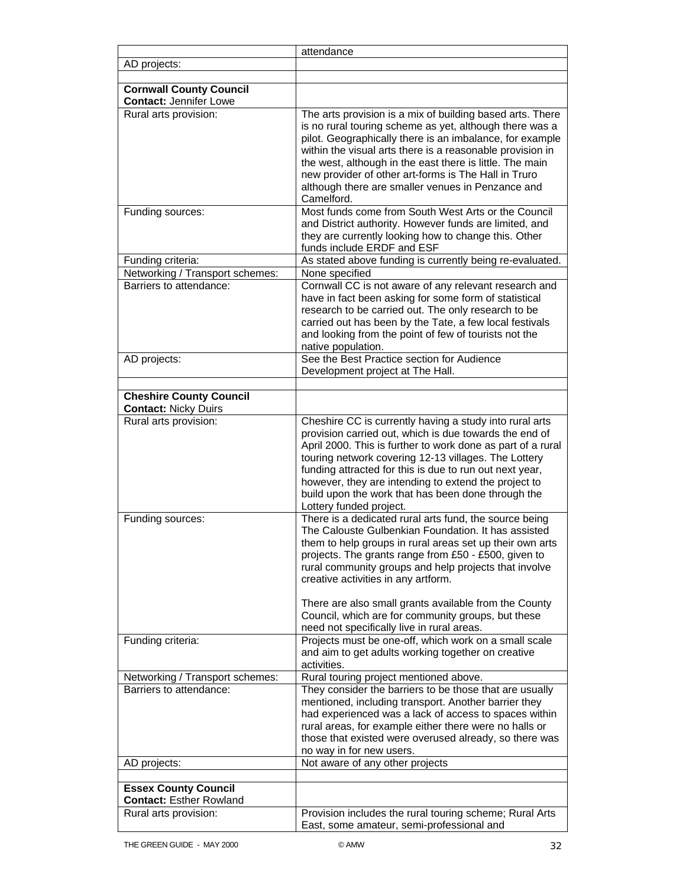| | |
|---|---|
| | attendance |
| AD projects: | |
| | |
| **Cornwall County Council**<br>**Contact:** Jennifer Lowe | |
| Rural arts provision: | The arts provision is a mix of building based arts. There is no rural touring scheme as yet, although there was a pilot. Geographically there is an imbalance, for example within the visual arts there is a reasonable provision in the west, although in the east there is little. The main new provider of other art-forms is The Hall in Truro although there are smaller venues in Penzance and Camelford. |
| Funding sources: | Most funds come from South West Arts or the Council and District authority. However funds are limited, and they are currently looking how to change this. Other funds include ERDF and ESF |
| Funding criteria: | As stated above funding is currently being re-evaluated. |
| Networking / Transport schemes: | None specified |
| Barriers to attendance: | Cornwall CC is not aware of any relevant research and have in fact been asking for some form of statistical research to be carried out. The only research to be carried out has been by the Tate, a few local festivals and looking from the point of few of tourists not the native population. |
| AD projects: | See the Best Practice section for Audience Development project at The Hall. |
| | |
| **Cheshire County Council**<br>**Contact:** Nicky Duirs | |
| Rural arts provision: | Cheshire CC is currently having a study into rural arts provision carried out, which is due towards the end of April 2000. This is further to work done as part of a rural touring network covering 12-13 villages. The Lottery funding attracted for this is due to run out next year, however, they are intending to extend the project to build upon the work that has been done through the Lottery funded project. |
| Funding sources: | There is a dedicated rural arts fund, the source being The Calouste Gulbenkian Foundation. It has assisted them to help groups in rural areas set up their own arts projects. The grants range from £50 - £500, given to rural community groups and help projects that involve creative activities in any artform.<br><br>There are also small grants available from the County Council, which are for community groups, but these need not specifically live in rural areas. |
| Funding criteria: | Projects must be one-off, which work on a small scale and aim to get adults working together on creative activities. |
| Networking / Transport schemes: | Rural touring project mentioned above. |
| Barriers to attendance: | They consider the barriers to be those that are usually mentioned, including transport. Another barrier they had experienced was a lack of access to spaces within rural areas, for example either there were no halls or those that existed were overused already, so there was no way in for new users. |
| AD projects: | Not aware of any other projects |
| | |
| **Essex County Council**<br>**Contact:** Esther Rowland | |
| Rural arts provision: | Provision includes the rural touring scheme; Rural Arts East, some amateur, semi-professional and |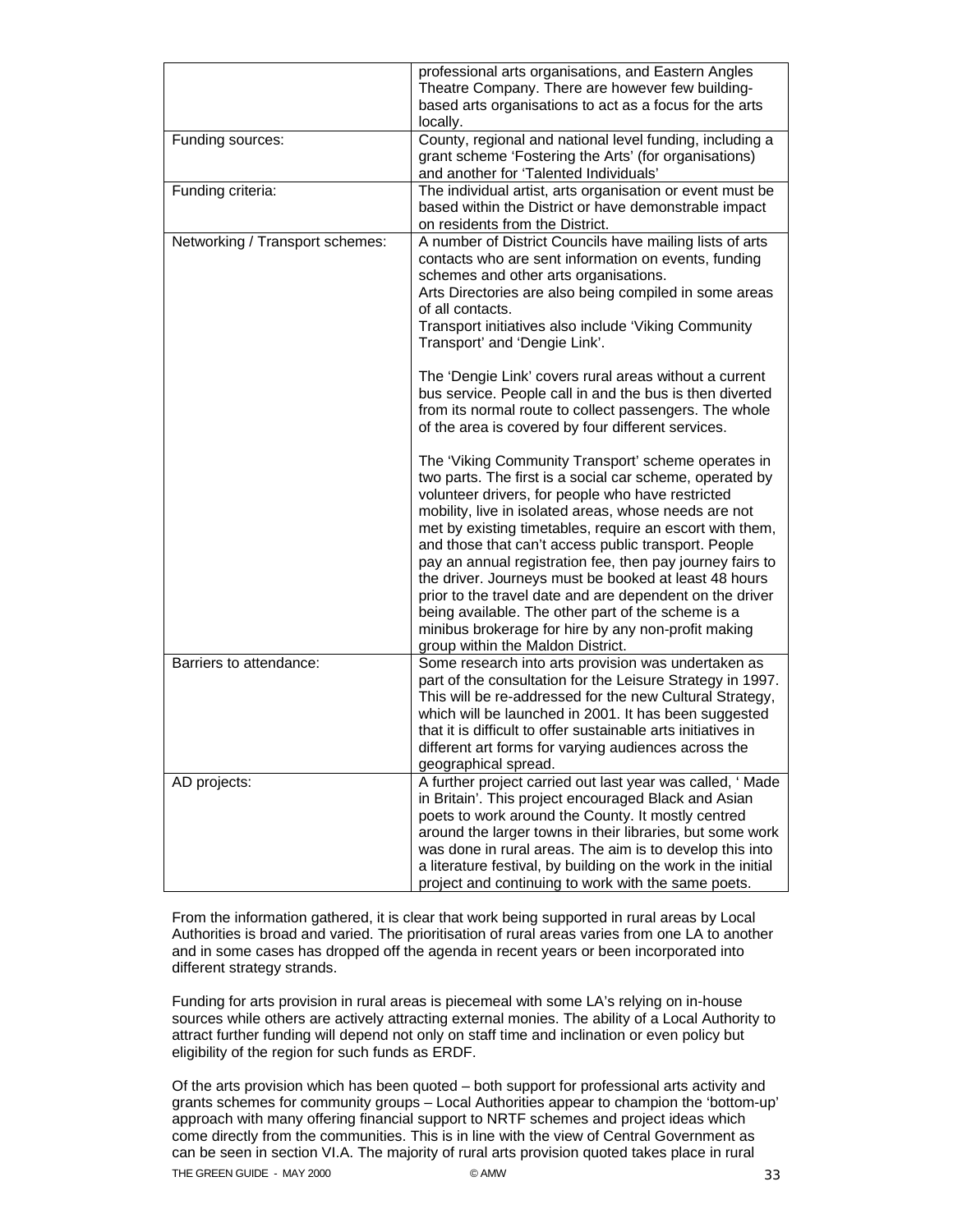| | |
|---|---|
| | professional arts organisations, and Eastern Angles Theatre Company. There are however few building-based arts organisations to act as a focus for the arts locally. |
| Funding sources: | County, regional and national level funding, including a grant scheme 'Fostering the Arts' (for organisations) and another for 'Talented Individuals' |
| Funding criteria: | The individual artist, arts organisation or event must be based within the District or have demonstrable impact on residents from the District. |
| Networking / Transport schemes: | A number of District Councils have mailing lists of arts contacts who are sent information on events, funding schemes and other arts organisations.<br>Arts Directories are also being compiled in some areas of all contacts.<br>Transport initiatives also include 'Viking Community Transport' and 'Dengie Link'.<br><br>The 'Dengie Link' covers rural areas without a current bus service. People call in and the bus is then diverted from its normal route to collect passengers. The whole of the area is covered by four different services.<br><br>The 'Viking Community Transport' scheme operates in two parts. The first is a social car scheme, operated by volunteer drivers, for people who have restricted mobility, live in isolated areas, whose needs are not met by existing timetables, require an escort with them, and those that can't access public transport. People pay an annual registration fee, then pay journey fairs to the driver. Journeys must be booked at least 48 hours prior to the travel date and are dependent on the driver being available. The other part of the scheme is a minibus brokerage for hire by any non-profit making group within the Maldon District. |
| Barriers to attendance: | Some research into arts provision was undertaken as part of the consultation for the Leisure Strategy in 1997. This will be re-addressed for the new Cultural Strategy, which will be launched in 2001. It has been suggested that it is difficult to offer sustainable arts initiatives in different art forms for varying audiences across the geographical spread. |
| AD projects: | A further project carried out last year was called, ' Made in Britain'. This project encouraged Black and Asian poets to work around the County. It mostly centred around the larger towns in their libraries, but some work was done in rural areas. The aim is to develop this into a literature festival, by building on the work in the initial project and continuing to work with the same poets. |

From the information gathered, it is clear that work being supported in rural areas by Local Authorities is broad and varied. The prioritisation of rural areas varies from one LA to another and in some cases has dropped off the agenda in recent years or been incorporated into different strategy strands.

Funding for arts provision in rural areas is piecemeal with some LA's relying on in-house sources while others are actively attracting external monies. The ability of a Local Authority to attract further funding will depend not only on staff time and inclination or even policy but eligibility of the region for such funds as ERDF.

Of the arts provision which has been quoted – both support for professional arts activity and grants schemes for community groups – Local Authorities appear to champion the 'bottom-up' approach with many offering financial support to NRTF schemes and project ideas which come directly from the communities. This is in line with the view of Central Government as can be seen in section VI.A. The majority of rural arts provision quoted takes place in rural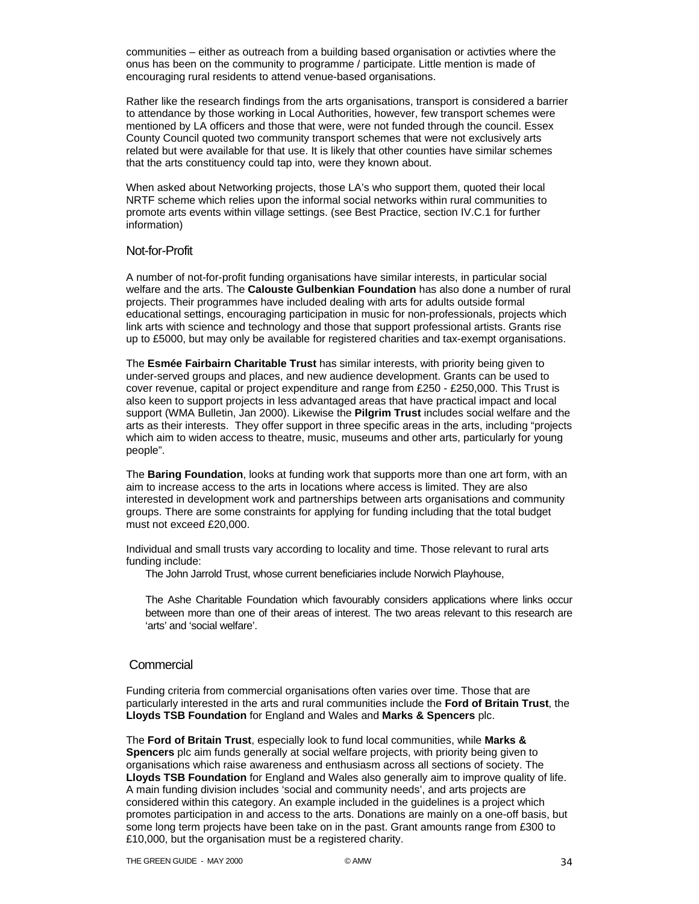communities – either as outreach from a building based organisation or activties where the onus has been on the community to programme / participate. Little mention is made of encouraging rural residents to attend venue-based organisations.

Rather like the research findings from the arts organisations, transport is considered a barrier to attendance by those working in Local Authorities, however, few transport schemes were mentioned by LA officers and those that were, were not funded through the council. Essex County Council quoted two community transport schemes that were not exclusively arts related but were available for that use. It is likely that other counties have similar schemes that the arts constituency could tap into, were they known about.

When asked about Networking projects, those LA's who support them, quoted their local NRTF scheme which relies upon the informal social networks within rural communities to promote arts events within village settings. (see Best Practice, section IV.C.1 for further information)

## Not-for-Profit

A number of not-for-profit funding organisations have similar interests, in particular social welfare and the arts. The **Calouste Gulbenkian Foundation** has also done a number of rural projects. Their programmes have included dealing with arts for adults outside formal educational settings, encouraging participation in music for non-professionals, projects which link arts with science and technology and those that support professional artists. Grants rise up to £5000, but may only be available for registered charities and tax-exempt organisations.

The **Esmée Fairbairn Charitable Trust** has similar interests, with priority being given to under-served groups and places, and new audience development. Grants can be used to cover revenue, capital or project expenditure and range from £250 - £250,000. This Trust is also keen to support projects in less advantaged areas that have practical impact and local support (WMA Bulletin, Jan 2000). Likewise the **Pilgrim Trust** includes social welfare and the arts as their interests. They offer support in three specific areas in the arts, including "projects which aim to widen access to theatre, music, museums and other arts, particularly for young people".

The **Baring Foundation**, looks at funding work that supports more than one art form, with an aim to increase access to the arts in locations where access is limited. They are also interested in development work and partnerships between arts organisations and community groups. There are some constraints for applying for funding including that the total budget must not exceed £20,000.

Individual and small trusts vary according to locality and time. Those relevant to rural arts funding include:

The John Jarrold Trust, whose current beneficiaries include Norwich Playhouse,

The Ashe Charitable Foundation which favourably considers applications where links occur between more than one of their areas of interest. The two areas relevant to this research are 'arts' and 'social welfare'.

## Commercial

Funding criteria from commercial organisations often varies over time. Those that are particularly interested in the arts and rural communities include the **Ford of Britain Trust**, the **Lloyds TSB Foundation** for England and Wales and **Marks & Spencers** plc.

The **Ford of Britain Trust**, especially look to fund local communities, while **Marks & Spencers** plc aim funds generally at social welfare projects, with priority being given to organisations which raise awareness and enthusiasm across all sections of society. The **Lloyds TSB Foundation** for England and Wales also generally aim to improve quality of life. A main funding division includes 'social and community needs', and arts projects are considered within this category. An example included in the guidelines is a project which promotes participation in and access to the arts. Donations are mainly on a one-off basis, but some long term projects have been take on in the past. Grant amounts range from £300 to £10,000, but the organisation must be a registered charity.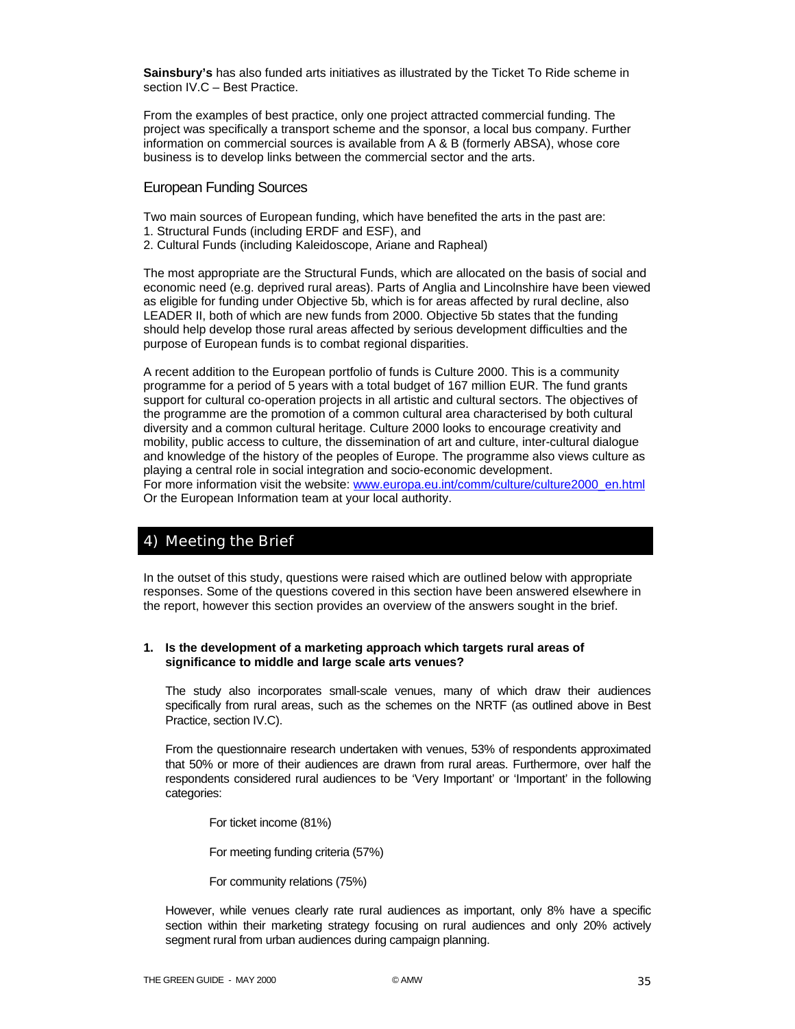**Sainsbury's** has also funded arts initiatives as illustrated by the Ticket To Ride scheme in section IV.C – Best Practice.

From the examples of best practice, only one project attracted commercial funding. The project was specifically a transport scheme and the sponsor, a local bus company. Further information on commercial sources is available from A & B (formerly ABSA), whose core business is to develop links between the commercial sector and the arts.

### European Funding Sources

Two main sources of European funding, which have benefited the arts in the past are:
1. Structural Funds (including ERDF and ESF), and
2. Cultural Funds (including Kaleidoscope, Ariane and Rapheal)

The most appropriate are the Structural Funds, which are allocated on the basis of social and economic need (e.g. deprived rural areas). Parts of Anglia and Lincolnshire have been viewed as eligible for funding under Objective 5b, which is for areas affected by rural decline, also LEADER II, both of which are new funds from 2000. Objective 5b states that the funding should help develop those rural areas affected by serious development difficulties and the purpose of European funds is to combat regional disparities.

A recent addition to the European portfolio of funds is Culture 2000. This is a community programme for a period of 5 years with a total budget of 167 million EUR. The fund grants support for cultural co-operation projects in all artistic and cultural sectors. The objectives of the programme are the promotion of a common cultural area characterised by both cultural diversity and a common cultural heritage. Culture 2000 looks to encourage creativity and mobility, public access to culture, the dissemination of art and culture, inter-cultural dialogue and knowledge of the history of the peoples of Europe. The programme also views culture as playing a central role in social integration and socio-economic development.
For more information visit the website: www.europa.eu.int/comm/culture/culture2000_en.html
Or the European Information team at your local authority.

## 4) Meeting the Brief

In the outset of this study, questions were raised which are outlined below with appropriate responses. Some of the questions covered in this section have been answered elsewhere in the report, however this section provides an overview of the answers sought in the brief.

**1. Is the development of a marketing approach which targets rural areas of significance to middle and large scale arts venues?**

The study also incorporates small-scale venues, many of which draw their audiences specifically from rural areas, such as the schemes on the NRTF (as outlined above in Best Practice, section IV.C).

From the questionnaire research undertaken with venues, 53% of respondents approximated that 50% or more of their audiences are drawn from rural areas. Furthermore, over half the respondents considered rural audiences to be 'Very Important' or 'Important' in the following categories:

For ticket income (81%)

For meeting funding criteria (57%)

For community relations (75%)

However, while venues clearly rate rural audiences as important, only 8% have a specific section within their marketing strategy focusing on rural audiences and only 20% actively segment rural from urban audiences during campaign planning.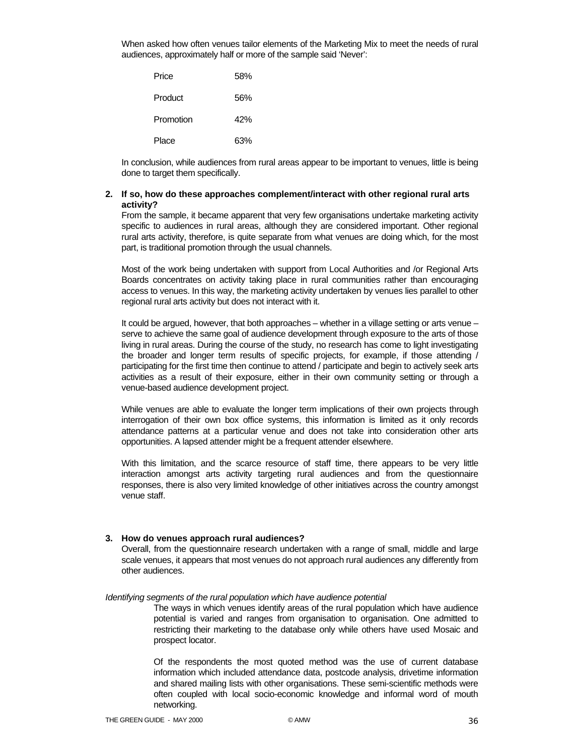When asked how often venues tailor elements of the Marketing Mix to meet the needs of rural audiences, approximately half or more of the sample said 'Never':

| | |
|---|---|
| Price | 58% |
| Product | 56% |
| Promotion | 42% |
| Place | 63% |

In conclusion, while audiences from rural areas appear to be important to venues, little is being done to target them specifically.

**2. If so, how do these approaches complement/interact with other regional rural arts activity?**

From the sample, it became apparent that very few organisations undertake marketing activity specific to audiences in rural areas, although they are considered important. Other regional rural arts activity, therefore, is quite separate from what venues are doing which, for the most part, is traditional promotion through the usual channels.

Most of the work being undertaken with support from Local Authorities and /or Regional Arts Boards concentrates on activity taking place in rural communities rather than encouraging access to venues. In this way, the marketing activity undertaken by venues lies parallel to other regional rural arts activity but does not interact with it.

It could be argued, however, that both approaches – whether in a village setting or arts venue – serve to achieve the same goal of audience development through exposure to the arts of those living in rural areas. During the course of the study, no research has come to light investigating the broader and longer term results of specific projects, for example, if those attending / participating for the first time then continue to attend / participate and begin to actively seek arts activities as a result of their exposure, either in their own community setting or through a venue-based audience development project.

While venues are able to evaluate the longer term implications of their own projects through interrogation of their own box office systems, this information is limited as it only records attendance patterns at a particular venue and does not take into consideration other arts opportunities. A lapsed attender might be a frequent attender elsewhere.

With this limitation, and the scarce resource of staff time, there appears to be very little interaction amongst arts activity targeting rural audiences and from the questionnaire responses, there is also very limited knowledge of other initiatives across the country amongst venue staff.

**3. How do venues approach rural audiences?**

Overall, from the questionnaire research undertaken with a range of small, middle and large scale venues, it appears that most venues do not approach rural audiences any differently from other audiences.

*Identifying segments of the rural population which have audience potential*

The ways in which venues identify areas of the rural population which have audience potential is varied and ranges from organisation to organisation. One admitted to restricting their marketing to the database only while others have used Mosaic and prospect locator.

Of the respondents the most quoted method was the use of current database information which included attendance data, postcode analysis, drivetime information and shared mailing lists with other organisations. These semi-scientific methods were often coupled with local socio-economic knowledge and informal word of mouth networking.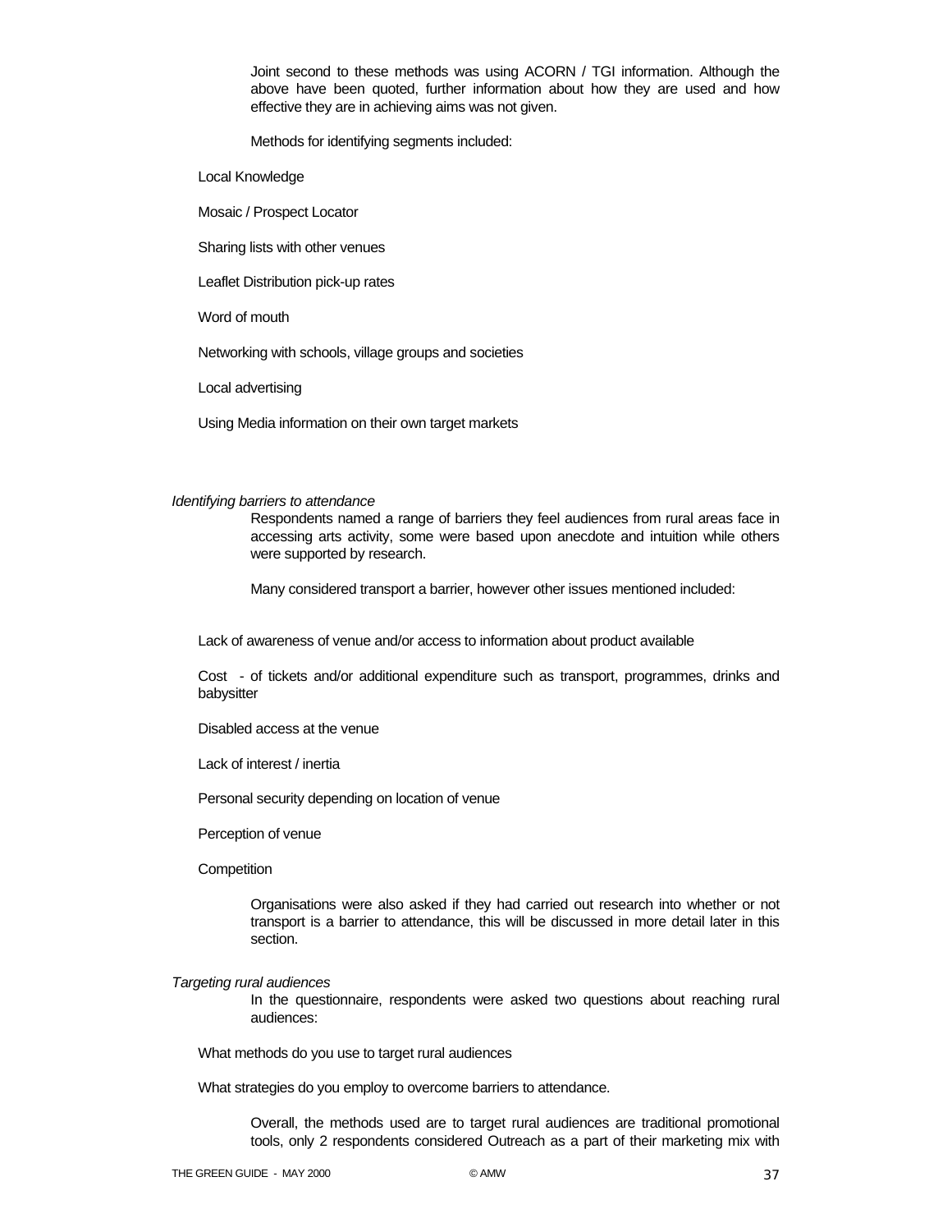Joint second to these methods was using ACORN / TGI information. Although the above have been quoted, further information about how they are used and how effective they are in achieving aims was not given.

Methods for identifying segments included:

- Local Knowledge
- Mosaic / Prospect Locator
- Sharing lists with other venues
- Leaflet Distribution pick-up rates
- Word of mouth
- Networking with schools, village groups and societies
- Local advertising
- Using Media information on their own target markets

*Identifying barriers to attendance*

Respondents named a range of barriers they feel audiences from rural areas face in accessing arts activity, some were based upon anecdote and intuition while others were supported by research.

Many considered transport a barrier, however other issues mentioned included:

- Lack of awareness of venue and/or access to information about product available
- Cost - of tickets and/or additional expenditure such as transport, programmes, drinks and babysitter
- Disabled access at the venue
- Lack of interest / inertia
- Personal security depending on location of venue
- Perception of venue
- Competition

Organisations were also asked if they had carried out research into whether or not transport is a barrier to attendance, this will be discussed in more detail later in this section.

*Targeting rural audiences*

In the questionnaire, respondents were asked two questions about reaching rural audiences:

- What methods do you use to target rural audiences
- What strategies do you employ to overcome barriers to attendance.

Overall, the methods used are to target rural audiences are traditional promotional tools, only 2 respondents considered Outreach as a part of their marketing mix with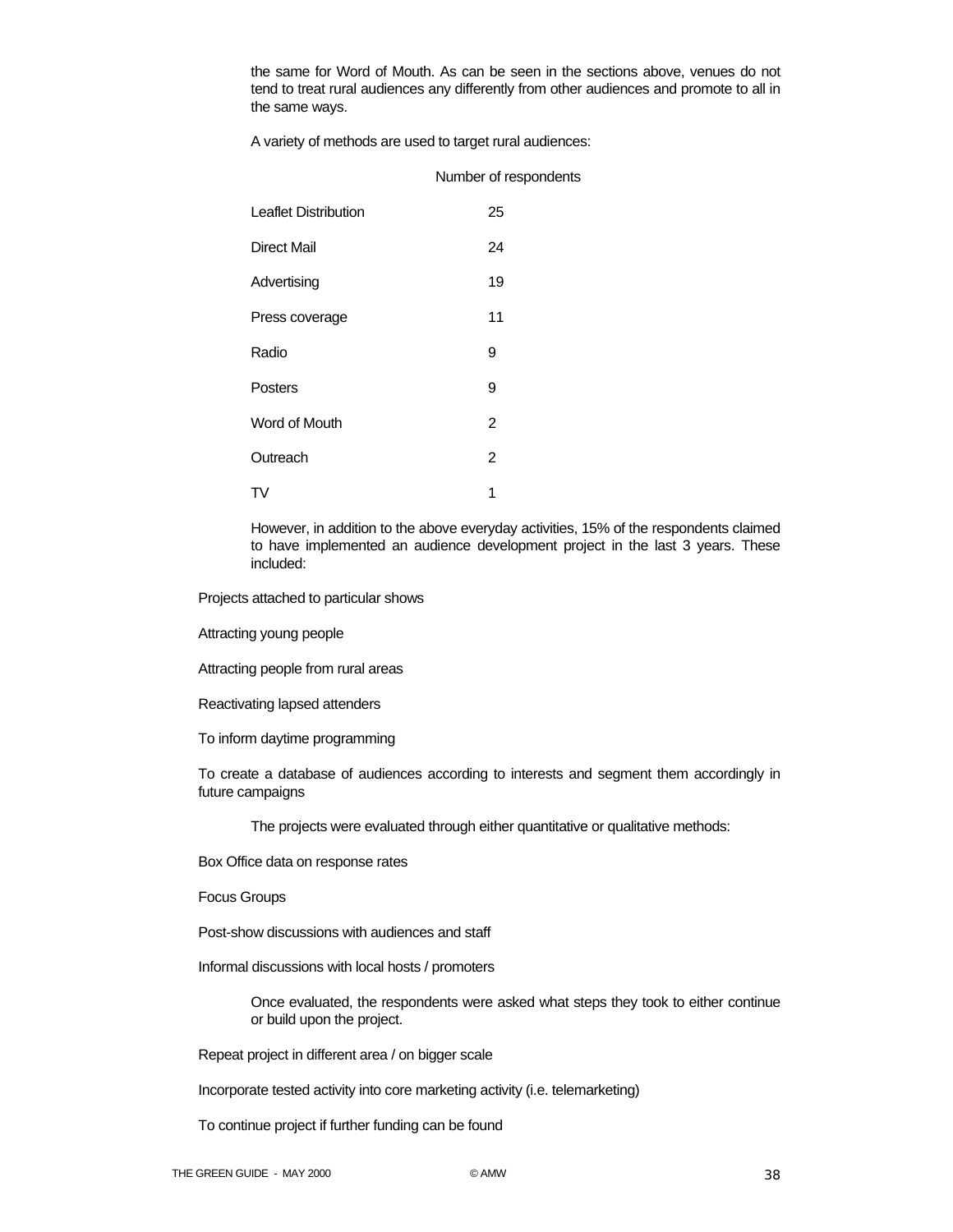the same for Word of Mouth. As can be seen in the sections above, venues do not tend to treat rural audiences any differently from other audiences and promote to all in the same ways.

A variety of methods are used to target rural audiences:

| | Number of respondents |
|---|---|
| Leaflet Distribution | 25 |
| Direct Mail | 24 |
| Advertising | 19 |
| Press coverage | 11 |
| Radio | 9 |
| Posters | 9 |
| Word of Mouth | 2 |
| Outreach | 2 |
| TV | 1 |

However, in addition to the above everyday activities, 15% of the respondents claimed to have implemented an audience development project in the last 3 years. These included:

Projects attached to particular shows

Attracting young people

Attracting people from rural areas

Reactivating lapsed attenders

To inform daytime programming

To create a database of audiences according to interests and segment them accordingly in future campaigns

The projects were evaluated through either quantitative or qualitative methods:

Box Office data on response rates

Focus Groups

Post-show discussions with audiences and staff

Informal discussions with local hosts / promoters

Once evaluated, the respondents were asked what steps they took to either continue or build upon the project.

Repeat project in different area / on bigger scale

Incorporate tested activity into core marketing activity (i.e. telemarketing)

To continue project if further funding can be found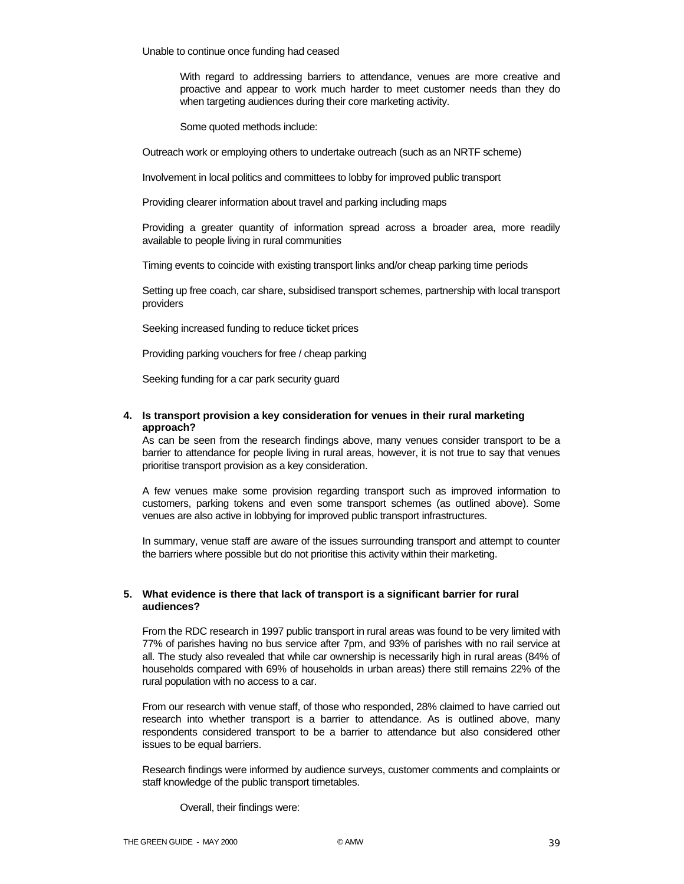Unable to continue once funding had ceased

With regard to addressing barriers to attendance, venues are more creative and proactive and appear to work much harder to meet customer needs than they do when targeting audiences during their core marketing activity.

Some quoted methods include:

Outreach work or employing others to undertake outreach (such as an NRTF scheme)

Involvement in local politics and committees to lobby for improved public transport

Providing clearer information about travel and parking including maps

Providing a greater quantity of information spread across a broader area, more readily available to people living in rural communities

Timing events to coincide with existing transport links and/or cheap parking time periods

Setting up free coach, car share, subsidised transport schemes, partnership with local transport providers

Seeking increased funding to reduce ticket prices

Providing parking vouchers for free / cheap parking

Seeking funding for a car park security guard

**4. Is transport provision a key consideration for venues in their rural marketing approach?**

As can be seen from the research findings above, many venues consider transport to be a barrier to attendance for people living in rural areas, however, it is not true to say that venues prioritise transport provision as a key consideration.

A few venues make some provision regarding transport such as improved information to customers, parking tokens and even some transport schemes (as outlined above). Some venues are also active in lobbying for improved public transport infrastructures.

In summary, venue staff are aware of the issues surrounding transport and attempt to counter the barriers where possible but do not prioritise this activity within their marketing.

**5. What evidence is there that lack of transport is a significant barrier for rural audiences?**

From the RDC research in 1997 public transport in rural areas was found to be very limited with 77% of parishes having no bus service after 7pm, and 93% of parishes with no rail service at all. The study also revealed that while car ownership is necessarily high in rural areas (84% of households compared with 69% of households in urban areas) there still remains 22% of the rural population with no access to a car.

From our research with venue staff, of those who responded, 28% claimed to have carried out research into whether transport is a barrier to attendance. As is outlined above, many respondents considered transport to be a barrier to attendance but also considered other issues to be equal barriers.

Research findings were informed by audience surveys, customer comments and complaints or staff knowledge of the public transport timetables.

Overall, their findings were: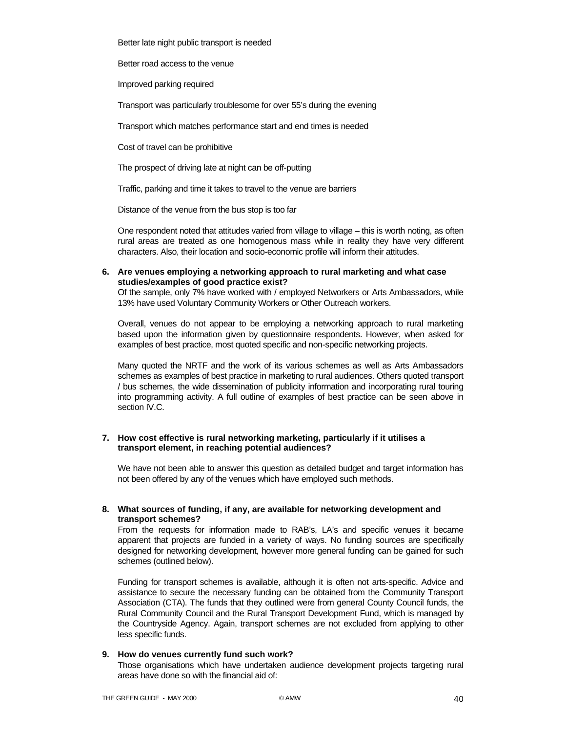Better late night public transport is needed

Better road access to the venue

Improved parking required

Transport was particularly troublesome for over 55's during the evening

Transport which matches performance start and end times is needed

Cost of travel can be prohibitive

The prospect of driving late at night can be off-putting

Traffic, parking and time it takes to travel to the venue are barriers

Distance of the venue from the bus stop is too far

One respondent noted that attitudes varied from village to village – this is worth noting, as often rural areas are treated as one homogenous mass while in reality they have very different characters. Also, their location and socio-economic profile will inform their attitudes.

**6. Are venues employing a networking approach to rural marketing and what case studies/examples of good practice exist?**

Of the sample, only 7% have worked with / employed Networkers or Arts Ambassadors, while 13% have used Voluntary Community Workers or Other Outreach workers.

Overall, venues do not appear to be employing a networking approach to rural marketing based upon the information given by questionnaire respondents. However, when asked for examples of best practice, most quoted specific and non-specific networking projects.

Many quoted the NRTF and the work of its various schemes as well as Arts Ambassadors schemes as examples of best practice in marketing to rural audiences. Others quoted transport / bus schemes, the wide dissemination of publicity information and incorporating rural touring into programming activity. A full outline of examples of best practice can be seen above in section IV.C.

**7. How cost effective is rural networking marketing, particularly if it utilises a transport element, in reaching potential audiences?**

We have not been able to answer this question as detailed budget and target information has not been offered by any of the venues which have employed such methods.

**8. What sources of funding, if any, are available for networking development and transport schemes?**

From the requests for information made to RAB's, LA's and specific venues it became apparent that projects are funded in a variety of ways. No funding sources are specifically designed for networking development, however more general funding can be gained for such schemes (outlined below).

Funding for transport schemes is available, although it is often not arts-specific. Advice and assistance to secure the necessary funding can be obtained from the Community Transport Association (CTA). The funds that they outlined were from general County Council funds, the Rural Community Council and the Rural Transport Development Fund, which is managed by the Countryside Agency. Again, transport schemes are not excluded from applying to other less specific funds.

**9. How do venues currently fund such work?**

Those organisations which have undertaken audience development projects targeting rural areas have done so with the financial aid of: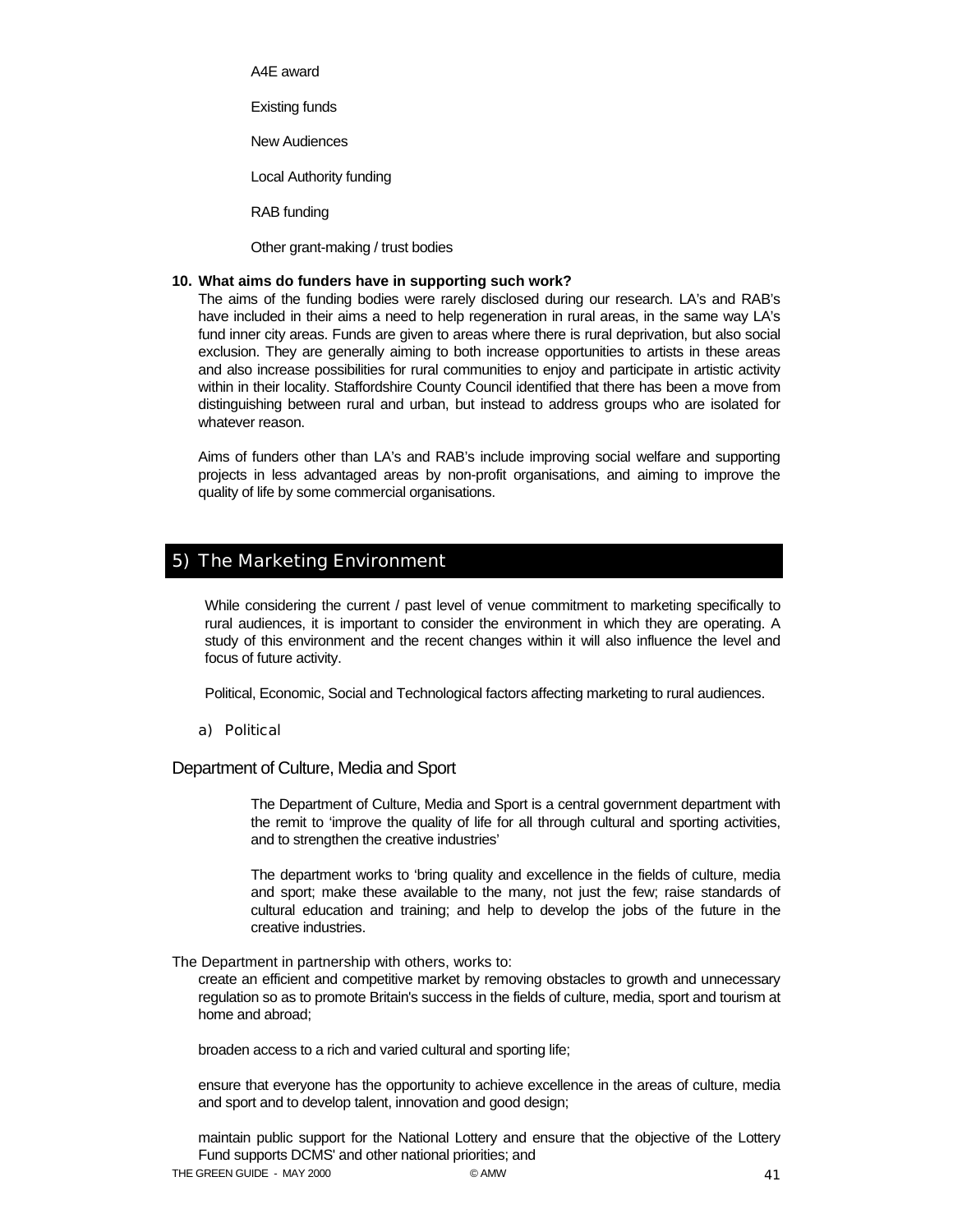A4E award

Existing funds

New Audiences

Local Authority funding

RAB funding

Other grant-making / trust bodies

**10. What aims do funders have in supporting such work?**

The aims of the funding bodies were rarely disclosed during our research. LA's and RAB's have included in their aims a need to help regeneration in rural areas, in the same way LA's fund inner city areas. Funds are given to areas where there is rural deprivation, but also social exclusion. They are generally aiming to both increase opportunities to artists in these areas and also increase possibilities for rural communities to enjoy and participate in artistic activity within in their locality. Staffordshire County Council identified that there has been a move from distinguishing between rural and urban, but instead to address groups who are isolated for whatever reason.

Aims of funders other than LA's and RAB's include improving social welfare and supporting projects in less advantaged areas by non-profit organisations, and aiming to improve the quality of life by some commercial organisations.

## 5) The Marketing Environment

While considering the current / past level of venue commitment to marketing specifically to rural audiences, it is important to consider the environment in which they are operating. A study of this environment and the recent changes within it will also influence the level and focus of future activity.

Political, Economic, Social and Technological factors affecting marketing to rural audiences.

### a) Political

#### Department of Culture, Media and Sport

The Department of Culture, Media and Sport is a central government department with the remit to 'improve the quality of life for all through cultural and sporting activities, and to strengthen the creative industries'

The department works to 'bring quality and excellence in the fields of culture, media and sport; make these available to the many, not just the few; raise standards of cultural education and training; and help to develop the jobs of the future in the creative industries.

The Department in partnership with others, works to:

create an efficient and competitive market by removing obstacles to growth and unnecessary regulation so as to promote Britain's success in the fields of culture, media, sport and tourism at home and abroad;

broaden access to a rich and varied cultural and sporting life;

ensure that everyone has the opportunity to achieve excellence in the areas of culture, media and sport and to develop talent, innovation and good design;

maintain public support for the National Lottery and ensure that the objective of the Lottery Fund supports DCMS' and other national priorities; and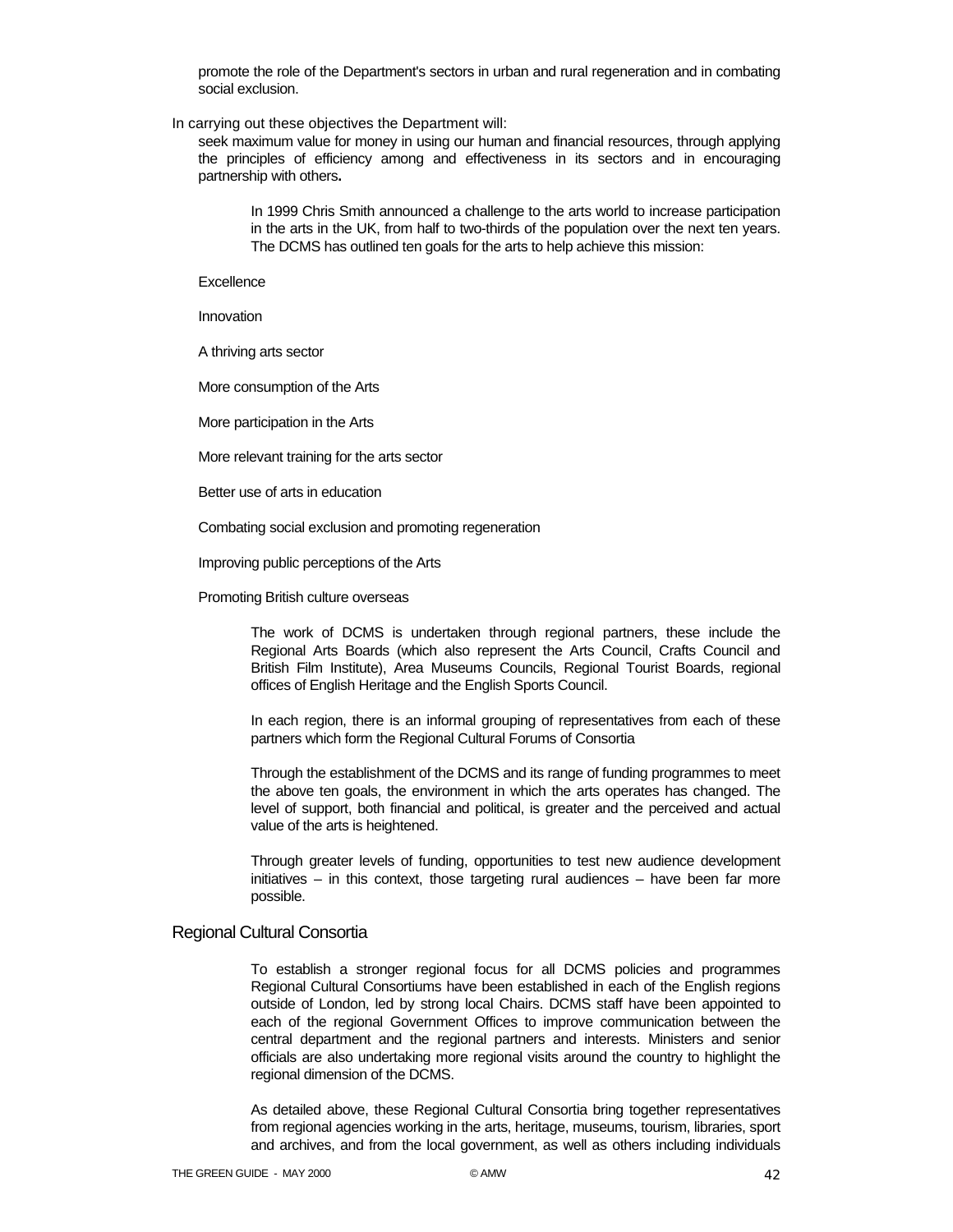promote the role of the Department's sectors in urban and rural regeneration and in combating social exclusion.

In carrying out these objectives the Department will:

seek maximum value for money in using our human and financial resources, through applying the principles of efficiency among and effectiveness in its sectors and in encouraging partnership with others**.**

In 1999 Chris Smith announced a challenge to the arts world to increase participation in the arts in the UK, from half to two-thirds of the population over the next ten years. The DCMS has outlined ten goals for the arts to help achieve this mission:

Excellence

Innovation

A thriving arts sector

More consumption of the Arts

More participation in the Arts

More relevant training for the arts sector

Better use of arts in education

Combating social exclusion and promoting regeneration

Improving public perceptions of the Arts

Promoting British culture overseas

The work of DCMS is undertaken through regional partners, these include the Regional Arts Boards (which also represent the Arts Council, Crafts Council and British Film Institute), Area Museums Councils, Regional Tourist Boards, regional offices of English Heritage and the English Sports Council.

In each region, there is an informal grouping of representatives from each of these partners which form the Regional Cultural Forums of Consortia

Through the establishment of the DCMS and its range of funding programmes to meet the above ten goals, the environment in which the arts operates has changed. The level of support, both financial and political, is greater and the perceived and actual value of the arts is heightened.

Through greater levels of funding, opportunities to test new audience development initiatives – in this context, those targeting rural audiences – have been far more possible.

## Regional Cultural Consortia

To establish a stronger regional focus for all DCMS policies and programmes Regional Cultural Consortiums have been established in each of the English regions outside of London, led by strong local Chairs. DCMS staff have been appointed to each of the regional Government Offices to improve communication between the central department and the regional partners and interests. Ministers and senior officials are also undertaking more regional visits around the country to highlight the regional dimension of the DCMS.

As detailed above, these Regional Cultural Consortia bring together representatives from regional agencies working in the arts, heritage, museums, tourism, libraries, sport and archives, and from the local government, as well as others including individuals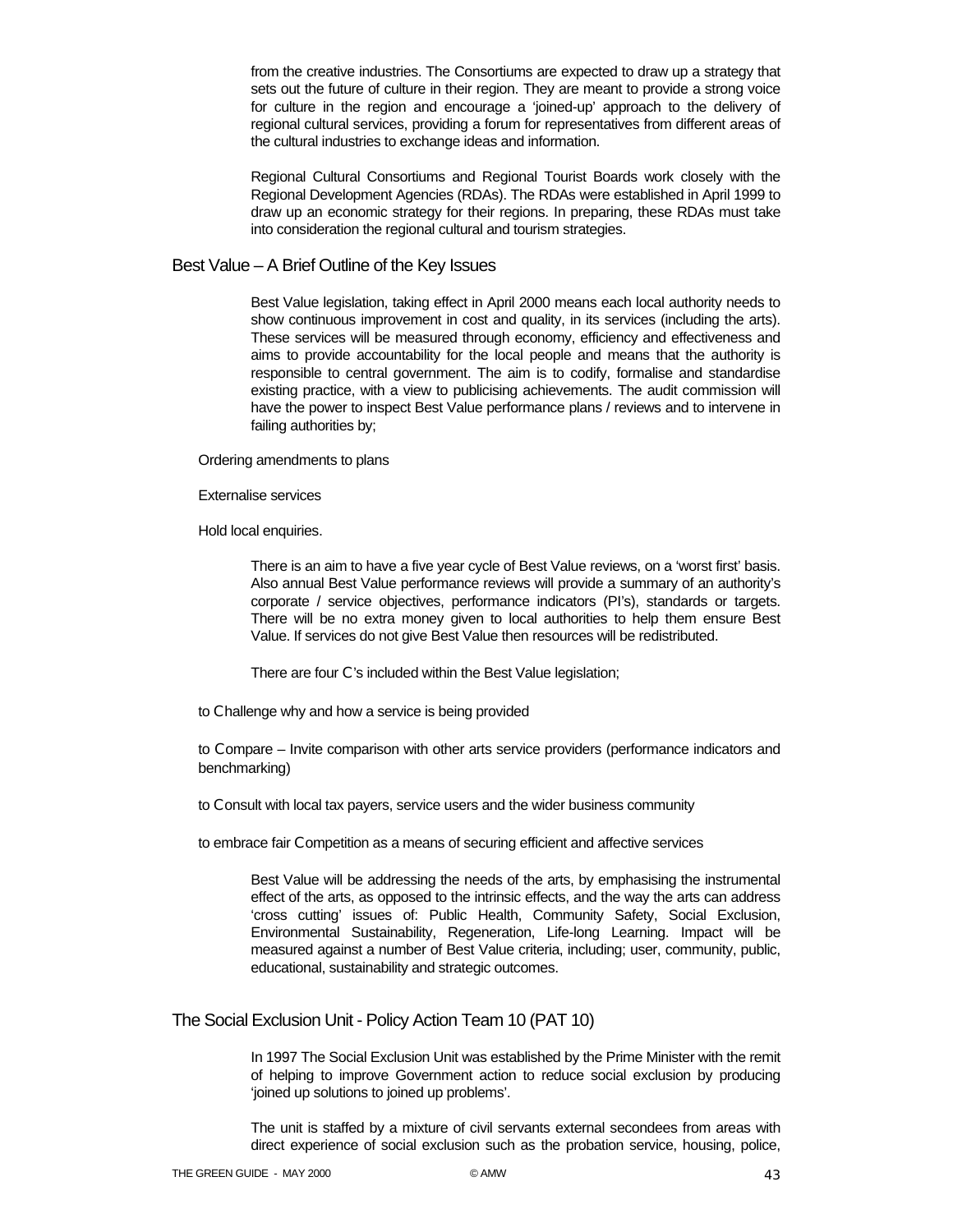from the creative industries. The Consortiums are expected to draw up a strategy that sets out the future of culture in their region. They are meant to provide a strong voice for culture in the region and encourage a 'joined-up' approach to the delivery of regional cultural services, providing a forum for representatives from different areas of the cultural industries to exchange ideas and information.

Regional Cultural Consortiums and Regional Tourist Boards work closely with the Regional Development Agencies (RDAs). The RDAs were established in April 1999 to draw up an economic strategy for their regions. In preparing, these RDAs must take into consideration the regional cultural and tourism strategies.

## Best Value – A Brief Outline of the Key Issues

Best Value legislation, taking effect in April 2000 means each local authority needs to show continuous improvement in cost and quality, in its services (including the arts). These services will be measured through economy, efficiency and effectiveness and aims to provide accountability for the local people and means that the authority is responsible to central government. The aim is to codify, formalise and standardise existing practice, with a view to publicising achievements. The audit commission will have the power to inspect Best Value performance plans / reviews and to intervene in failing authorities by;

Ordering amendments to plans

Externalise services

Hold local enquiries.

There is an aim to have a five year cycle of Best Value reviews, on a 'worst first' basis. Also annual Best Value performance reviews will provide a summary of an authority's corporate / service objectives, performance indicators (PI's), standards or targets. There will be no extra money given to local authorities to help them ensure Best Value. If services do not give Best Value then resources will be redistributed.

There are four C's included within the Best Value legislation;

to Challenge why and how a service is being provided

to Compare – Invite comparison with other arts service providers (performance indicators and benchmarking)

to Consult with local tax payers, service users and the wider business community

to embrace fair Competition as a means of securing efficient and affective services

Best Value will be addressing the needs of the arts, by emphasising the instrumental effect of the arts, as opposed to the intrinsic effects, and the way the arts can address 'cross cutting' issues of: Public Health, Community Safety, Social Exclusion, Environmental Sustainability, Regeneration, Life-long Learning. Impact will be measured against a number of Best Value criteria, including; user, community, public, educational, sustainability and strategic outcomes.

## The Social Exclusion Unit - Policy Action Team 10 (PAT 10)

In 1997 The Social Exclusion Unit was established by the Prime Minister with the remit of helping to improve Government action to reduce social exclusion by producing 'joined up solutions to joined up problems'.

The unit is staffed by a mixture of civil servants external secondees from areas with direct experience of social exclusion such as the probation service, housing, police,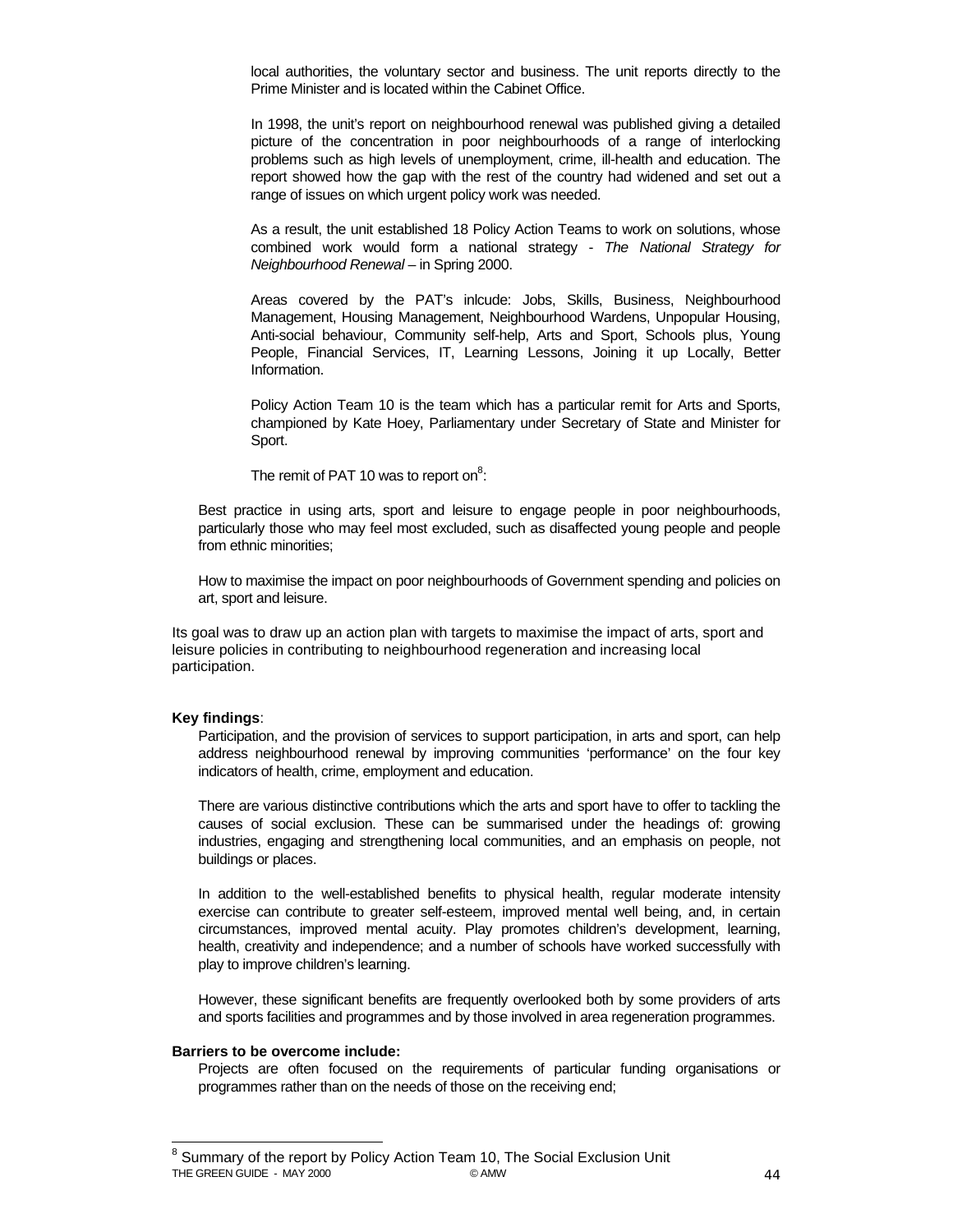local authorities, the voluntary sector and business. The unit reports directly to the Prime Minister and is located within the Cabinet Office.

In 1998, the unit's report on neighbourhood renewal was published giving a detailed picture of the concentration in poor neighbourhoods of a range of interlocking problems such as high levels of unemployment, crime, ill-health and education. The report showed how the gap with the rest of the country had widened and set out a range of issues on which urgent policy work was needed.

As a result, the unit established 18 Policy Action Teams to work on solutions, whose combined work would form a national strategy - *The National Strategy for Neighbourhood Renewal* – in Spring 2000.

Areas covered by the PAT's inlcude: Jobs, Skills, Business, Neighbourhood Management, Housing Management, Neighbourhood Wardens, Unpopular Housing, Anti-social behaviour, Community self-help, Arts and Sport, Schools plus, Young People, Financial Services, IT, Learning Lessons, Joining it up Locally, Better Information.

Policy Action Team 10 is the team which has a particular remit for Arts and Sports, championed by Kate Hoey, Parliamentary under Secretary of State and Minister for Sport.

The remit of PAT 10 was to report on[8]:

Best practice in using arts, sport and leisure to engage people in poor neighbourhoods, particularly those who may feel most excluded, such as disaffected young people and people from ethnic minorities;

How to maximise the impact on poor neighbourhoods of Government spending and policies on art, sport and leisure.

Its goal was to draw up an action plan with targets to maximise the impact of arts, sport and leisure policies in contributing to neighbourhood regeneration and increasing local participation.

**Key findings**:

Participation, and the provision of services to support participation, in arts and sport, can help address neighbourhood renewal by improving communities 'performance' on the four key indicators of health, crime, employment and education.

There are various distinctive contributions which the arts and sport have to offer to tackling the causes of social exclusion. These can be summarised under the headings of: growing industries, engaging and strengthening local communities, and an emphasis on people, not buildings or places.

In addition to the well-established benefits to physical health, regular moderate intensity exercise can contribute to greater self-esteem, improved mental well being, and, in certain circumstances, improved mental acuity. Play promotes children's development, learning, health, creativity and independence; and a number of schools have worked successfully with play to improve children's learning.

However, these significant benefits are frequently overlooked both by some providers of arts and sports facilities and programmes and by those involved in area regeneration programmes.

**Barriers to be overcome include:**

Projects are often focused on the requirements of particular funding organisations or programmes rather than on the needs of those on the receiving end;

[8] Summary of the report by Policy Action Team 10, The Social Exclusion Unit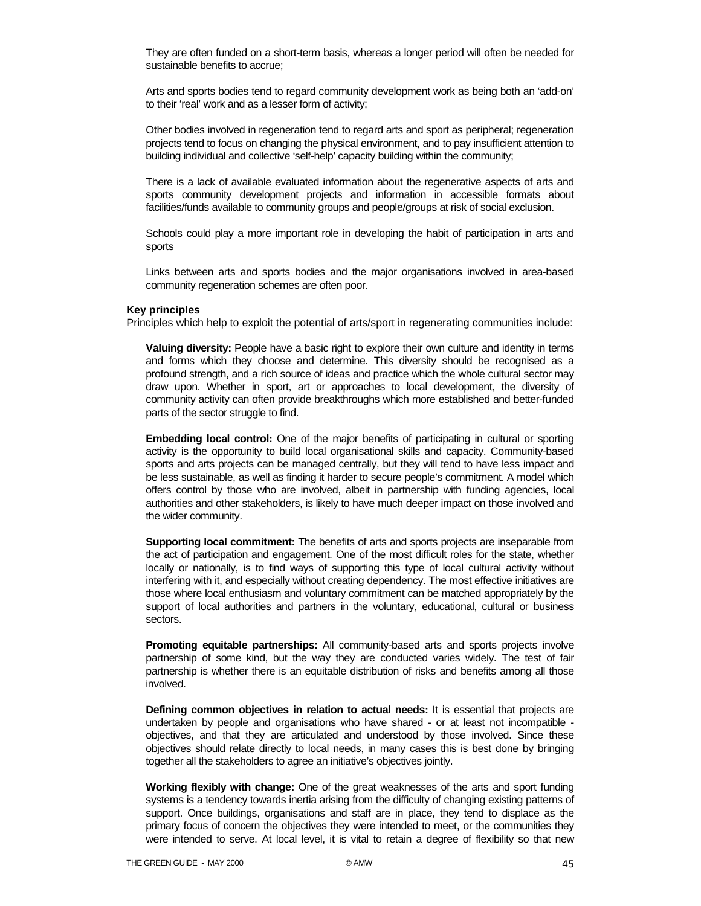They are often funded on a short-term basis, whereas a longer period will often be needed for sustainable benefits to accrue;

Arts and sports bodies tend to regard community development work as being both an 'add-on' to their 'real' work and as a lesser form of activity;

Other bodies involved in regeneration tend to regard arts and sport as peripheral; regeneration projects tend to focus on changing the physical environment, and to pay insufficient attention to building individual and collective 'self-help' capacity building within the community;

There is a lack of available evaluated information about the regenerative aspects of arts and sports community development projects and information in accessible formats about facilities/funds available to community groups and people/groups at risk of social exclusion.

Schools could play a more important role in developing the habit of participation in arts and sports

Links between arts and sports bodies and the major organisations involved in area-based community regeneration schemes are often poor.

**Key principles**

Principles which help to exploit the potential of arts/sport in regenerating communities include:

**Valuing diversity:** People have a basic right to explore their own culture and identity in terms and forms which they choose and determine. This diversity should be recognised as a profound strength, and a rich source of ideas and practice which the whole cultural sector may draw upon. Whether in sport, art or approaches to local development, the diversity of community activity can often provide breakthroughs which more established and better-funded parts of the sector struggle to find.

**Embedding local control:** One of the major benefits of participating in cultural or sporting activity is the opportunity to build local organisational skills and capacity. Community-based sports and arts projects can be managed centrally, but they will tend to have less impact and be less sustainable, as well as finding it harder to secure people's commitment. A model which offers control by those who are involved, albeit in partnership with funding agencies, local authorities and other stakeholders, is likely to have much deeper impact on those involved and the wider community.

**Supporting local commitment:** The benefits of arts and sports projects are inseparable from the act of participation and engagement. One of the most difficult roles for the state, whether locally or nationally, is to find ways of supporting this type of local cultural activity without interfering with it, and especially without creating dependency. The most effective initiatives are those where local enthusiasm and voluntary commitment can be matched appropriately by the support of local authorities and partners in the voluntary, educational, cultural or business sectors.

**Promoting equitable partnerships:** All community-based arts and sports projects involve partnership of some kind, but the way they are conducted varies widely. The test of fair partnership is whether there is an equitable distribution of risks and benefits among all those involved.

**Defining common objectives in relation to actual needs:** It is essential that projects are undertaken by people and organisations who have shared - or at least not incompatible - objectives, and that they are articulated and understood by those involved. Since these objectives should relate directly to local needs, in many cases this is best done by bringing together all the stakeholders to agree an initiative's objectives jointly.

**Working flexibly with change:** One of the great weaknesses of the arts and sport funding systems is a tendency towards inertia arising from the difficulty of changing existing patterns of support. Once buildings, organisations and staff are in place, they tend to displace as the primary focus of concern the objectives they were intended to meet, or the communities they were intended to serve. At local level, it is vital to retain a degree of flexibility so that new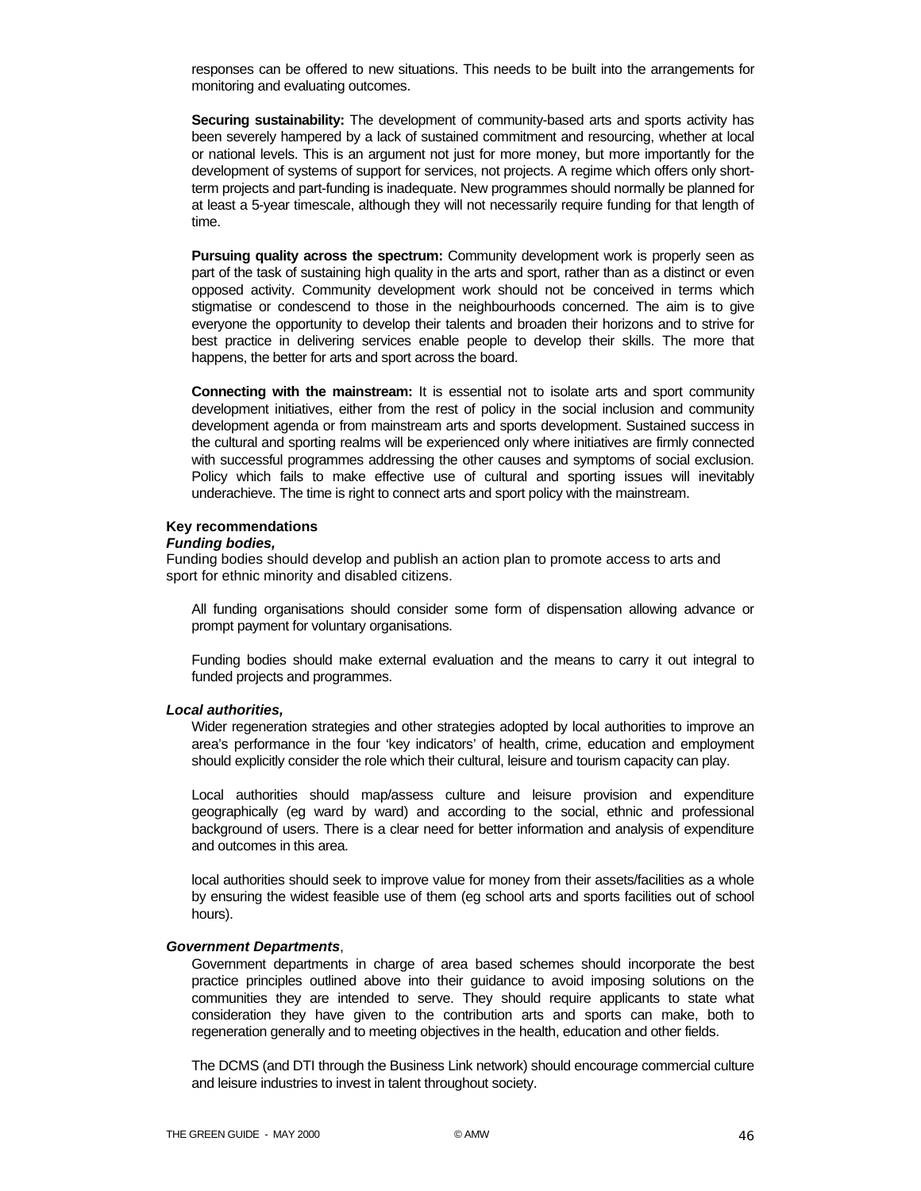responses can be offered to new situations. This needs to be built into the arrangements for monitoring and evaluating outcomes.

**Securing sustainability:** The development of community-based arts and sports activity has been severely hampered by a lack of sustained commitment and resourcing, whether at local or national levels. This is an argument not just for more money, but more importantly for the development of systems of support for services, not projects. A regime which offers only short-term projects and part-funding is inadequate. New programmes should normally be planned for at least a 5-year timescale, although they will not necessarily require funding for that length of time.

**Pursuing quality across the spectrum:** Community development work is properly seen as part of the task of sustaining high quality in the arts and sport, rather than as a distinct or even opposed activity. Community development work should not be conceived in terms which stigmatise or condescend to those in the neighbourhoods concerned. The aim is to give everyone the opportunity to develop their talents and broaden their horizons and to strive for best practice in delivering services enable people to develop their skills. The more that happens, the better for arts and sport across the board.

**Connecting with the mainstream:** It is essential not to isolate arts and sport community development initiatives, either from the rest of policy in the social inclusion and community development agenda or from mainstream arts and sports development. Sustained success in the cultural and sporting realms will be experienced only where initiatives are firmly connected with successful programmes addressing the other causes and symptoms of social exclusion. Policy which fails to make effective use of cultural and sporting issues will inevitably underachieve. The time is right to connect arts and sport policy with the mainstream.

**Key recommendations**

***Funding bodies,***

Funding bodies should develop and publish an action plan to promote access to arts and sport for ethnic minority and disabled citizens.

All funding organisations should consider some form of dispensation allowing advance or prompt payment for voluntary organisations.

Funding bodies should make external evaluation and the means to carry it out integral to funded projects and programmes.

***Local authorities,***

Wider regeneration strategies and other strategies adopted by local authorities to improve an area's performance in the four 'key indicators' of health, crime, education and employment should explicitly consider the role which their cultural, leisure and tourism capacity can play.

Local authorities should map/assess culture and leisure provision and expenditure geographically (eg ward by ward) and according to the social, ethnic and professional background of users. There is a clear need for better information and analysis of expenditure and outcomes in this area.

local authorities should seek to improve value for money from their assets/facilities as a whole by ensuring the widest feasible use of them (eg school arts and sports facilities out of school hours).

***Government Departments***,

Government departments in charge of area based schemes should incorporate the best practice principles outlined above into their guidance to avoid imposing solutions on the communities they are intended to serve. They should require applicants to state what consideration they have given to the contribution arts and sports can make, both to regeneration generally and to meeting objectives in the health, education and other fields.

The DCMS (and DTI through the Business Link network) should encourage commercial culture and leisure industries to invest in talent throughout society.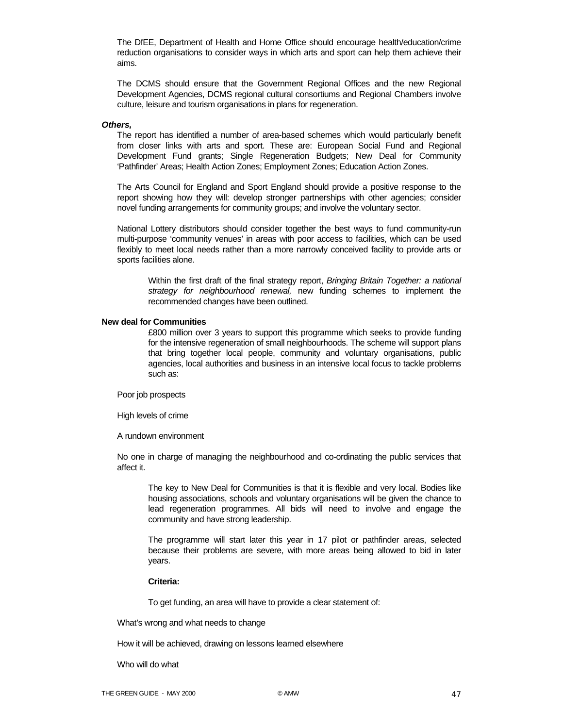The DfEE, Department of Health and Home Office should encourage health/education/crime reduction organisations to consider ways in which arts and sport can help them achieve their aims.

The DCMS should ensure that the Government Regional Offices and the new Regional Development Agencies, DCMS regional cultural consortiums and Regional Chambers involve culture, leisure and tourism organisations in plans for regeneration.

***Others,***

The report has identified a number of area-based schemes which would particularly benefit from closer links with arts and sport. These are: European Social Fund and Regional Development Fund grants; Single Regeneration Budgets; New Deal for Community 'Pathfinder' Areas; Health Action Zones; Employment Zones; Education Action Zones.

The Arts Council for England and Sport England should provide a positive response to the report showing how they will: develop stronger partnerships with other agencies; consider novel funding arrangements for community groups; and involve the voluntary sector.

National Lottery distributors should consider together the best ways to fund community-run multi-purpose 'community venues' in areas with poor access to facilities, which can be used flexibly to meet local needs rather than a more narrowly conceived facility to provide arts or sports facilities alone.

Within the first draft of the final strategy report, *Bringing Britain Together: a national strategy for neighbourhood renewal,* new funding schemes to implement the recommended changes have been outlined.

**New deal for Communities**

£800 million over 3 years to support this programme which seeks to provide funding for the intensive regeneration of small neighbourhoods. The scheme will support plans that bring together local people, community and voluntary organisations, public agencies, local authorities and business in an intensive local focus to tackle problems such as:

Poor job prospects

High levels of crime

A rundown environment

No one in charge of managing the neighbourhood and co-ordinating the public services that affect it.

The key to New Deal for Communities is that it is flexible and very local. Bodies like housing associations, schools and voluntary organisations will be given the chance to lead regeneration programmes. All bids will need to involve and engage the community and have strong leadership.

The programme will start later this year in 17 pilot or pathfinder areas, selected because their problems are severe, with more areas being allowed to bid in later years.

**Criteria:**

To get funding, an area will have to provide a clear statement of:

What's wrong and what needs to change

How it will be achieved, drawing on lessons learned elsewhere

Who will do what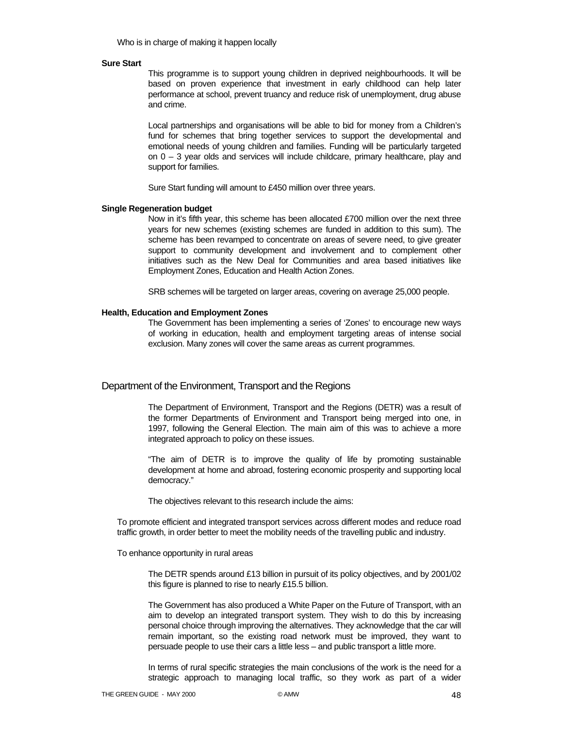Who is in charge of making it happen locally

**Sure Start**

This programme is to support young children in deprived neighbourhoods. It will be based on proven experience that investment in early childhood can help later performance at school, prevent truancy and reduce risk of unemployment, drug abuse and crime.

Local partnerships and organisations will be able to bid for money from a Children's fund for schemes that bring together services to support the developmental and emotional needs of young children and families. Funding will be particularly targeted on 0 – 3 year olds and services will include childcare, primary healthcare, play and support for families.

Sure Start funding will amount to £450 million over three years.

**Single Regeneration budget**

Now in it's fifth year, this scheme has been allocated £700 million over the next three years for new schemes (existing schemes are funded in addition to this sum). The scheme has been revamped to concentrate on areas of severe need, to give greater support to community development and involvement and to complement other initiatives such as the New Deal for Communities and area based initiatives like Employment Zones, Education and Health Action Zones.

SRB schemes will be targeted on larger areas, covering on average 25,000 people.

**Health, Education and Employment Zones**

The Government has been implementing a series of 'Zones' to encourage new ways of working in education, health and employment targeting areas of intense social exclusion. Many zones will cover the same areas as current programmes.

## Department of the Environment, Transport and the Regions

The Department of Environment, Transport and the Regions (DETR) was a result of the former Departments of Environment and Transport being merged into one, in 1997, following the General Election. The main aim of this was to achieve a more integrated approach to policy on these issues.

"The aim of DETR is to improve the quality of life by promoting sustainable development at home and abroad, fostering economic prosperity and supporting local democracy."

The objectives relevant to this research include the aims:

To promote efficient and integrated transport services across different modes and reduce road traffic growth, in order better to meet the mobility needs of the travelling public and industry.

To enhance opportunity in rural areas

The DETR spends around £13 billion in pursuit of its policy objectives, and by 2001/02 this figure is planned to rise to nearly £15.5 billion.

The Government has also produced a White Paper on the Future of Transport, with an aim to develop an integrated transport system. They wish to do this by increasing personal choice through improving the alternatives. They acknowledge that the car will remain important, so the existing road network must be improved, they want to persuade people to use their cars a little less – and public transport a little more.

In terms of rural specific strategies the main conclusions of the work is the need for a strategic approach to managing local traffic, so they work as part of a wider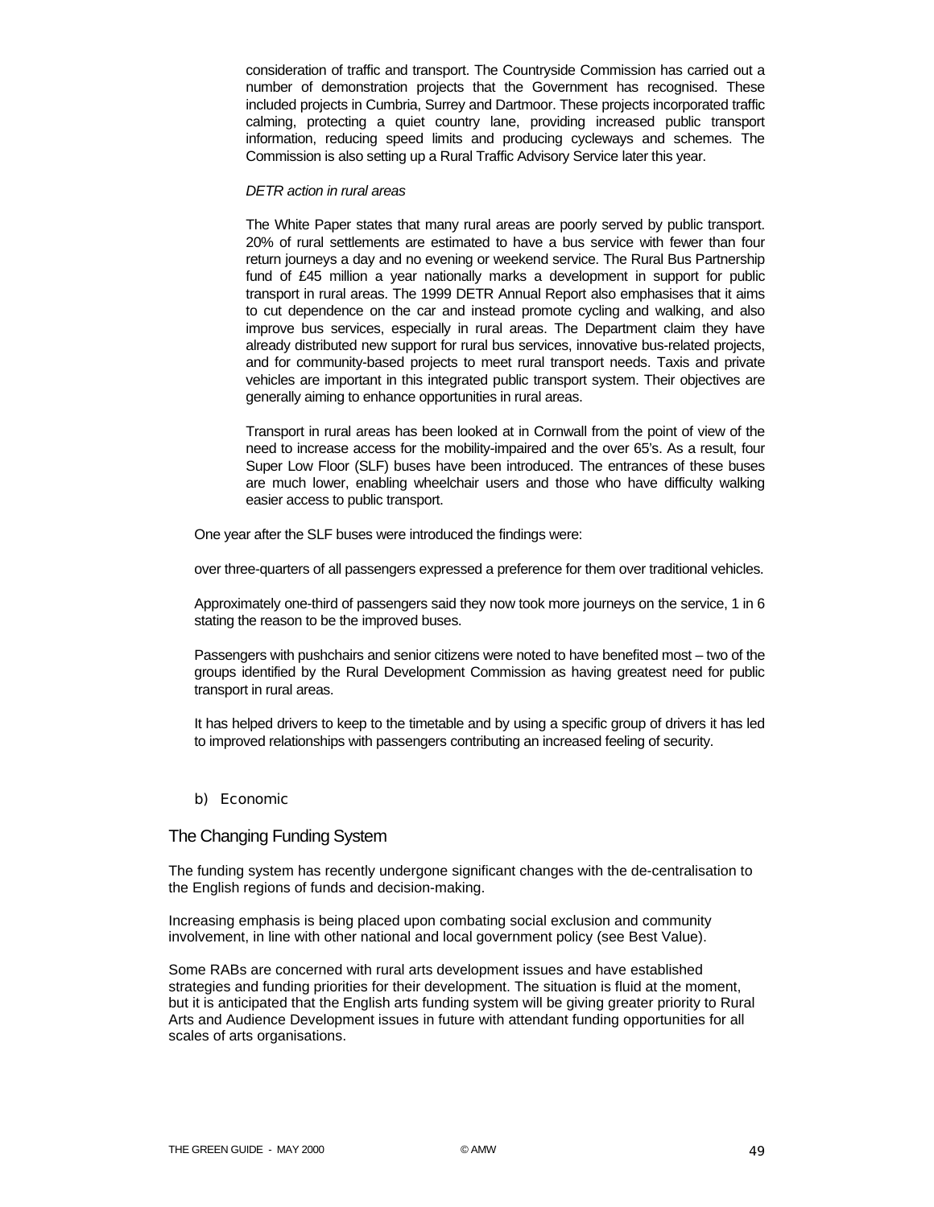consideration of traffic and transport. The Countryside Commission has carried out a number of demonstration projects that the Government has recognised. These included projects in Cumbria, Surrey and Dartmoor. These projects incorporated traffic calming, protecting a quiet country lane, providing increased public transport information, reducing speed limits and producing cycleways and schemes. The Commission is also setting up a Rural Traffic Advisory Service later this year.

*DETR action in rural areas*

The White Paper states that many rural areas are poorly served by public transport. 20% of rural settlements are estimated to have a bus service with fewer than four return journeys a day and no evening or weekend service. The Rural Bus Partnership fund of £45 million a year nationally marks a development in support for public transport in rural areas. The 1999 DETR Annual Report also emphasises that it aims to cut dependence on the car and instead promote cycling and walking, and also improve bus services, especially in rural areas. The Department claim they have already distributed new support for rural bus services, innovative bus-related projects, and for community-based projects to meet rural transport needs. Taxis and private vehicles are important in this integrated public transport system. Their objectives are generally aiming to enhance opportunities in rural areas.

Transport in rural areas has been looked at in Cornwall from the point of view of the need to increase access for the mobility-impaired and the over 65's. As a result, four Super Low Floor (SLF) buses have been introduced. The entrances of these buses are much lower, enabling wheelchair users and those who have difficulty walking easier access to public transport.

One year after the SLF buses were introduced the findings were:

over three-quarters of all passengers expressed a preference for them over traditional vehicles.

Approximately one-third of passengers said they now took more journeys on the service, 1 in 6 stating the reason to be the improved buses.

Passengers with pushchairs and senior citizens were noted to have benefited most – two of the groups identified by the Rural Development Commission as having greatest need for public transport in rural areas.

It has helped drivers to keep to the timetable and by using a specific group of drivers it has led to improved relationships with passengers contributing an increased feeling of security.

b) Economic

## The Changing Funding System

The funding system has recently undergone significant changes with the de-centralisation to the English regions of funds and decision-making.

Increasing emphasis is being placed upon combating social exclusion and community involvement, in line with other national and local government policy (see Best Value).

Some RABs are concerned with rural arts development issues and have established strategies and funding priorities for their development. The situation is fluid at the moment, but it is anticipated that the English arts funding system will be giving greater priority to Rural Arts and Audience Development issues in future with attendant funding opportunities for all scales of arts organisations.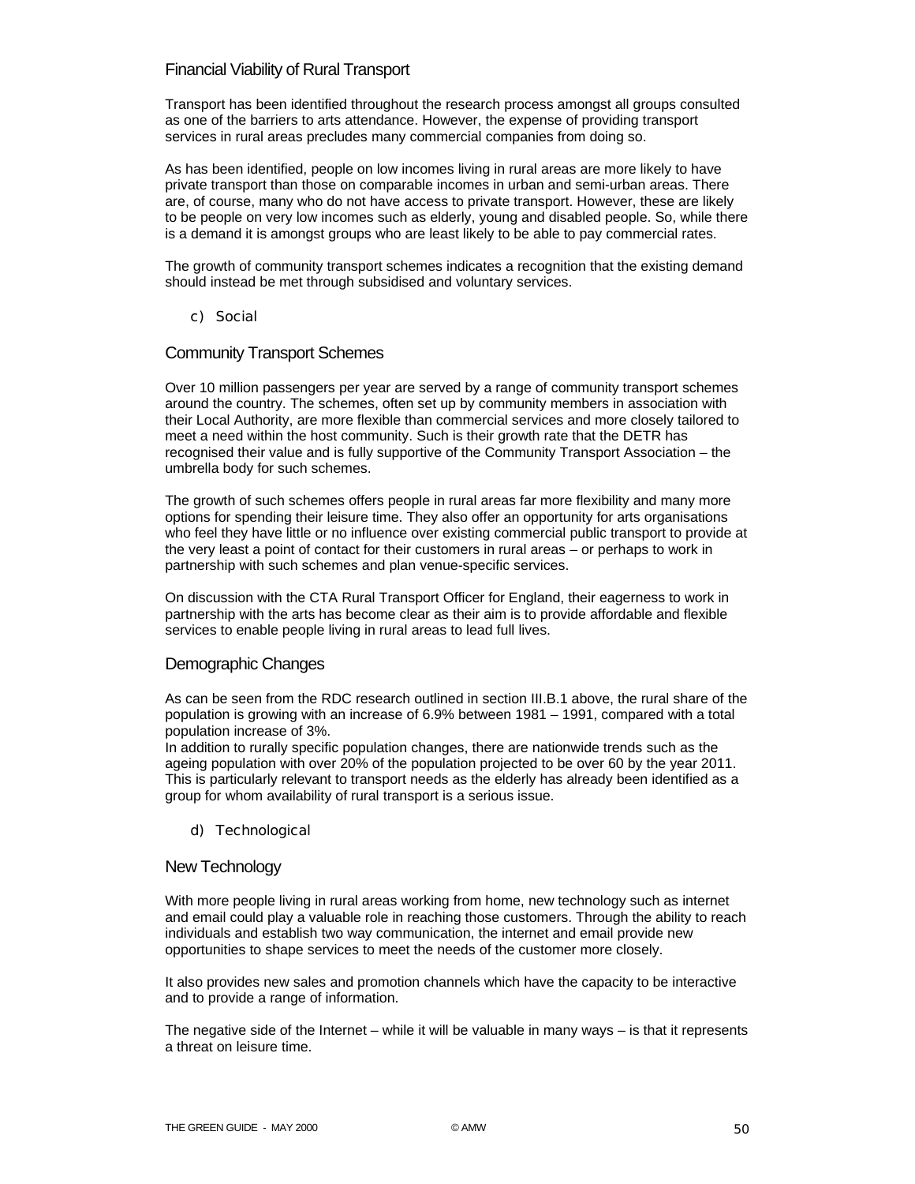### Financial Viability of Rural Transport

Transport has been identified throughout the research process amongst all groups consulted as one of the barriers to arts attendance. However, the expense of providing transport services in rural areas precludes many commercial companies from doing so.

As has been identified, people on low incomes living in rural areas are more likely to have private transport than those on comparable incomes in urban and semi-urban areas. There are, of course, many who do not have access to private transport. However, these are likely to be people on very low incomes such as elderly, young and disabled people. So, while there is a demand it is amongst groups who are least likely to be able to pay commercial rates.

The growth of community transport schemes indicates a recognition that the existing demand should instead be met through subsidised and voluntary services.

c) Social

### Community Transport Schemes

Over 10 million passengers per year are served by a range of community transport schemes around the country. The schemes, often set up by community members in association with their Local Authority, are more flexible than commercial services and more closely tailored to meet a need within the host community. Such is their growth rate that the DETR has recognised their value and is fully supportive of the Community Transport Association – the umbrella body for such schemes.

The growth of such schemes offers people in rural areas far more flexibility and many more options for spending their leisure time. They also offer an opportunity for arts organisations who feel they have little or no influence over existing commercial public transport to provide at the very least a point of contact for their customers in rural areas – or perhaps to work in partnership with such schemes and plan venue-specific services.

On discussion with the CTA Rural Transport Officer for England, their eagerness to work in partnership with the arts has become clear as their aim is to provide affordable and flexible services to enable people living in rural areas to lead full lives.

### Demographic Changes

As can be seen from the RDC research outlined in section III.B.1 above, the rural share of the population is growing with an increase of 6.9% between 1981 – 1991, compared with a total population increase of 3%.
In addition to rurally specific population changes, there are nationwide trends such as the ageing population with over 20% of the population projected to be over 60 by the year 2011. This is particularly relevant to transport needs as the elderly has already been identified as a group for whom availability of rural transport is a serious issue.

d) Technological

### New Technology

With more people living in rural areas working from home, new technology such as internet and email could play a valuable role in reaching those customers. Through the ability to reach individuals and establish two way communication, the internet and email provide new opportunities to shape services to meet the needs of the customer more closely.

It also provides new sales and promotion channels which have the capacity to be interactive and to provide a range of information.

The negative side of the Internet – while it will be valuable in many ways – is that it represents a threat on leisure time.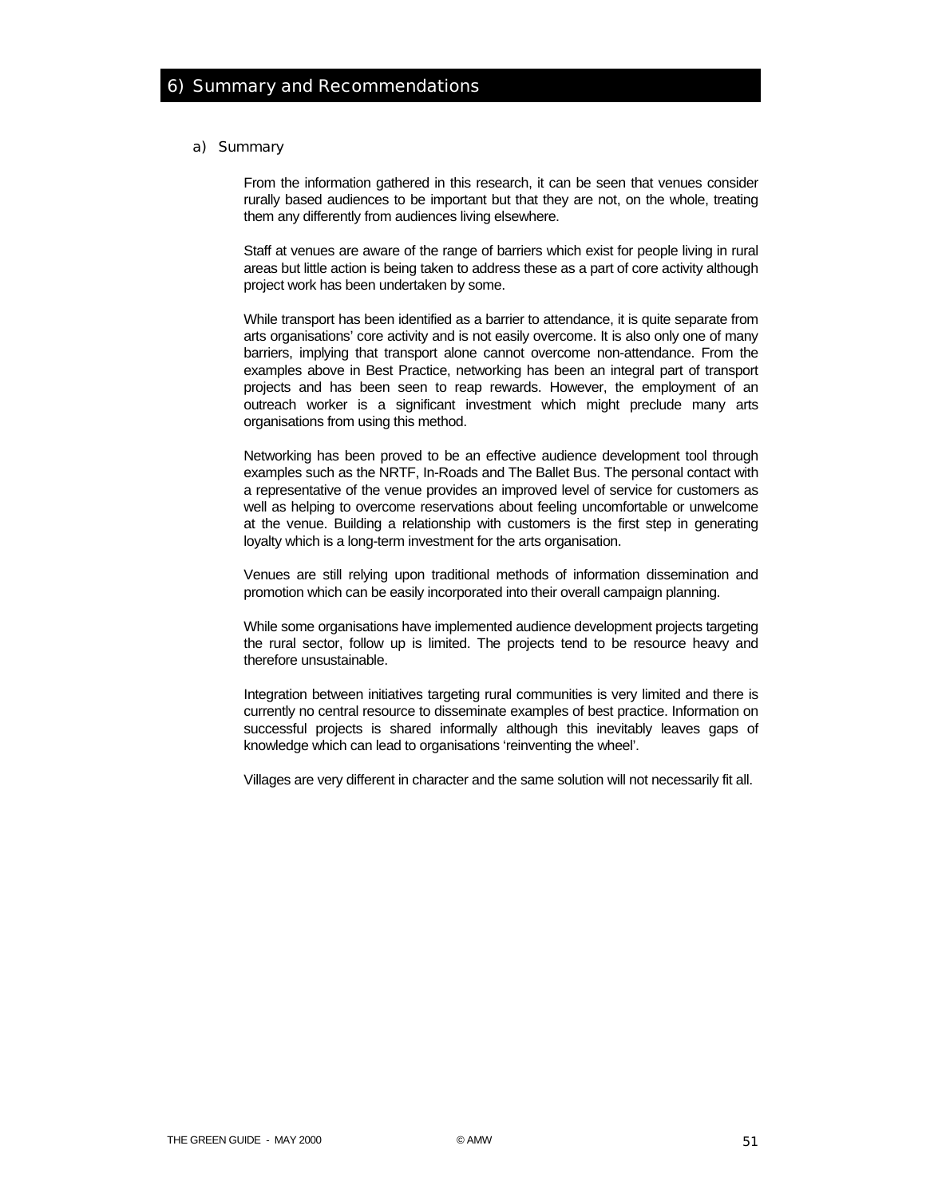# 6) Summary and Recommendations

## a) Summary

From the information gathered in this research, it can be seen that venues consider rurally based audiences to be important but that they are not, on the whole, treating them any differently from audiences living elsewhere.

Staff at venues are aware of the range of barriers which exist for people living in rural areas but little action is being taken to address these as a part of core activity although project work has been undertaken by some.

While transport has been identified as a barrier to attendance, it is quite separate from arts organisations' core activity and is not easily overcome. It is also only one of many barriers, implying that transport alone cannot overcome non-attendance. From the examples above in Best Practice, networking has been an integral part of transport projects and has been seen to reap rewards. However, the employment of an outreach worker is a significant investment which might preclude many arts organisations from using this method.

Networking has been proved to be an effective audience development tool through examples such as the NRTF, In-Roads and The Ballet Bus. The personal contact with a representative of the venue provides an improved level of service for customers as well as helping to overcome reservations about feeling uncomfortable or unwelcome at the venue. Building a relationship with customers is the first step in generating loyalty which is a long-term investment for the arts organisation.

Venues are still relying upon traditional methods of information dissemination and promotion which can be easily incorporated into their overall campaign planning.

While some organisations have implemented audience development projects targeting the rural sector, follow up is limited. The projects tend to be resource heavy and therefore unsustainable.

Integration between initiatives targeting rural communities is very limited and there is currently no central resource to disseminate examples of best practice. Information on successful projects is shared informally although this inevitably leaves gaps of knowledge which can lead to organisations 'reinventing the wheel'.

Villages are very different in character and the same solution will not necessarily fit all.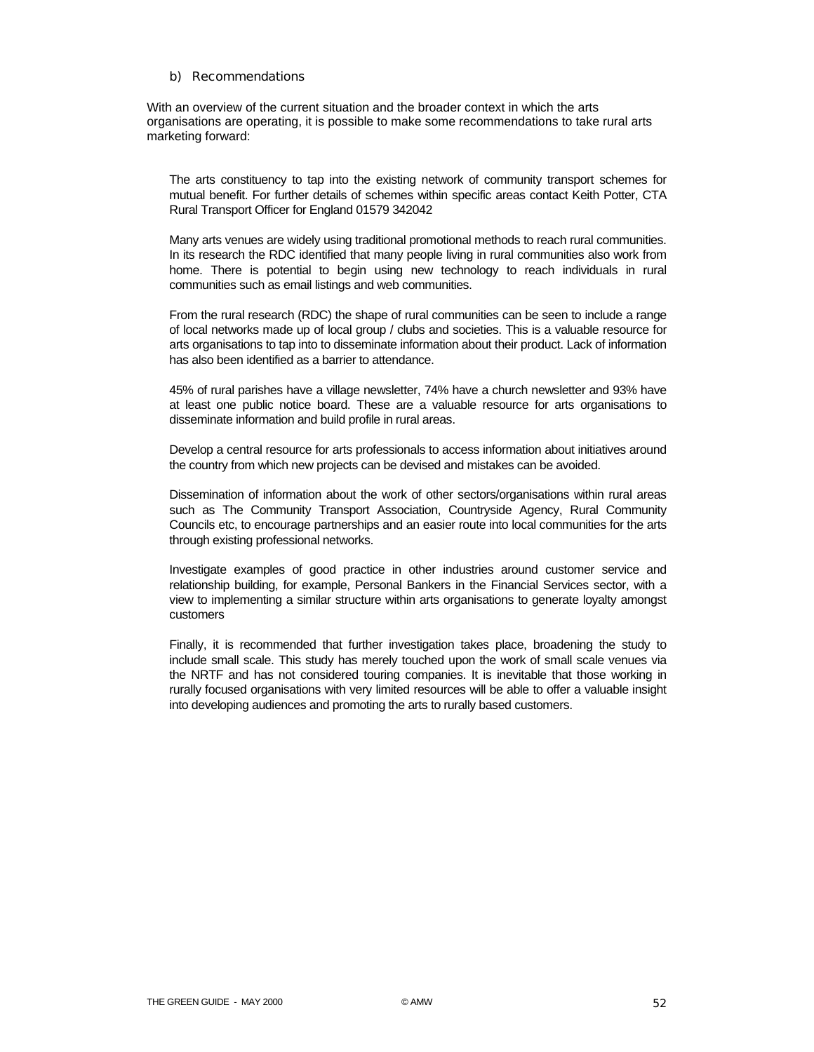### b) Recommendations

With an overview of the current situation and the broader context in which the arts organisations are operating, it is possible to make some recommendations to take rural arts marketing forward:

The arts constituency to tap into the existing network of community transport schemes for mutual benefit. For further details of schemes within specific areas contact Keith Potter, CTA Rural Transport Officer for England 01579 342042

Many arts venues are widely using traditional promotional methods to reach rural communities. In its research the RDC identified that many people living in rural communities also work from home. There is potential to begin using new technology to reach individuals in rural communities such as email listings and web communities.

From the rural research (RDC) the shape of rural communities can be seen to include a range of local networks made up of local group / clubs and societies. This is a valuable resource for arts organisations to tap into to disseminate information about their product. Lack of information has also been identified as a barrier to attendance.

45% of rural parishes have a village newsletter, 74% have a church newsletter and 93% have at least one public notice board. These are a valuable resource for arts organisations to disseminate information and build profile in rural areas.

Develop a central resource for arts professionals to access information about initiatives around the country from which new projects can be devised and mistakes can be avoided.

Dissemination of information about the work of other sectors/organisations within rural areas such as The Community Transport Association, Countryside Agency, Rural Community Councils etc, to encourage partnerships and an easier route into local communities for the arts through existing professional networks.

Investigate examples of good practice in other industries around customer service and relationship building, for example, Personal Bankers in the Financial Services sector, with a view to implementing a similar structure within arts organisations to generate loyalty amongst customers

Finally, it is recommended that further investigation takes place, broadening the study to include small scale. This study has merely touched upon the work of small scale venues via the NRTF and has not considered touring companies. It is inevitable that those working in rurally focused organisations with very limited resources will be able to offer a valuable insight into developing audiences and promoting the arts to rurally based customers.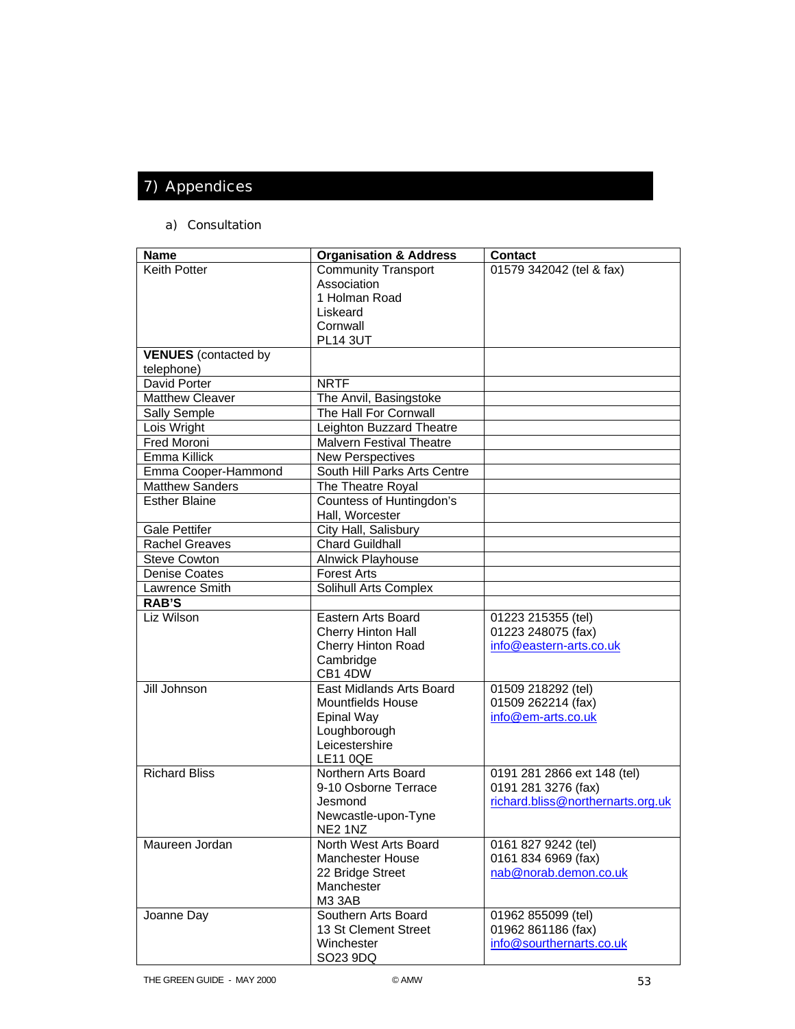# 7) Appendices

## a) Consultation

| Name | Organisation & Address | Contact |
|---|---|---|
| Keith Potter | Community Transport Association<br>1 Holman Road<br>Liskeard<br>Cornwall<br>PL14 3UT | 01579 342042 (tel & fax) |
| **VENUES** (contacted by telephone) | | |
| David Porter | NRTF | |
| Matthew Cleaver | The Anvil, Basingstoke | |
| Sally Semple | The Hall For Cornwall | |
| Lois Wright | Leighton Buzzard Theatre | |
| Fred Moroni | Malvern Festival Theatre | |
| Emma Killick | New Perspectives | |
| Emma Cooper-Hammond | South Hill Parks Arts Centre | |
| Matthew Sanders | The Theatre Royal | |
| Esther Blaine | Countess of Huntingdon's Hall, Worcester | |
| Gale Pettifer | City Hall, Salisbury | |
| Rachel Greaves | Chard Guildhall | |
| Steve Cowton | Alnwick Playhouse | |
| Denise Coates | Forest Arts | |
| Lawrence Smith | Solihull Arts Complex | |
| **RAB'S** | | |
| Liz Wilson | Eastern Arts Board<br>Cherry Hinton Hall<br>Cherry Hinton Road<br>Cambridge<br>CB1 4DW | 01223 215355 (tel)<br>01223 248075 (fax)<br>info@eastern-arts.co.uk |
| Jill Johnson | East Midlands Arts Board<br>Mountfields House<br>Epinal Way<br>Loughborough<br>Leicestershire<br>LE11 0QE | 01509 218292 (tel)<br>01509 262214 (fax)<br>info@em-arts.co.uk |
| Richard Bliss | Northern Arts Board<br>9-10 Osborne Terrace<br>Jesmond<br>Newcastle-upon-Tyne<br>NE2 1NZ | 0191 281 2866 ext 148 (tel)<br>0191 281 3276 (fax)<br>richard.bliss@northernarts.org.uk |
| Maureen Jordan | North West Arts Board<br>Manchester House<br>22 Bridge Street<br>Manchester<br>M3 3AB | 0161 827 9242 (tel)<br>0161 834 6969 (fax)<br>nab@norab.demon.co.uk |
| Joanne Day | Southern Arts Board<br>13 St Clement Street<br>Winchester<br>SO23 9DQ | 01962 855099 (tel)<br>01962 861186 (fax)<br>info@sourthernarts.co.uk |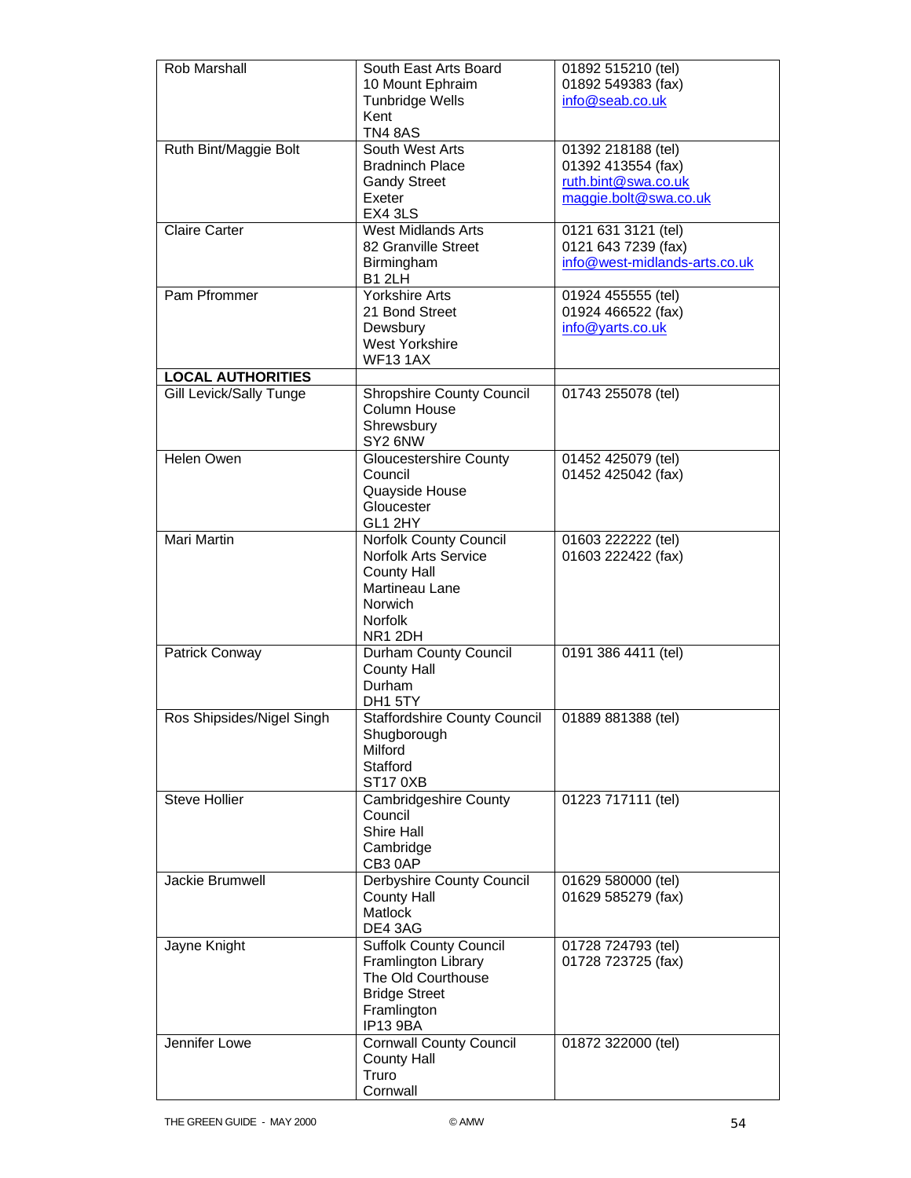| | | |
|---|---|---|
| Rob Marshall | South East Arts Board<br>10 Mount Ephraim<br>Tunbridge Wells<br>Kent<br>TN4 8AS | 01892 515210 (tel)<br>01892 549383 (fax)<br>info@seab.co.uk |
| Ruth Bint/Maggie Bolt | South West Arts<br>Bradninch Place<br>Gandy Street<br>Exeter<br>EX4 3LS | 01392 218188 (tel)<br>01392 413554 (fax)<br>ruth.bint@swa.co.uk<br>maggie.bolt@swa.co.uk |
| Claire Carter | West Midlands Arts<br>82 Granville Street<br>Birmingham<br>B1 2LH | 0121 631 3121 (tel)<br>0121 643 7239 (fax)<br>info@west-midlands-arts.co.uk |
| Pam Pfrommer | Yorkshire Arts<br>21 Bond Street<br>Dewsbury<br>West Yorkshire<br>WF13 1AX | 01924 455555 (tel)<br>01924 466522 (fax)<br>info@yarts.co.uk |
| **LOCAL AUTHORITIES** | | |
| Gill Levick/Sally Tunge | Shropshire County Council<br>Column House<br>Shrewsbury<br>SY2 6NW | 01743 255078 (tel) |
| Helen Owen | Gloucestershire County Council<br>Quayside House<br>Gloucester<br>GL1 2HY | 01452 425079 (tel)<br>01452 425042 (fax) |
| Mari Martin | Norfolk County Council<br>Norfolk Arts Service<br>County Hall<br>Martineau Lane<br>Norwich<br>Norfolk<br>NR1 2DH | 01603 222222 (tel)<br>01603 222422 (fax) |
| Patrick Conway | Durham County Council<br>County Hall<br>Durham<br>DH1 5TY | 0191 386 4411 (tel) |
| Ros Shipsides/Nigel Singh | Staffordshire County Council<br>Shugborough<br>Milford<br>Stafford<br>ST17 0XB | 01889 881388 (tel) |
| Steve Hollier | Cambridgeshire County Council<br>Shire Hall<br>Cambridge<br>CB3 0AP | 01223 717111 (tel) |
| Jackie Brumwell | Derbyshire County Council<br>County Hall<br>Matlock<br>DE4 3AG | 01629 580000 (tel)<br>01629 585279 (fax) |
| Jayne Knight | Suffolk County Council<br>Framlington Library<br>The Old Courthouse<br>Bridge Street<br>Framlington<br>IP13 9BA | 01728 724793 (tel)<br>01728 723725 (fax) |
| Jennifer Lowe | Cornwall County Council<br>County Hall<br>Truro<br>Cornwall | 01872 322000 (tel) |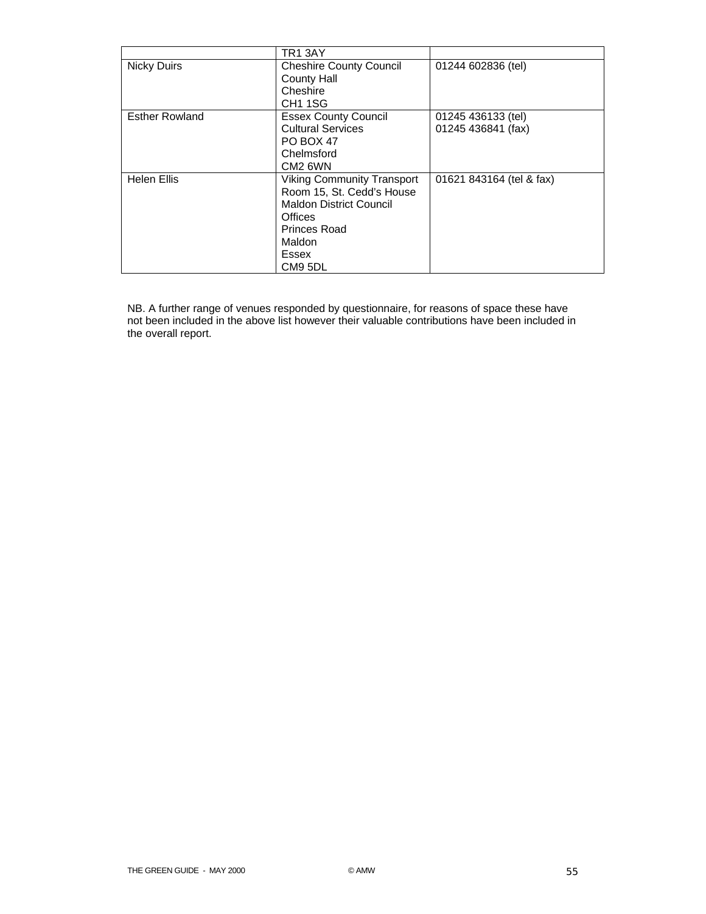| | TR1 3AY | |
|---|---|---|
| Nicky Duirs | Cheshire County Council<br>County Hall<br>Cheshire<br>CH1 1SG | 01244 602836 (tel) |
| Esther Rowland | Essex County Council<br>Cultural Services<br>PO BOX 47<br>Chelmsford<br>CM2 6WN | 01245 436133 (tel)<br>01245 436841 (fax) |
| Helen Ellis | Viking Community Transport<br>Room 15, St. Cedd's House<br>Maldon District Council<br>Offices<br>Princes Road<br>Maldon<br>Essex<br>CM9 5DL | 01621 843164 (tel & fax) |

NB. A further range of venues responded by questionnaire, for reasons of space these have not been included in the above list however their valuable contributions have been included in the overall report.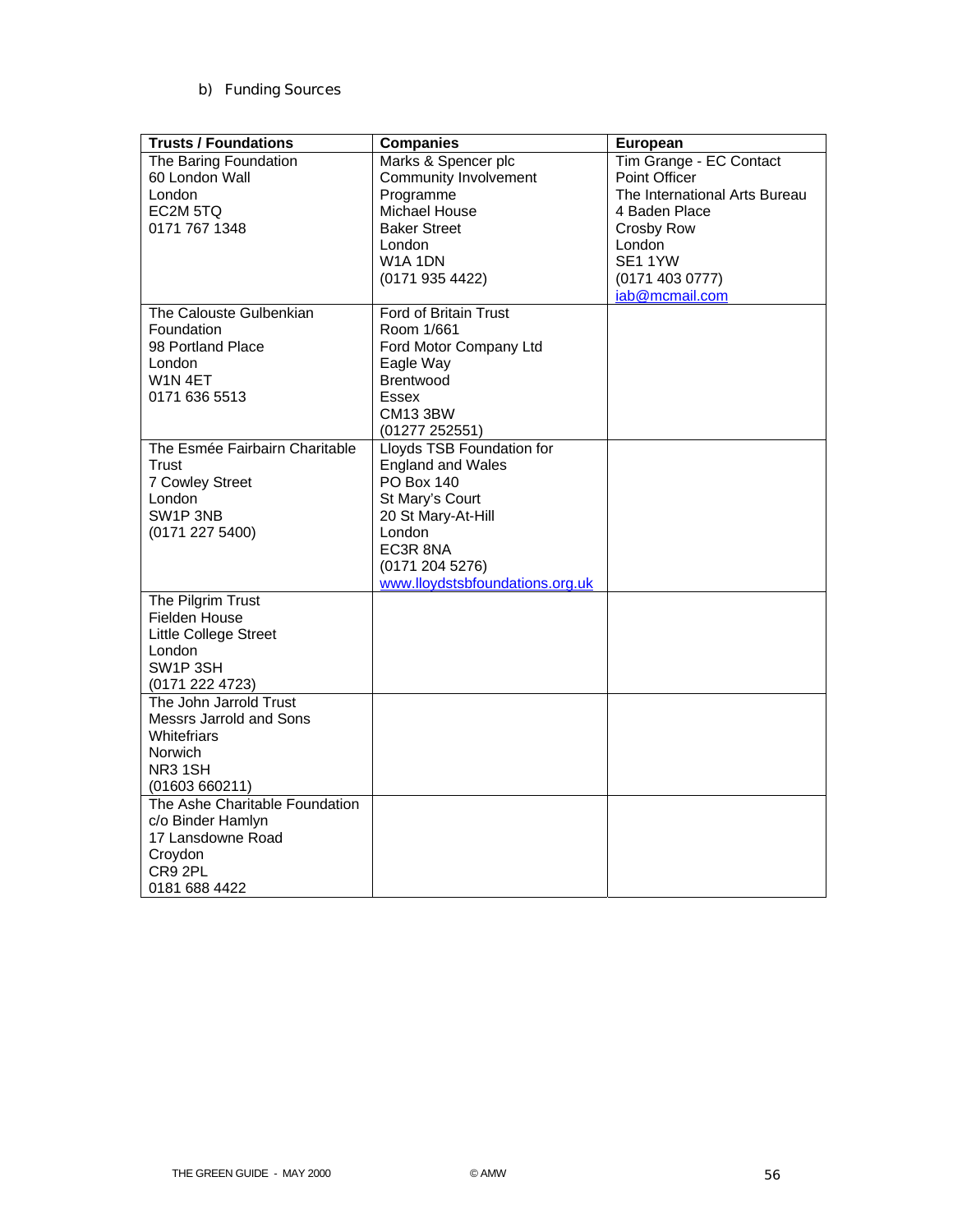b) Funding Sources

| Trusts / Foundations | Companies | European |
|---|---|---|
| The Baring Foundation<br>60 London Wall<br>London<br>EC2M 5TQ<br>0171 767 1348 | Marks & Spencer plc<br>Community Involvement Programme<br>Michael House<br>Baker Street<br>London<br>W1A 1DN<br>(0171 935 4422) | Tim Grange - EC Contact Point Officer<br>The International Arts Bureau<br>4 Baden Place<br>Crosby Row<br>London<br>SE1 1YW<br>(0171 403 0777)<br>iab@mcmail.com |
| The Calouste Gulbenkian Foundation<br>98 Portland Place<br>London<br>W1N 4ET<br>0171 636 5513 | Ford of Britain Trust<br>Room 1/661<br>Ford Motor Company Ltd<br>Eagle Way<br>Brentwood<br>Essex<br>CM13 3BW<br>(01277 252551) | |
| The Esmée Fairbairn Charitable Trust<br>7 Cowley Street<br>London<br>SW1P 3NB<br>(0171 227 5400) | Lloyds TSB Foundation for England and Wales<br>PO Box 140<br>St Mary's Court<br>20 St Mary-At-Hill<br>London<br>EC3R 8NA<br>(0171 204 5276)<br>www.lloydstsbfoundations.org.uk | |
| The Pilgrim Trust<br>Fielden House<br>Little College Street<br>London<br>SW1P 3SH<br>(0171 222 4723) | | |
| The John Jarrold Trust<br>Messrs Jarrold and Sons<br>Whitefriars<br>Norwich<br>NR3 1SH<br>(01603 660211) | | |
| The Ashe Charitable Foundation<br>c/o Binder Hamlyn<br>17 Lansdowne Road<br>Croydon<br>CR9 2PL<br>0181 688 4422 | | |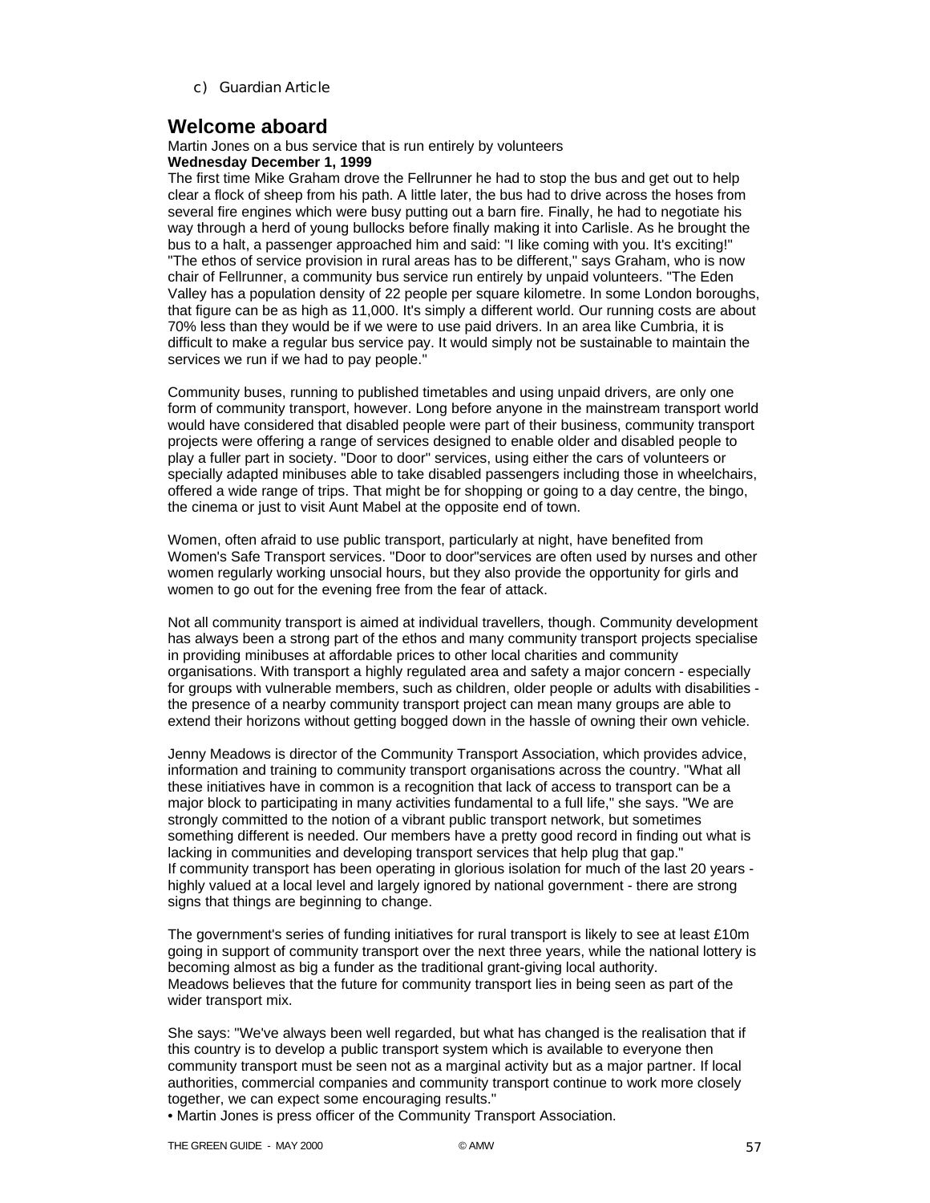c) Guardian Article

## Welcome aboard

Martin Jones on a bus service that is run entirely by volunteers
**Wednesday December 1, 1999**

The first time Mike Graham drove the Fellrunner he had to stop the bus and get out to help clear a flock of sheep from his path. A little later, the bus had to drive across the hoses from several fire engines which were busy putting out a barn fire. Finally, he had to negotiate his way through a herd of young bullocks before finally making it into Carlisle. As he brought the bus to a halt, a passenger approached him and said: "I like coming with you. It's exciting!"
"The ethos of service provision in rural areas has to be different," says Graham, who is now chair of Fellrunner, a community bus service run entirely by unpaid volunteers. "The Eden Valley has a population density of 22 people per square kilometre. In some London boroughs, that figure can be as high as 11,000. It's simply a different world. Our running costs are about 70% less than they would be if we were to use paid drivers. In an area like Cumbria, it is difficult to make a regular bus service pay. It would simply not be sustainable to maintain the services we run if we had to pay people."

Community buses, running to published timetables and using unpaid drivers, are only one form of community transport, however. Long before anyone in the mainstream transport world would have considered that disabled people were part of their business, community transport projects were offering a range of services designed to enable older and disabled people to play a fuller part in society. "Door to door" services, using either the cars of volunteers or specially adapted minibuses able to take disabled passengers including those in wheelchairs, offered a wide range of trips. That might be for shopping or going to a day centre, the bingo, the cinema or just to visit Aunt Mabel at the opposite end of town.

Women, often afraid to use public transport, particularly at night, have benefited from Women's Safe Transport services. "Door to door"services are often used by nurses and other women regularly working unsocial hours, but they also provide the opportunity for girls and women to go out for the evening free from the fear of attack.

Not all community transport is aimed at individual travellers, though. Community development has always been a strong part of the ethos and many community transport projects specialise in providing minibuses at affordable prices to other local charities and community organisations. With transport a highly regulated area and safety a major concern - especially for groups with vulnerable members, such as children, older people or adults with disabilities - the presence of a nearby community transport project can mean many groups are able to extend their horizons without getting bogged down in the hassle of owning their own vehicle.

Jenny Meadows is director of the Community Transport Association, which provides advice, information and training to community transport organisations across the country. "What all these initiatives have in common is a recognition that lack of access to transport can be a major block to participating in many activities fundamental to a full life," she says. "We are strongly committed to the notion of a vibrant public transport network, but sometimes something different is needed. Our members have a pretty good record in finding out what is lacking in communities and developing transport services that help plug that gap."
If community transport has been operating in glorious isolation for much of the last 20 years - highly valued at a local level and largely ignored by national government - there are strong signs that things are beginning to change.

The government's series of funding initiatives for rural transport is likely to see at least £10m going in support of community transport over the next three years, while the national lottery is becoming almost as big a funder as the traditional grant-giving local authority.
Meadows believes that the future for community transport lies in being seen as part of the wider transport mix.

She says: "We've always been well regarded, but what has changed is the realisation that if this country is to develop a public transport system which is available to everyone then community transport must be seen not as a marginal activity but as a major partner. If local authorities, commercial companies and community transport continue to work more closely together, we can expect some encouraging results."
• Martin Jones is press officer of the Community Transport Association.